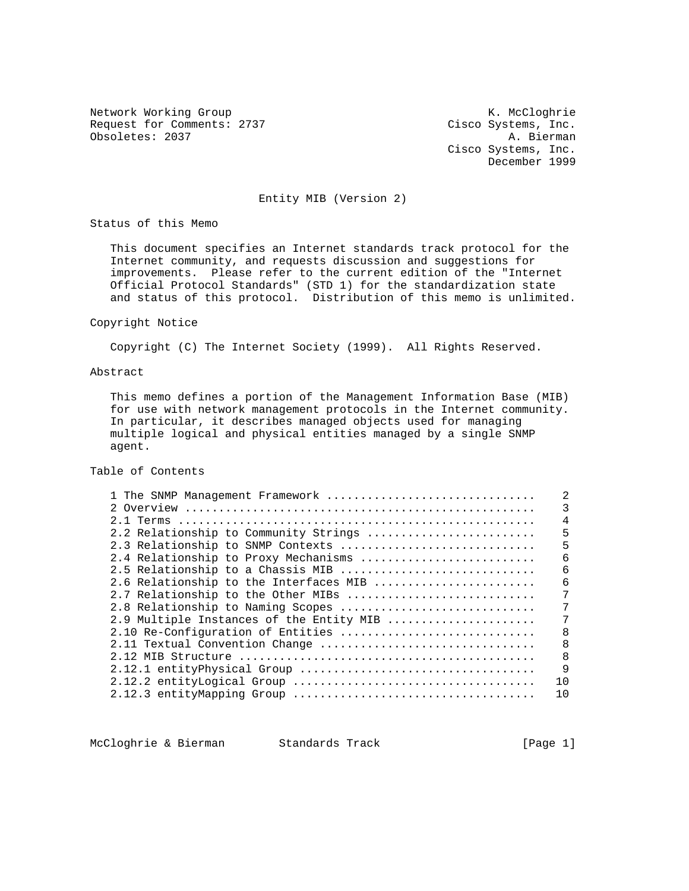Network Working Group K. McCloghrie
Request for Comments: 2737 Cisco Systems, Inc.
Obsoletes: 2037 A. Bierman
Cisco Systems, Inc.
December 1999

# Entity MIB (Version 2)

## Status of this Memo

This document specifies an Internet standards track protocol for the Internet community, and requests discussion and suggestions for improvements. Please refer to the current edition of the "Internet Official Protocol Standards" (STD 1) for the standardization state and status of this protocol. Distribution of this memo is unlimited.

## Copyright Notice

Copyright (C) The Internet Society (1999). All Rights Reserved.

## Abstract

This memo defines a portion of the Management Information Base (MIB) for use with network management protocols in the Internet community. In particular, it describes managed objects used for managing multiple logical and physical entities managed by a single SNMP agent.

## Table of Contents

```
1 The SNMP Management Framework ..............................    2
2 Overview ..................................................    3
2.1 Terms ...................................................    4
2.2 Relationship to Community Strings .......................    5
2.3 Relationship to SNMP Contexts ...........................    5
2.4 Relationship to Proxy Mechanisms ........................    6
2.5 Relationship to a Chassis MIB ...........................    6
2.6 Relationship to the Interfaces MIB ......................    6
2.7 Relationship to the Other MIBs ..........................    7
2.8 Relationship to Naming Scopes ...........................    7
2.9 Multiple Instances of the Entity MIB ....................    7
2.10 Re-Configuration of Entities ...........................    8
2.11 Textual Convention Change ..............................    8
2.12 MIB Structure ..........................................    8
2.12.1 entityPhysical Group .................................    9
2.12.2 entityLogical Group ..................................   10
2.12.3 entityMapping Group ..................................   10
```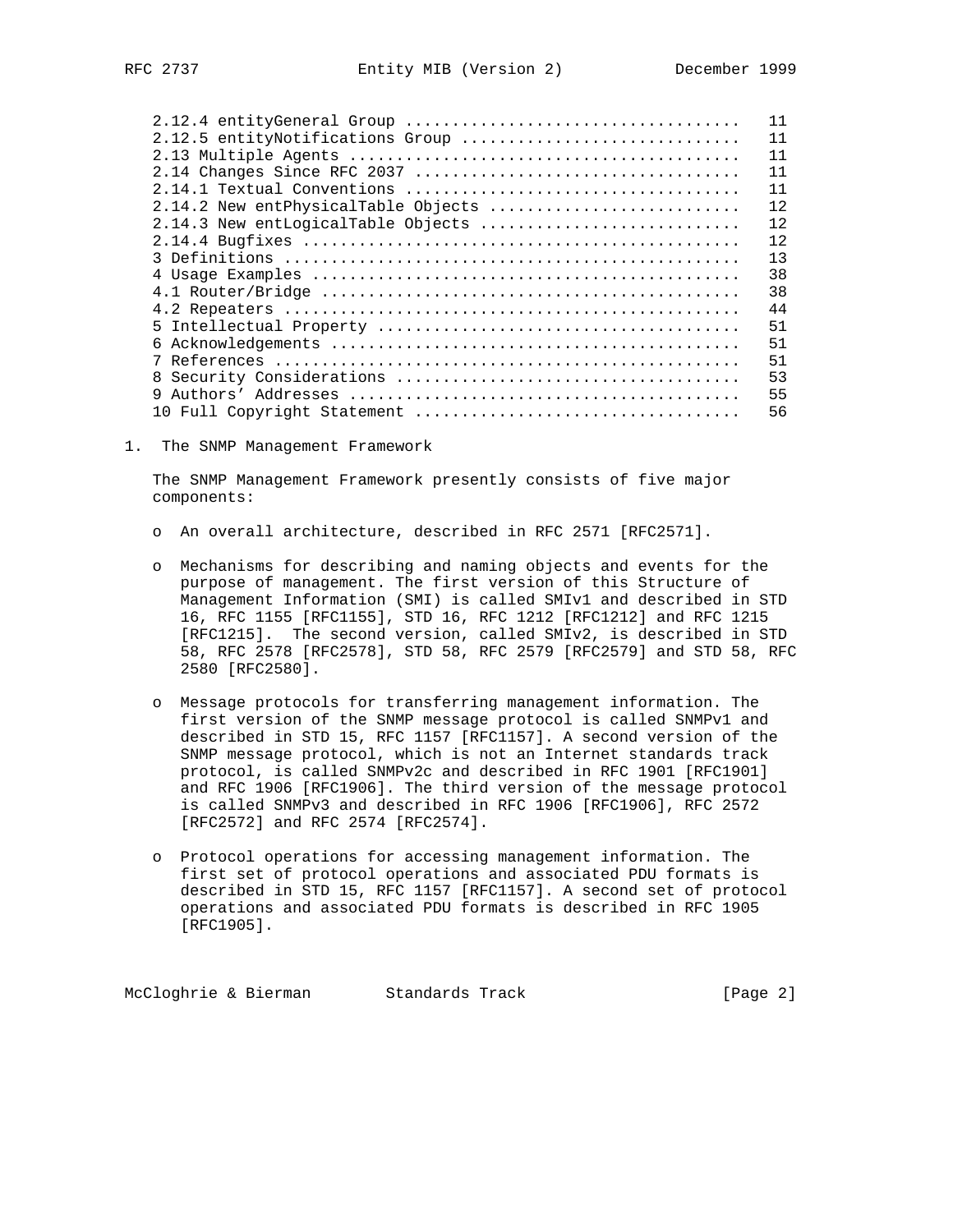| | |
|---|---|
| 2.12.4 entityGeneral Group | 11 |
| 2.12.5 entityNotifications Group | 11 |
| 2.13 Multiple Agents | 11 |
| 2.14 Changes Since RFC 2037 | 11 |
| 2.14.1 Textual Conventions | 11 |
| 2.14.2 New entPhysicalTable Objects | 12 |
| 2.14.3 New entLogicalTable Objects | 12 |
| 2.14.4 Bugfixes | 12 |
| 3 Definitions | 13 |
| 4 Usage Examples | 38 |
| 4.1 Router/Bridge | 38 |
| 4.2 Repeaters | 44 |
| 5 Intellectual Property | 51 |
| 6 Acknowledgements | 51 |
| 7 References | 51 |
| 8 Security Considerations | 53 |
| 9 Authors' Addresses | 55 |
| 10 Full Copyright Statement | 56 |

## 1. The SNMP Management Framework

The SNMP Management Framework presently consists of five major components:

- An overall architecture, described in RFC 2571 [RFC2571].

- Mechanisms for describing and naming objects and events for the purpose of management. The first version of this Structure of Management Information (SMI) is called SMIv1 and described in STD 16, RFC 1155 [RFC1155], STD 16, RFC 1212 [RFC1212] and RFC 1215 [RFC1215]. The second version, called SMIv2, is described in STD 58, RFC 2578 [RFC2578], STD 58, RFC 2579 [RFC2579] and STD 58, RFC 2580 [RFC2580].

- Message protocols for transferring management information. The first version of the SNMP message protocol is called SNMPv1 and described in STD 15, RFC 1157 [RFC1157]. A second version of the SNMP message protocol, which is not an Internet standards track protocol, is called SNMPv2c and described in RFC 1901 [RFC1901] and RFC 1906 [RFC1906]. The third version of the message protocol is called SNMPv3 and described in RFC 1906 [RFC1906], RFC 2572 [RFC2572] and RFC 2574 [RFC2574].

- Protocol operations for accessing management information. The first set of protocol operations and associated PDU formats is described in STD 15, RFC 1157 [RFC1157]. A second set of protocol operations and associated PDU formats is described in RFC 1905 [RFC1905].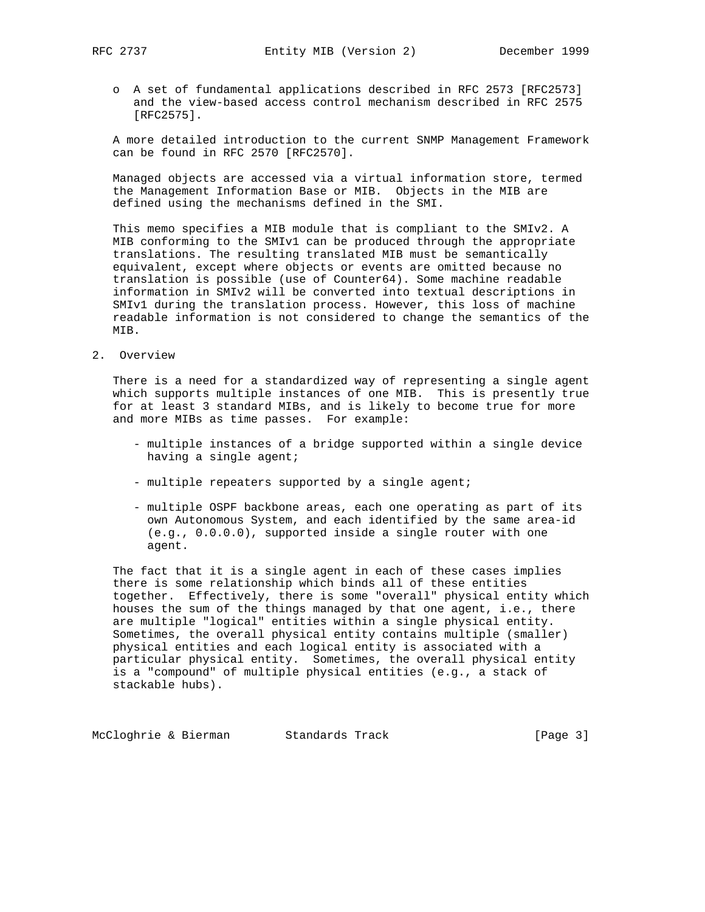- A set of fundamental applications described in RFC 2573 [RFC2573] and the view-based access control mechanism described in RFC 2575 [RFC2575].

A more detailed introduction to the current SNMP Management Framework can be found in RFC 2570 [RFC2570].

Managed objects are accessed via a virtual information store, termed the Management Information Base or MIB. Objects in the MIB are defined using the mechanisms defined in the SMI.

This memo specifies a MIB module that is compliant to the SMIv2. A MIB conforming to the SMIv1 can be produced through the appropriate translations. The resulting translated MIB must be semantically equivalent, except where objects or events are omitted because no translation is possible (use of Counter64). Some machine readable information in SMIv2 will be converted into textual descriptions in SMIv1 during the translation process. However, this loss of machine readable information is not considered to change the semantics of the MIB.

## 2. Overview

There is a need for a standardized way of representing a single agent which supports multiple instances of one MIB. This is presently true for at least 3 standard MIBs, and is likely to become true for more and more MIBs as time passes. For example:

- multiple instances of a bridge supported within a single device having a single agent;
- multiple repeaters supported by a single agent;
- multiple OSPF backbone areas, each one operating as part of its own Autonomous System, and each identified by the same area-id (e.g., 0.0.0.0), supported inside a single router with one agent.

The fact that it is a single agent in each of these cases implies there is some relationship which binds all of these entities together. Effectively, there is some "overall" physical entity which houses the sum of the things managed by that one agent, i.e., there are multiple "logical" entities within a single physical entity. Sometimes, the overall physical entity contains multiple (smaller) physical entities and each logical entity is associated with a particular physical entity. Sometimes, the overall physical entity is a "compound" of multiple physical entities (e.g., a stack of stackable hubs).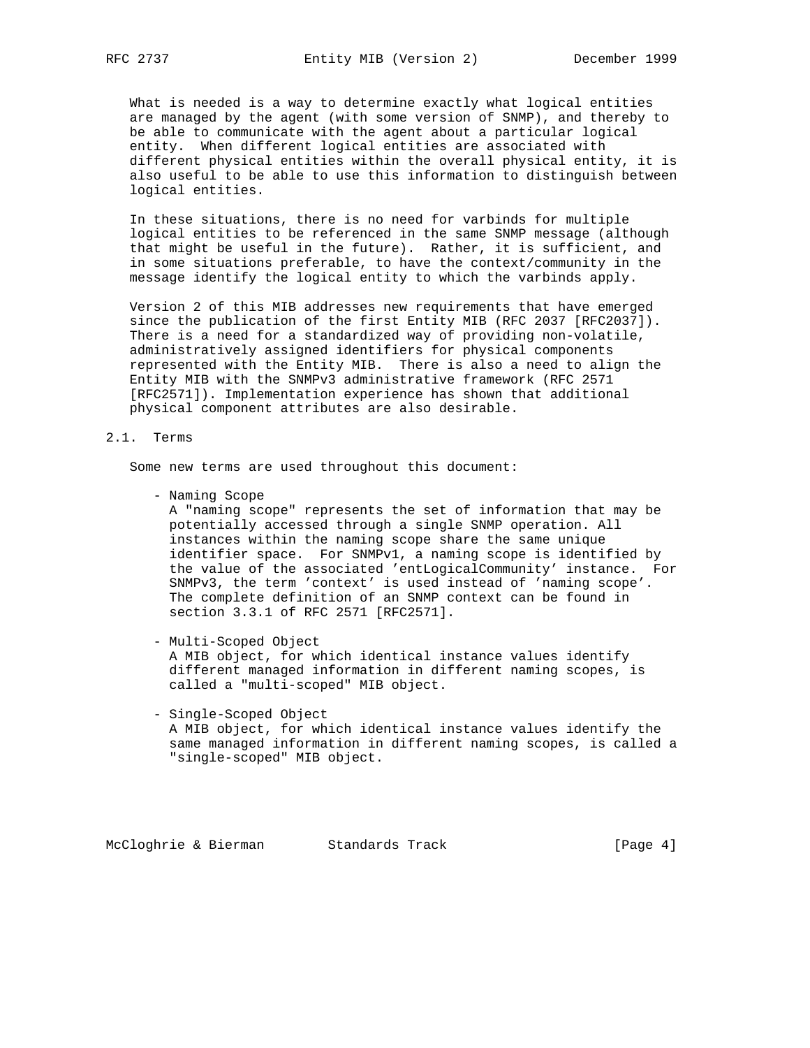What is needed is a way to determine exactly what logical entities are managed by the agent (with some version of SNMP), and thereby to be able to communicate with the agent about a particular logical entity. When different logical entities are associated with different physical entities within the overall physical entity, it is also useful to be able to use this information to distinguish between logical entities.

In these situations, there is no need for varbinds for multiple logical entities to be referenced in the same SNMP message (although that might be useful in the future). Rather, it is sufficient, and in some situations preferable, to have the context/community in the message identify the logical entity to which the varbinds apply.

Version 2 of this MIB addresses new requirements that have emerged since the publication of the first Entity MIB (RFC 2037 [RFC2037]). There is a need for a standardized way of providing non-volatile, administratively assigned identifiers for physical components represented with the Entity MIB. There is also a need to align the Entity MIB with the SNMPv3 administrative framework (RFC 2571 [RFC2571]). Implementation experience has shown that additional physical component attributes are also desirable.

## 2.1. Terms

Some new terms are used throughout this document:

- Naming Scope
  A "naming scope" represents the set of information that may be potentially accessed through a single SNMP operation. All instances within the naming scope share the same unique identifier space. For SNMPv1, a naming scope is identified by the value of the associated 'entLogicalCommunity' instance. For SNMPv3, the term 'context' is used instead of 'naming scope'. The complete definition of an SNMP context can be found in section 3.3.1 of RFC 2571 [RFC2571].

- Multi-Scoped Object
  A MIB object, for which identical instance values identify different managed information in different naming scopes, is called a "multi-scoped" MIB object.

- Single-Scoped Object
  A MIB object, for which identical instance values identify the same managed information in different naming scopes, is called a "single-scoped" MIB object.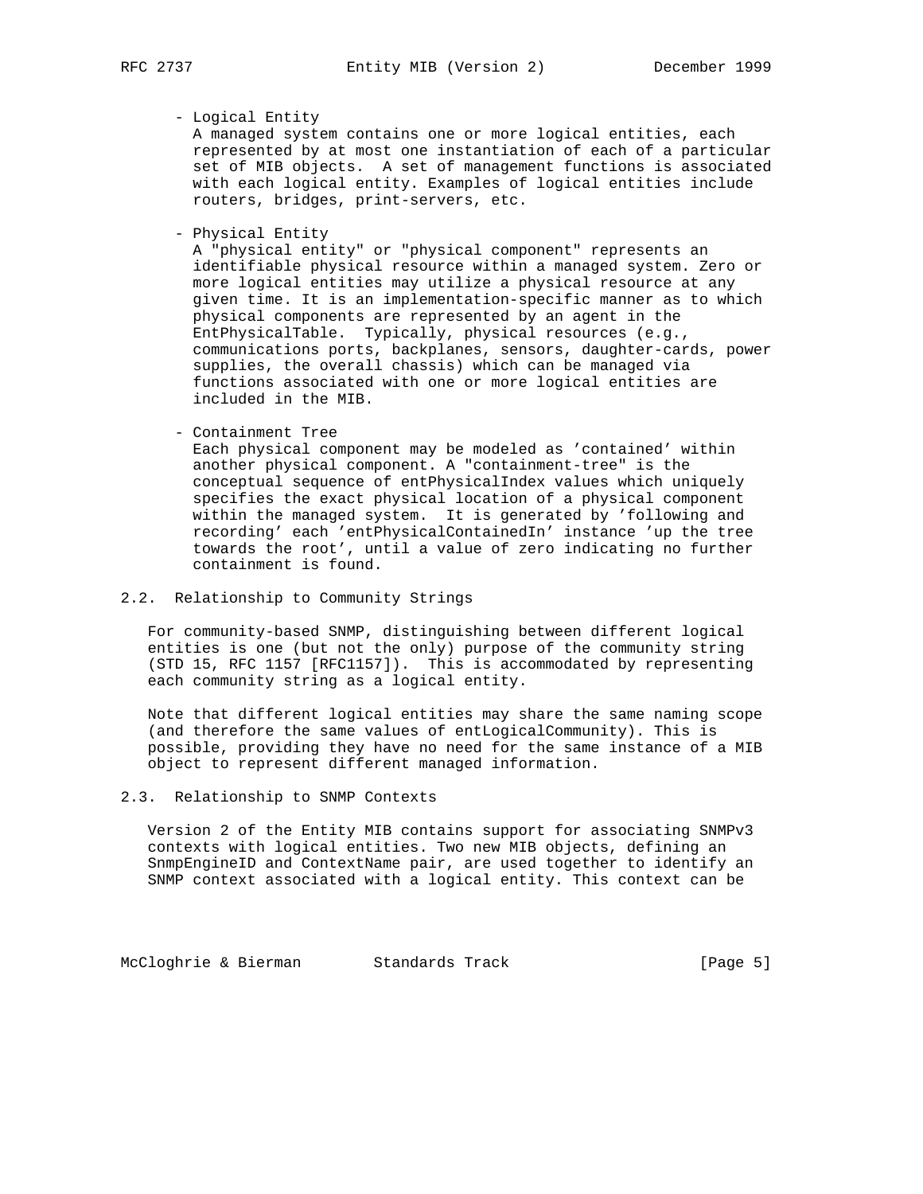- Logical Entity
  A managed system contains one or more logical entities, each represented by at most one instantiation of each of a particular set of MIB objects. A set of management functions is associated with each logical entity. Examples of logical entities include routers, bridges, print-servers, etc.

- Physical Entity
  A "physical entity" or "physical component" represents an identifiable physical resource within a managed system. Zero or more logical entities may utilize a physical resource at any given time. It is an implementation-specific manner as to which physical components are represented by an agent in the EntPhysicalTable. Typically, physical resources (e.g., communications ports, backplanes, sensors, daughter-cards, power supplies, the overall chassis) which can be managed via functions associated with one or more logical entities are included in the MIB.

- Containment Tree
  Each physical component may be modeled as 'contained' within another physical component. A "containment-tree" is the conceptual sequence of entPhysicalIndex values which uniquely specifies the exact physical location of a physical component within the managed system. It is generated by 'following and recording' each 'entPhysicalContainedIn' instance 'up the tree towards the root', until a value of zero indicating no further containment is found.

## 2.2. Relationship to Community Strings

For community-based SNMP, distinguishing between different logical entities is one (but not the only) purpose of the community string (STD 15, RFC 1157 [RFC1157]). This is accommodated by representing each community string as a logical entity.

Note that different logical entities may share the same naming scope (and therefore the same values of entLogicalCommunity). This is possible, providing they have no need for the same instance of a MIB object to represent different managed information.

## 2.3. Relationship to SNMP Contexts

Version 2 of the Entity MIB contains support for associating SNMPv3 contexts with logical entities. Two new MIB objects, defining an SnmpEngineID and ContextName pair, are used together to identify an SNMP context associated with a logical entity. This context can be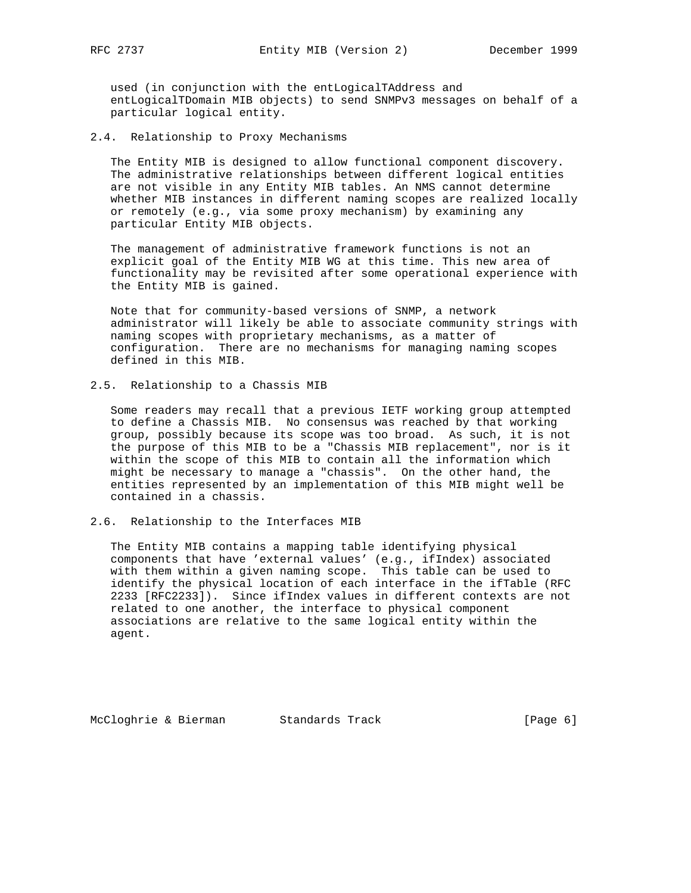used (in conjunction with the entLogicalTAddress and entLogicalTDomain MIB objects) to send SNMPv3 messages on behalf of a particular logical entity.

## 2.4. Relationship to Proxy Mechanisms

The Entity MIB is designed to allow functional component discovery. The administrative relationships between different logical entities are not visible in any Entity MIB tables. An NMS cannot determine whether MIB instances in different naming scopes are realized locally or remotely (e.g., via some proxy mechanism) by examining any particular Entity MIB objects.

The management of administrative framework functions is not an explicit goal of the Entity MIB WG at this time. This new area of functionality may be revisited after some operational experience with the Entity MIB is gained.

Note that for community-based versions of SNMP, a network administrator will likely be able to associate community strings with naming scopes with proprietary mechanisms, as a matter of configuration. There are no mechanisms for managing naming scopes defined in this MIB.

## 2.5. Relationship to a Chassis MIB

Some readers may recall that a previous IETF working group attempted to define a Chassis MIB. No consensus was reached by that working group, possibly because its scope was too broad. As such, it is not the purpose of this MIB to be a "Chassis MIB replacement", nor is it within the scope of this MIB to contain all the information which might be necessary to manage a "chassis". On the other hand, the entities represented by an implementation of this MIB might well be contained in a chassis.

## 2.6. Relationship to the Interfaces MIB

The Entity MIB contains a mapping table identifying physical components that have 'external values' (e.g., ifIndex) associated with them within a given naming scope. This table can be used to identify the physical location of each interface in the ifTable (RFC 2233 [RFC2233]). Since ifIndex values in different contexts are not related to one another, the interface to physical component associations are relative to the same logical entity within the agent.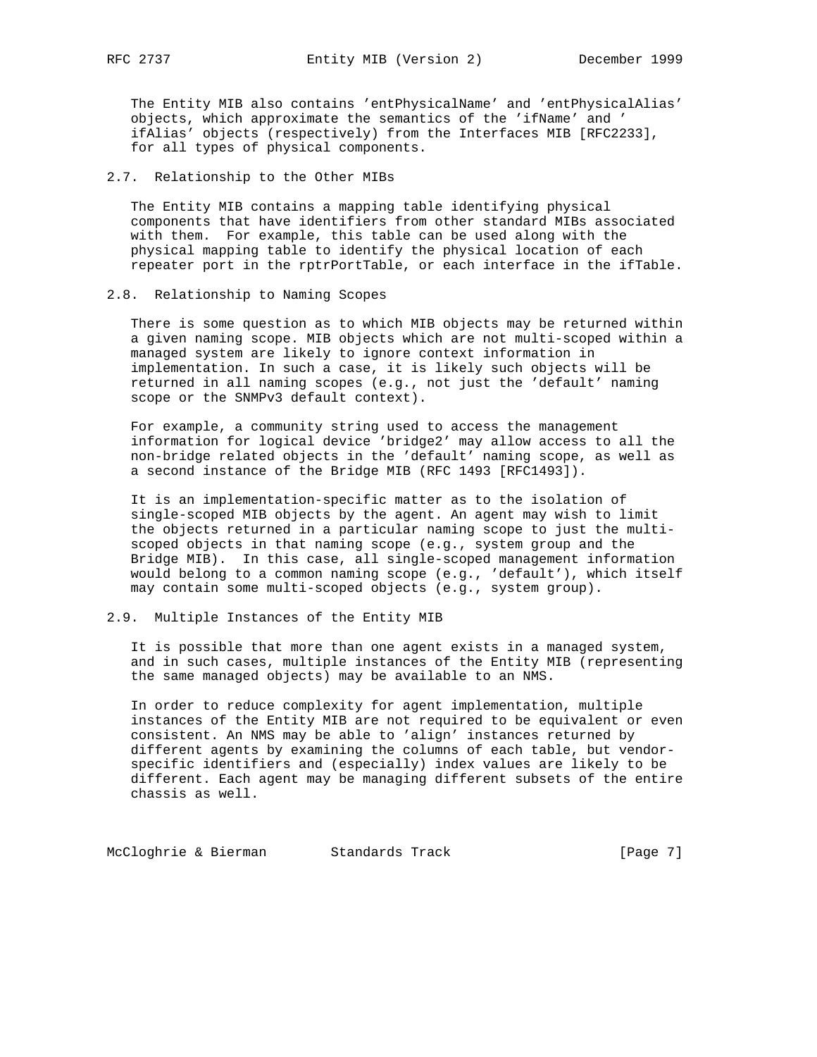The Entity MIB also contains 'entPhysicalName' and 'entPhysicalAlias' objects, which approximate the semantics of the 'ifName' and 'ifAlias' objects (respectively) from the Interfaces MIB [RFC2233], for all types of physical components.

## 2.7. Relationship to the Other MIBs

The Entity MIB contains a mapping table identifying physical components that have identifiers from other standard MIBs associated with them. For example, this table can be used along with the physical mapping table to identify the physical location of each repeater port in the rptrPortTable, or each interface in the ifTable.

## 2.8. Relationship to Naming Scopes

There is some question as to which MIB objects may be returned within a given naming scope. MIB objects which are not multi-scoped within a managed system are likely to ignore context information in implementation. In such a case, it is likely such objects will be returned in all naming scopes (e.g., not just the 'default' naming scope or the SNMPv3 default context).

For example, a community string used to access the management information for logical device 'bridge2' may allow access to all the non-bridge related objects in the 'default' naming scope, as well as a second instance of the Bridge MIB (RFC 1493 [RFC1493]).

It is an implementation-specific matter as to the isolation of single-scoped MIB objects by the agent. An agent may wish to limit the objects returned in a particular naming scope to just the multi-scoped objects in that naming scope (e.g., system group and the Bridge MIB). In this case, all single-scoped management information would belong to a common naming scope (e.g., 'default'), which itself may contain some multi-scoped objects (e.g., system group).

## 2.9. Multiple Instances of the Entity MIB

It is possible that more than one agent exists in a managed system, and in such cases, multiple instances of the Entity MIB (representing the same managed objects) may be available to an NMS.

In order to reduce complexity for agent implementation, multiple instances of the Entity MIB are not required to be equivalent or even consistent. An NMS may be able to 'align' instances returned by different agents by examining the columns of each table, but vendor-specific identifiers and (especially) index values are likely to be different. Each agent may be managing different subsets of the entire chassis as well.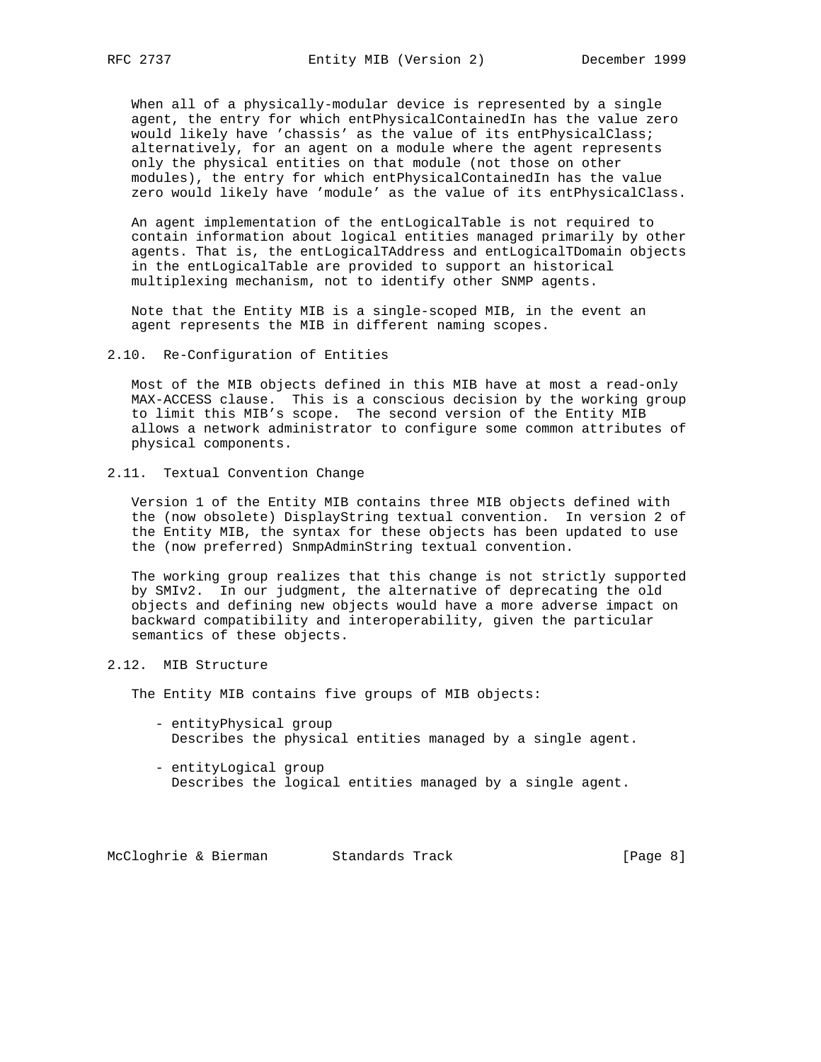When all of a physically-modular device is represented by a single agent, the entry for which entPhysicalContainedIn has the value zero would likely have 'chassis' as the value of its entPhysicalClass; alternatively, for an agent on a module where the agent represents only the physical entities on that module (not those on other modules), the entry for which entPhysicalContainedIn has the value zero would likely have 'module' as the value of its entPhysicalClass.

An agent implementation of the entLogicalTable is not required to contain information about logical entities managed primarily by other agents. That is, the entLogicalTAddress and entLogicalTDomain objects in the entLogicalTable are provided to support an historical multiplexing mechanism, not to identify other SNMP agents.

Note that the Entity MIB is a single-scoped MIB, in the event an agent represents the MIB in different naming scopes.

## 2.10. Re-Configuration of Entities

Most of the MIB objects defined in this MIB have at most a read-only MAX-ACCESS clause. This is a conscious decision by the working group to limit this MIB's scope. The second version of the Entity MIB allows a network administrator to configure some common attributes of physical components.

## 2.11. Textual Convention Change

Version 1 of the Entity MIB contains three MIB objects defined with the (now obsolete) DisplayString textual convention. In version 2 of the Entity MIB, the syntax for these objects has been updated to use the (now preferred) SnmpAdminString textual convention.

The working group realizes that this change is not strictly supported by SMIv2. In our judgment, the alternative of deprecating the old objects and defining new objects would have a more adverse impact on backward compatibility and interoperability, given the particular semantics of these objects.

## 2.12. MIB Structure

The Entity MIB contains five groups of MIB objects:

- entityPhysical group
  Describes the physical entities managed by a single agent.

- entityLogical group
  Describes the logical entities managed by a single agent.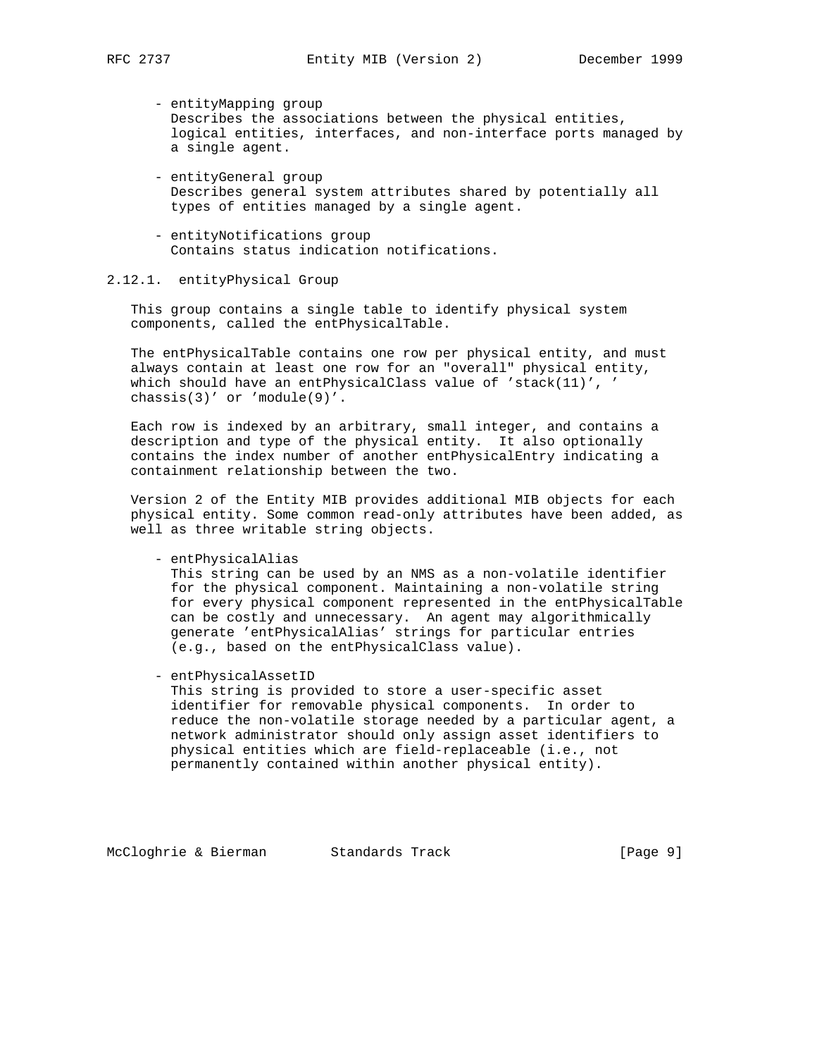- entityMapping group
  Describes the associations between the physical entities, logical entities, interfaces, and non-interface ports managed by a single agent.

- entityGeneral group
  Describes general system attributes shared by potentially all types of entities managed by a single agent.

- entityNotifications group
  Contains status indication notifications.

### 2.12.1. entityPhysical Group

This group contains a single table to identify physical system components, called the entPhysicalTable.

The entPhysicalTable contains one row per physical entity, and must always contain at least one row for an "overall" physical entity, which should have an entPhysicalClass value of 'stack(11)', 'chassis(3)' or 'module(9)'.

Each row is indexed by an arbitrary, small integer, and contains a description and type of the physical entity. It also optionally contains the index number of another entPhysicalEntry indicating a containment relationship between the two.

Version 2 of the Entity MIB provides additional MIB objects for each physical entity. Some common read-only attributes have been added, as well as three writable string objects.

- entPhysicalAlias
  This string can be used by an NMS as a non-volatile identifier for the physical component. Maintaining a non-volatile string for every physical component represented in the entPhysicalTable can be costly and unnecessary. An agent may algorithmically generate 'entPhysicalAlias' strings for particular entries (e.g., based on the entPhysicalClass value).

- entPhysicalAssetID
  This string is provided to store a user-specific asset identifier for removable physical components. In order to reduce the non-volatile storage needed by a particular agent, a network administrator should only assign asset identifiers to physical entities which are field-replaceable (i.e., not permanently contained within another physical entity).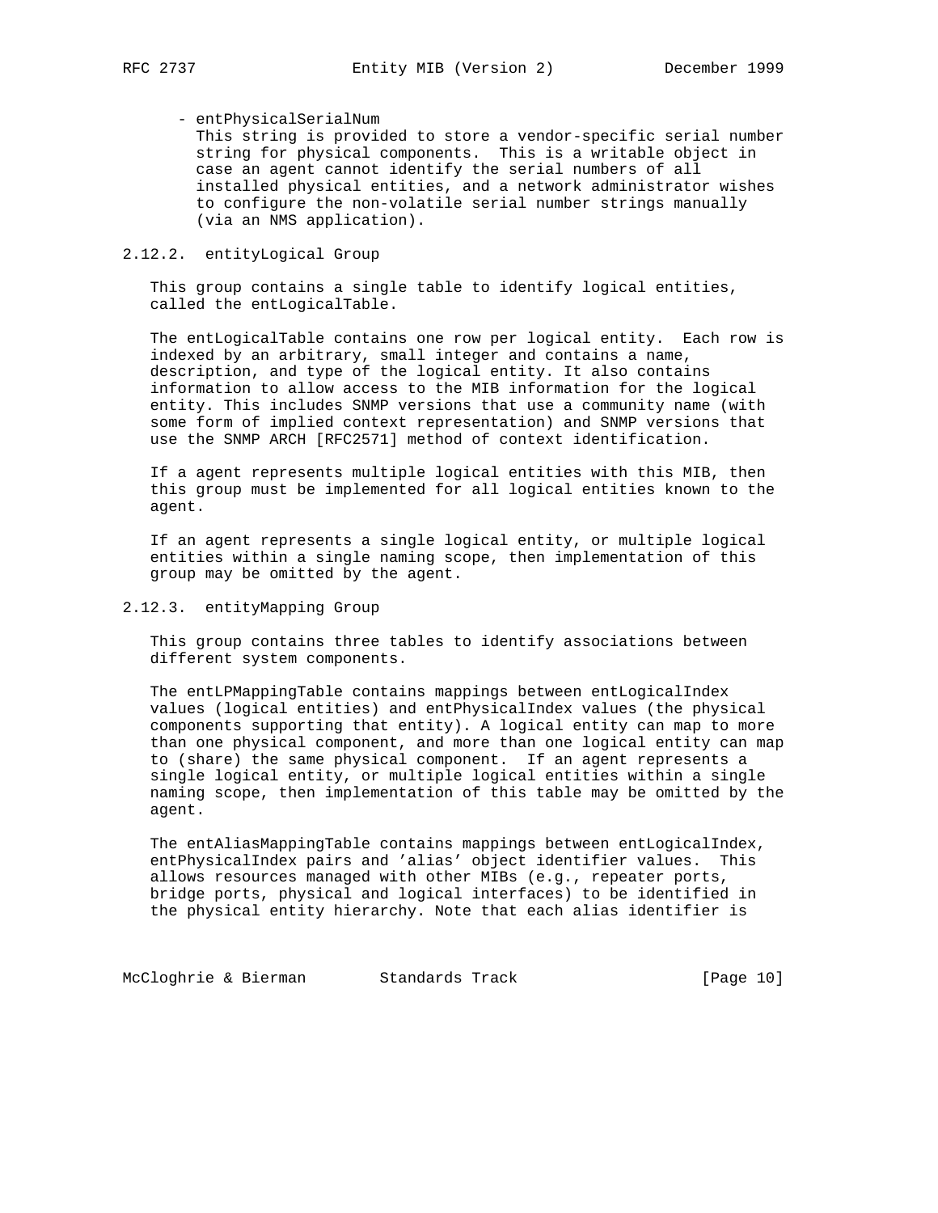- entPhysicalSerialNum
  This string is provided to store a vendor-specific serial number string for physical components. This is a writable object in case an agent cannot identify the serial numbers of all installed physical entities, and a network administrator wishes to configure the non-volatile serial number strings manually (via an NMS application).

### 2.12.2. entityLogical Group

This group contains a single table to identify logical entities, called the entLogicalTable.

The entLogicalTable contains one row per logical entity. Each row is indexed by an arbitrary, small integer and contains a name, description, and type of the logical entity. It also contains information to allow access to the MIB information for the logical entity. This includes SNMP versions that use a community name (with some form of implied context representation) and SNMP versions that use the SNMP ARCH [RFC2571] method of context identification.

If a agent represents multiple logical entities with this MIB, then this group must be implemented for all logical entities known to the agent.

If an agent represents a single logical entity, or multiple logical entities within a single naming scope, then implementation of this group may be omitted by the agent.

### 2.12.3. entityMapping Group

This group contains three tables to identify associations between different system components.

The entLPMappingTable contains mappings between entLogicalIndex values (logical entities) and entPhysicalIndex values (the physical components supporting that entity). A logical entity can map to more than one physical component, and more than one logical entity can map to (share) the same physical component. If an agent represents a single logical entity, or multiple logical entities within a single naming scope, then implementation of this table may be omitted by the agent.

The entAliasMappingTable contains mappings between entLogicalIndex, entPhysicalIndex pairs and 'alias' object identifier values. This allows resources managed with other MIBs (e.g., repeater ports, bridge ports, physical and logical interfaces) to be identified in the physical entity hierarchy. Note that each alias identifier is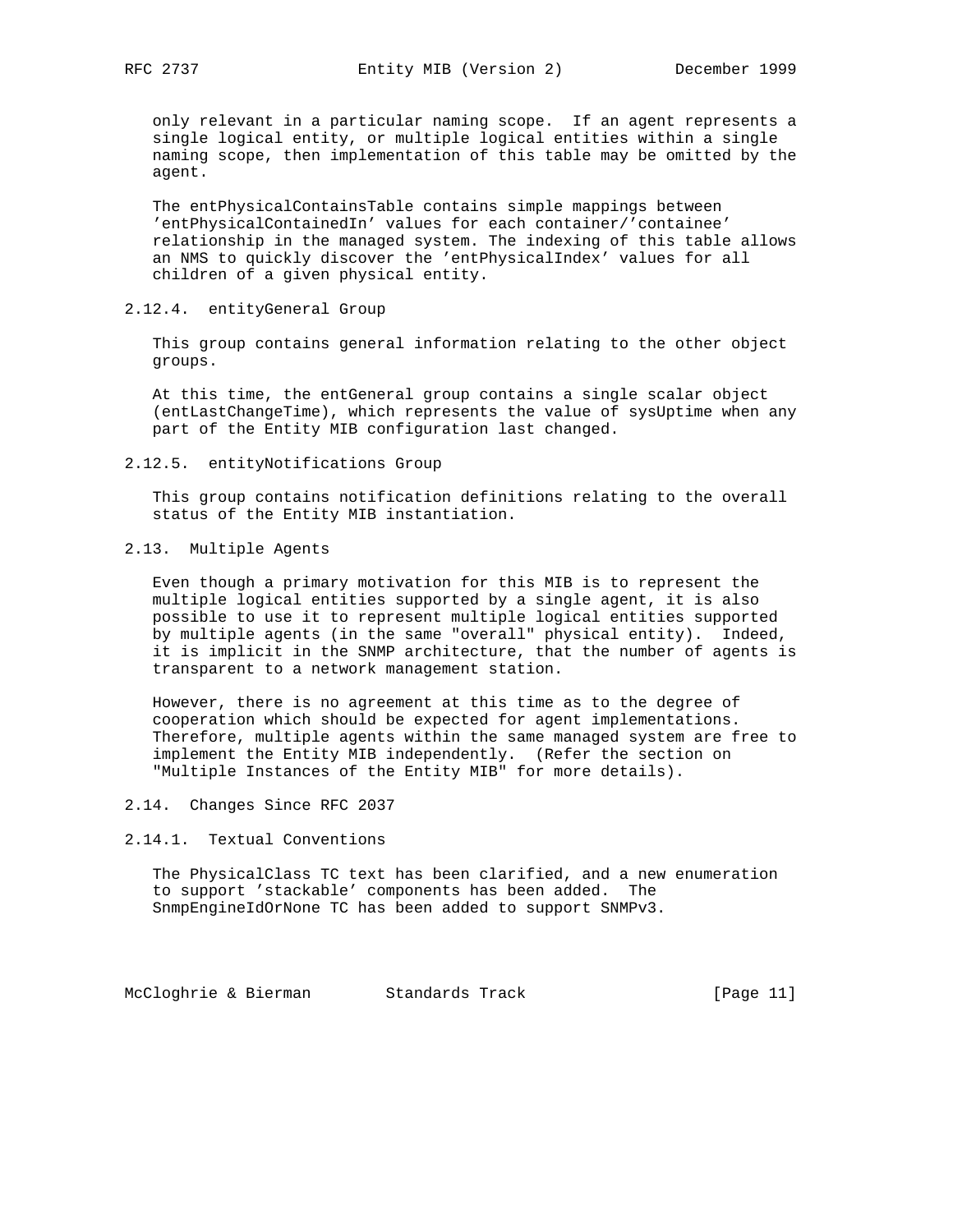only relevant in a particular naming scope. If an agent represents a single logical entity, or multiple logical entities within a single naming scope, then implementation of this table may be omitted by the agent.

The entPhysicalContainsTable contains simple mappings between 'entPhysicalContainedIn' values for each container/'containee' relationship in the managed system. The indexing of this table allows an NMS to quickly discover the 'entPhysicalIndex' values for all children of a given physical entity.

### 2.12.4. entityGeneral Group

This group contains general information relating to the other object groups.

At this time, the entGeneral group contains a single scalar object (entLastChangeTime), which represents the value of sysUptime when any part of the Entity MIB configuration last changed.

### 2.12.5. entityNotifications Group

This group contains notification definitions relating to the overall status of the Entity MIB instantiation.

## 2.13. Multiple Agents

Even though a primary motivation for this MIB is to represent the multiple logical entities supported by a single agent, it is also possible to use it to represent multiple logical entities supported by multiple agents (in the same "overall" physical entity). Indeed, it is implicit in the SNMP architecture, that the number of agents is transparent to a network management station.

However, there is no agreement at this time as to the degree of cooperation which should be expected for agent implementations. Therefore, multiple agents within the same managed system are free to implement the Entity MIB independently. (Refer the section on "Multiple Instances of the Entity MIB" for more details).

## 2.14. Changes Since RFC 2037

### 2.14.1. Textual Conventions

The PhysicalClass TC text has been clarified, and a new enumeration to support 'stackable' components has been added. The SnmpEngineIdOrNone TC has been added to support SNMPv3.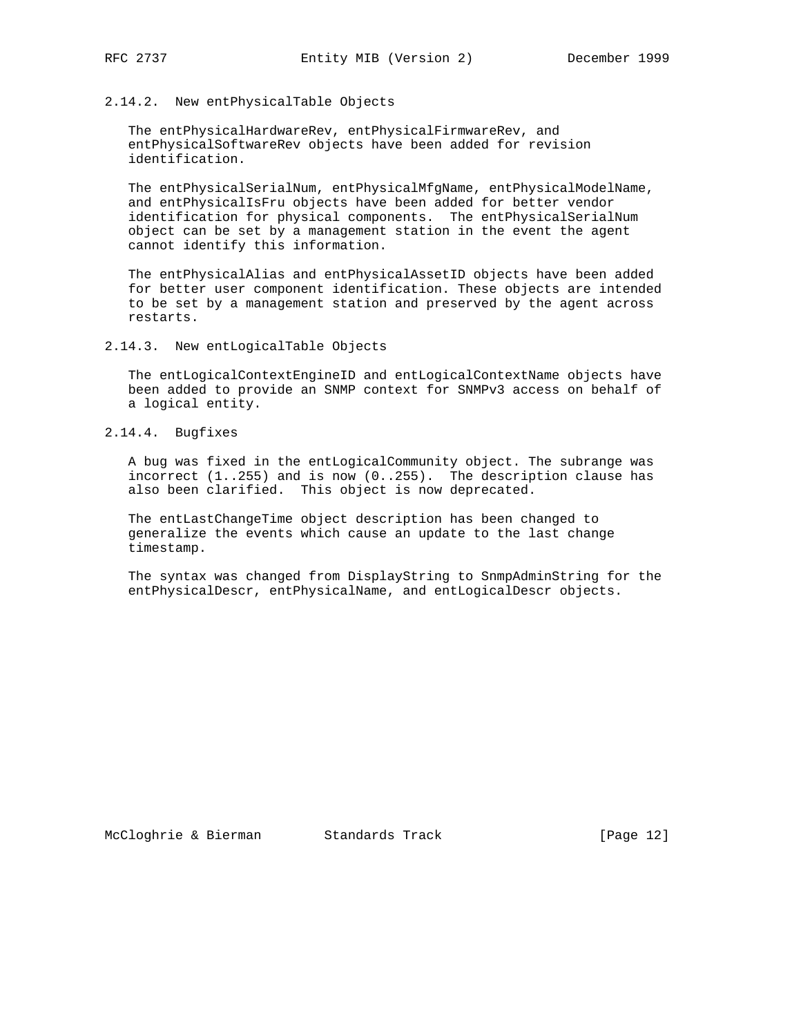### 2.14.2. New entPhysicalTable Objects

The entPhysicalHardwareRev, entPhysicalFirmwareRev, and entPhysicalSoftwareRev objects have been added for revision identification.

The entPhysicalSerialNum, entPhysicalMfgName, entPhysicalModelName, and entPhysicalIsFru objects have been added for better vendor identification for physical components. The entPhysicalSerialNum object can be set by a management station in the event the agent cannot identify this information.

The entPhysicalAlias and entPhysicalAssetID objects have been added for better user component identification. These objects are intended to be set by a management station and preserved by the agent across restarts.

### 2.14.3. New entLogicalTable Objects

The entLogicalContextEngineID and entLogicalContextName objects have been added to provide an SNMP context for SNMPv3 access on behalf of a logical entity.

### 2.14.4. Bugfixes

A bug was fixed in the entLogicalCommunity object. The subrange was incorrect (1..255) and is now (0..255). The description clause has also been clarified. This object is now deprecated.

The entLastChangeTime object description has been changed to generalize the events which cause an update to the last change timestamp.

The syntax was changed from DisplayString to SnmpAdminString for the entPhysicalDescr, entPhysicalName, and entLogicalDescr objects.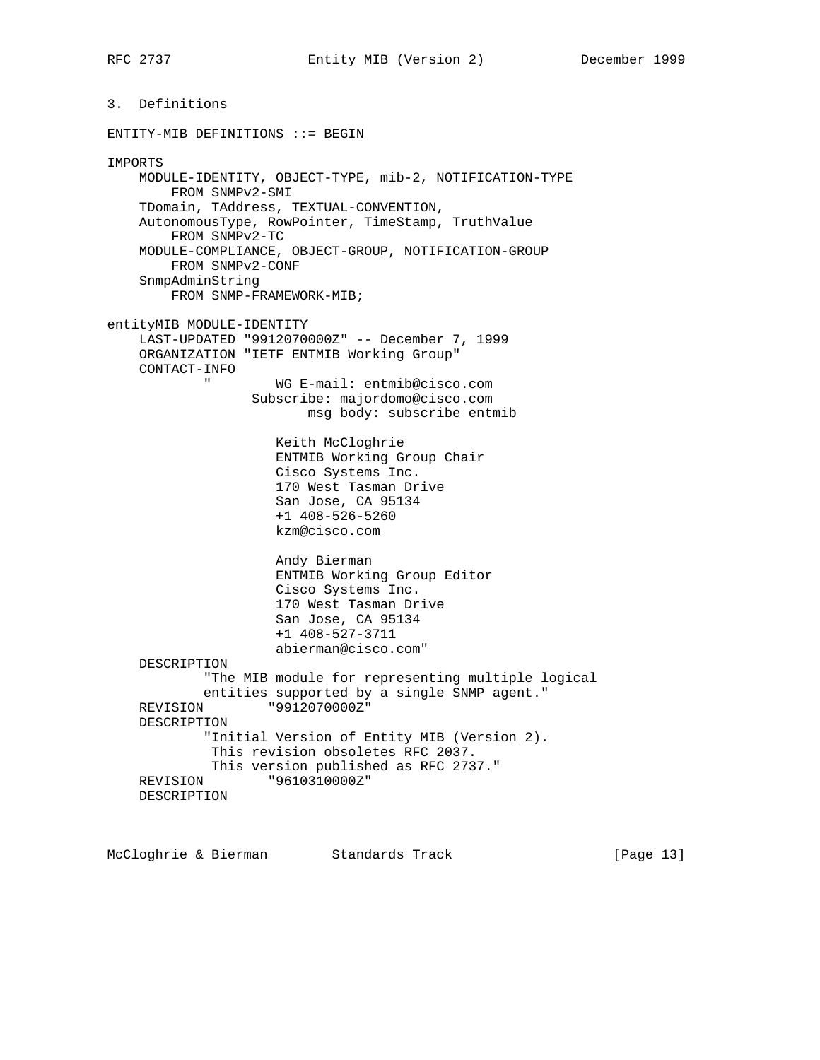## 3. Definitions

```
ENTITY-MIB DEFINITIONS ::= BEGIN

IMPORTS
    MODULE-IDENTITY, OBJECT-TYPE, mib-2, NOTIFICATION-TYPE
        FROM SNMPv2-SMI
    TDomain, TAddress, TEXTUAL-CONVENTION,
    AutonomousType, RowPointer, TimeStamp, TruthValue
        FROM SNMPv2-TC
    MODULE-COMPLIANCE, OBJECT-GROUP, NOTIFICATION-GROUP
        FROM SNMPv2-CONF
    SnmpAdminString
        FROM SNMP-FRAMEWORK-MIB;

entityMIB MODULE-IDENTITY
    LAST-UPDATED "9912070000Z" -- December 7, 1999
    ORGANIZATION "IETF ENTMIB Working Group"
    CONTACT-INFO
            "        WG E-mail: entmib@cisco.com
                    Subscribe: majordomo@cisco.com
                         msg body: subscribe entmib

                        Keith McCloghrie
                        ENTMIB Working Group Chair
                        Cisco Systems Inc.
                        170 West Tasman Drive
                        San Jose, CA 95134
                        +1 408-526-5260
                        kzm@cisco.com

                        Andy Bierman
                        ENTMIB Working Group Editor
                        Cisco Systems Inc.
                        170 West Tasman Drive
                        San Jose, CA 95134
                        +1 408-527-3711
                        abierman@cisco.com"
    DESCRIPTION
            "The MIB module for representing multiple logical
            entities supported by a single SNMP agent."
    REVISION        "9912070000Z"
    DESCRIPTION
            "Initial Version of Entity MIB (Version 2).
             This revision obsoletes RFC 2037.
             This version published as RFC 2737."
    REVISION        "9610310000Z"
    DESCRIPTION
```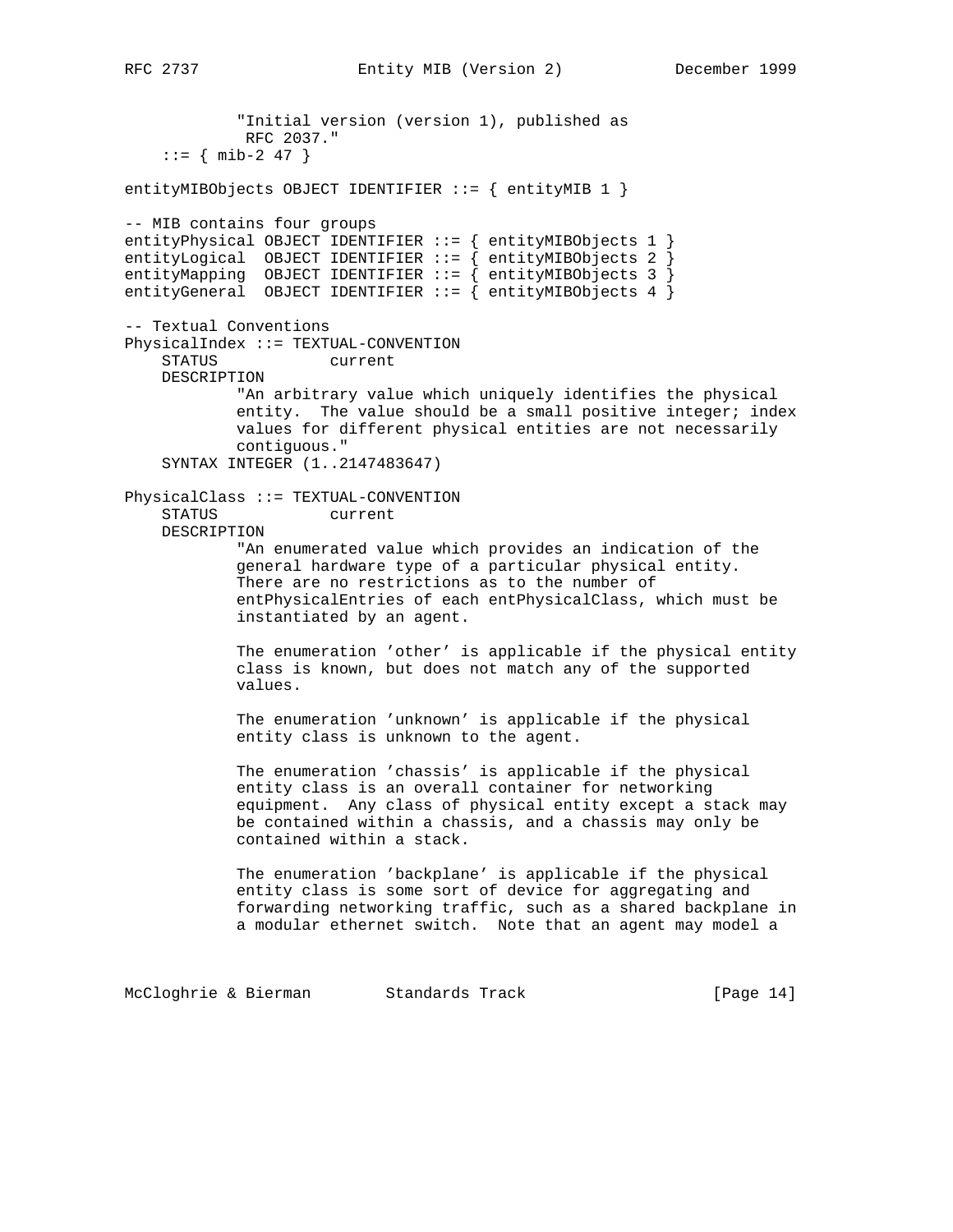```
            "Initial version (version 1), published as
             RFC 2037."
    ::= { mib-2 47 }

entityMIBObjects OBJECT IDENTIFIER ::= { entityMIB 1 }

-- MIB contains four groups
entityPhysical OBJECT IDENTIFIER ::= { entityMIBObjects 1 }
entityLogical  OBJECT IDENTIFIER ::= { entityMIBObjects 2 }
entityMapping  OBJECT IDENTIFIER ::= { entityMIBObjects 3 }
entityGeneral  OBJECT IDENTIFIER ::= { entityMIBObjects 4 }

-- Textual Conventions
PhysicalIndex ::= TEXTUAL-CONVENTION
    STATUS            current
    DESCRIPTION
            "An arbitrary value which uniquely identifies the physical
            entity.  The value should be a small positive integer; index
            values for different physical entities are not necessarily
            contiguous."
    SYNTAX INTEGER (1..2147483647)

PhysicalClass ::= TEXTUAL-CONVENTION
    STATUS            current
    DESCRIPTION
            "An enumerated value which provides an indication of the
            general hardware type of a particular physical entity.
            There are no restrictions as to the number of
            entPhysicalEntries of each entPhysicalClass, which must be
            instantiated by an agent.

            The enumeration 'other' is applicable if the physical entity
            class is known, but does not match any of the supported
            values.

            The enumeration 'unknown' is applicable if the physical
            entity class is unknown to the agent.

            The enumeration 'chassis' is applicable if the physical
            entity class is an overall container for networking
            equipment.  Any class of physical entity except a stack may
            be contained within a chassis, and a chassis may only be
            contained within a stack.

            The enumeration 'backplane' is applicable if the physical
            entity class is some sort of device for aggregating and
            forwarding networking traffic, such as a shared backplane in
            a modular ethernet switch.  Note that an agent may model a
```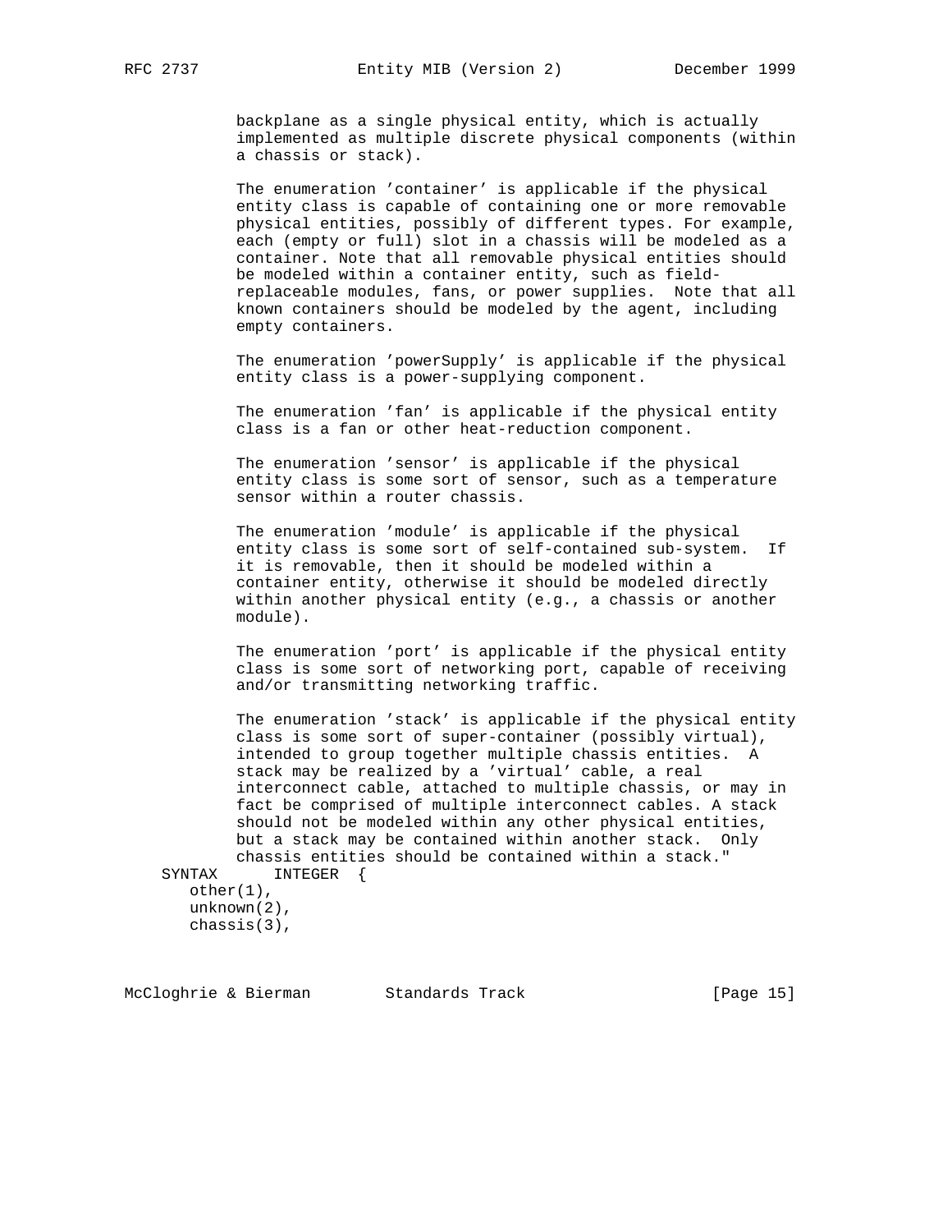```
            backplane as a single physical entity, which is actually
            implemented as multiple discrete physical components (within
            a chassis or stack).

            The enumeration 'container' is applicable if the physical
            entity class is capable of containing one or more removable
            physical entities, possibly of different types. For example,
            each (empty or full) slot in a chassis will be modeled as a
            container. Note that all removable physical entities should
            be modeled within a container entity, such as field-
            replaceable modules, fans, or power supplies.  Note that all
            known containers should be modeled by the agent, including
            empty containers.

            The enumeration 'powerSupply' is applicable if the physical
            entity class is a power-supplying component.

            The enumeration 'fan' is applicable if the physical entity
            class is a fan or other heat-reduction component.

            The enumeration 'sensor' is applicable if the physical
            entity class is some sort of sensor, such as a temperature
            sensor within a router chassis.

            The enumeration 'module' is applicable if the physical
            entity class is some sort of self-contained sub-system.  If
            it is removable, then it should be modeled within a
            container entity, otherwise it should be modeled directly
            within another physical entity (e.g., a chassis or another
            module).

            The enumeration 'port' is applicable if the physical entity
            class is some sort of networking port, capable of receiving
            and/or transmitting networking traffic.

            The enumeration 'stack' is applicable if the physical entity
            class is some sort of super-container (possibly virtual),
            intended to group together multiple chassis entities.  A
            stack may be realized by a 'virtual' cable, a real
            interconnect cable, attached to multiple chassis, or may in
            fact be comprised of multiple interconnect cables. A stack
            should not be modeled within any other physical entities,
            but a stack may be contained within another stack.  Only
            chassis entities should be contained within a stack."
    SYNTAX      INTEGER  {
       other(1),
       unknown(2),
       chassis(3),
```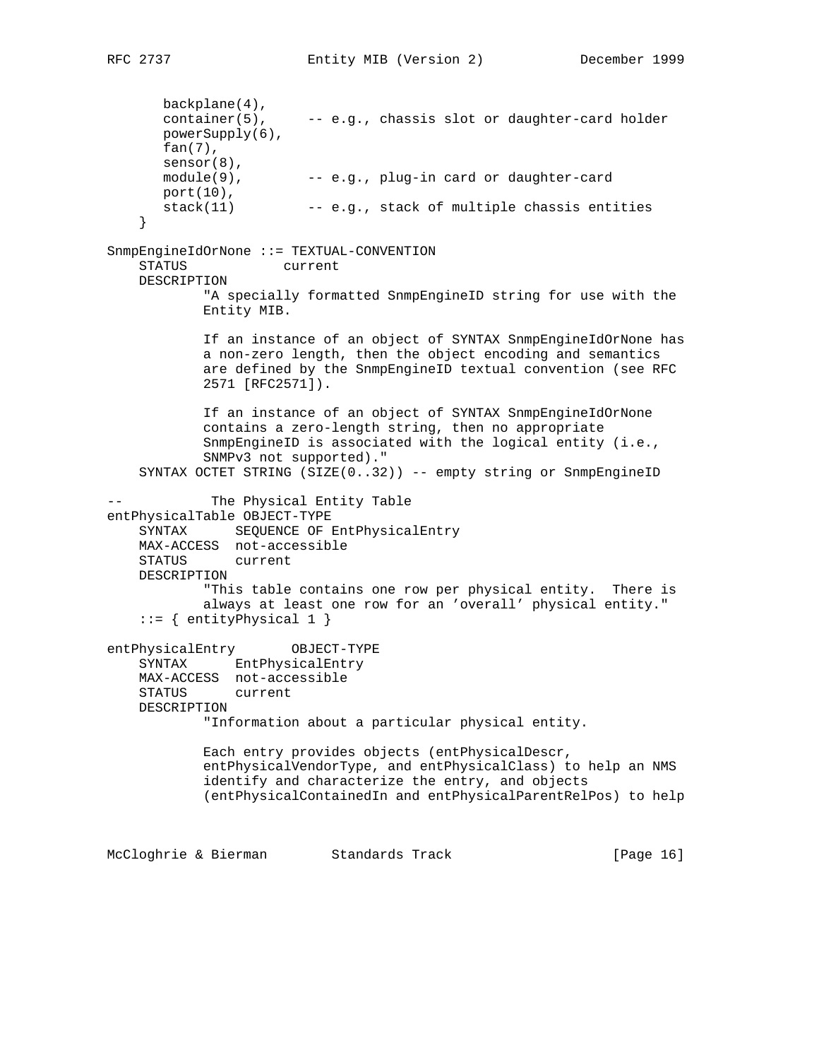```
       backplane(4),
       container(5),     -- e.g., chassis slot or daughter-card holder
       powerSupply(6),
       fan(7),
       sensor(8),
       module(9),        -- e.g., plug-in card or daughter-card
       port(10),
       stack(11)         -- e.g., stack of multiple chassis entities
    }

SnmpEngineIdOrNone ::= TEXTUAL-CONVENTION
    STATUS            current
    DESCRIPTION
            "A specially formatted SnmpEngineID string for use with the
            Entity MIB.

            If an instance of an object of SYNTAX SnmpEngineIdOrNone has
            a non-zero length, then the object encoding and semantics
            are defined by the SnmpEngineID textual convention (see RFC
            2571 [RFC2571]).

            If an instance of an object of SYNTAX SnmpEngineIdOrNone
            contains a zero-length string, then no appropriate
            SnmpEngineID is associated with the logical entity (i.e.,
            SNMPv3 not supported)."
    SYNTAX OCTET STRING (SIZE(0..32)) -- empty string or SnmpEngineID

--           The Physical Entity Table
entPhysicalTable OBJECT-TYPE
    SYNTAX      SEQUENCE OF EntPhysicalEntry
    MAX-ACCESS  not-accessible
    STATUS      current
    DESCRIPTION
            "This table contains one row per physical entity.  There is
            always at least one row for an 'overall' physical entity."
    ::= { entityPhysical 1 }

entPhysicalEntry       OBJECT-TYPE
    SYNTAX      EntPhysicalEntry
    MAX-ACCESS  not-accessible
    STATUS      current
    DESCRIPTION
            "Information about a particular physical entity.

            Each entry provides objects (entPhysicalDescr,
            entPhysicalVendorType, and entPhysicalClass) to help an NMS
            identify and characterize the entry, and objects
            (entPhysicalContainedIn and entPhysicalParentRelPos) to help
```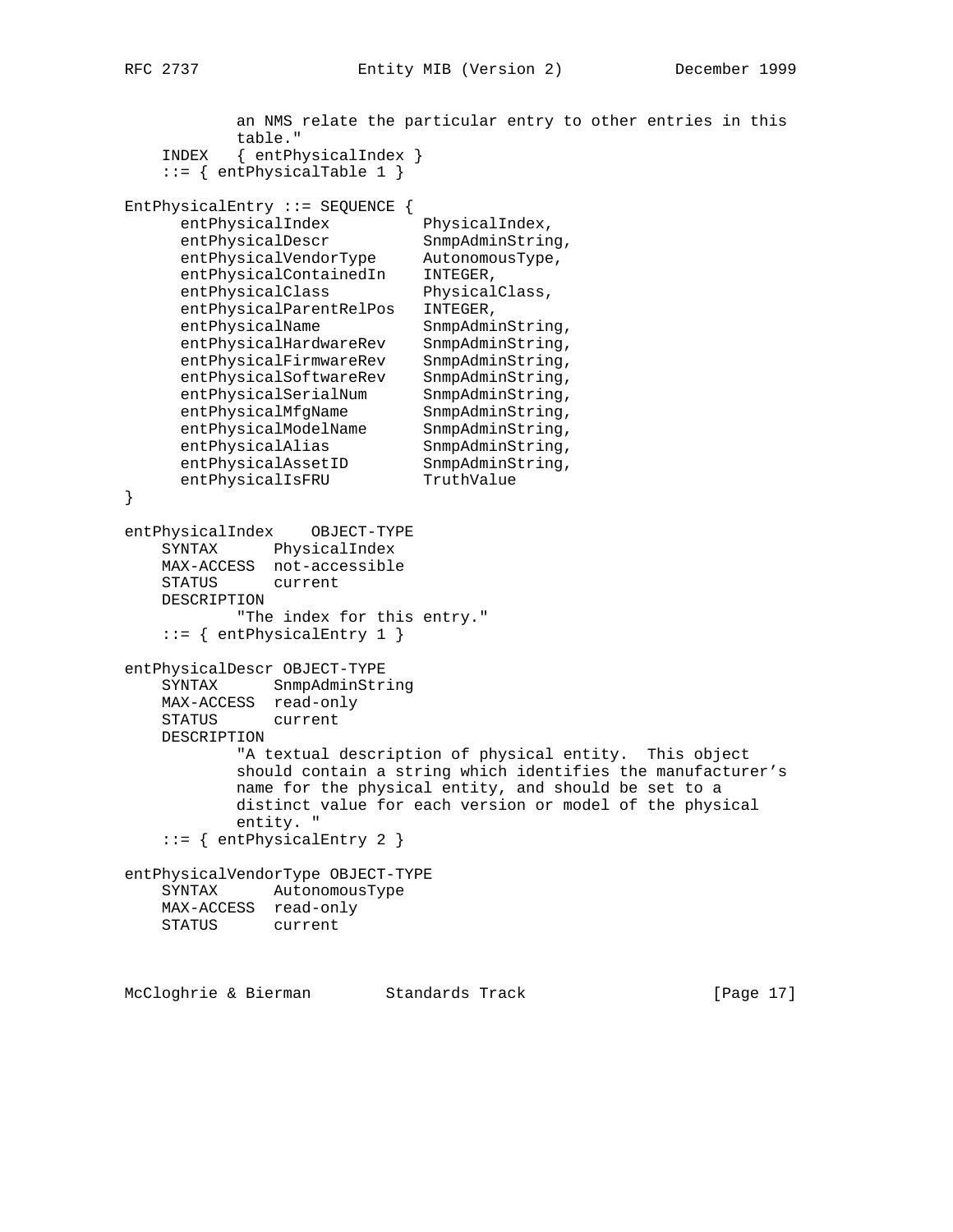```
            an NMS relate the particular entry to other entries in this
            table."
    INDEX   { entPhysicalIndex }
    ::= { entPhysicalTable 1 }

EntPhysicalEntry ::= SEQUENCE {
      entPhysicalIndex          PhysicalIndex,
      entPhysicalDescr          SnmpAdminString,
      entPhysicalVendorType     AutonomousType,
      entPhysicalContainedIn    INTEGER,
      entPhysicalClass          PhysicalClass,
      entPhysicalParentRelPos   INTEGER,
      entPhysicalName           SnmpAdminString,
      entPhysicalHardwareRev    SnmpAdminString,
      entPhysicalFirmwareRev    SnmpAdminString,
      entPhysicalSoftwareRev    SnmpAdminString,
      entPhysicalSerialNum      SnmpAdminString,
      entPhysicalMfgName        SnmpAdminString,
      entPhysicalModelName      SnmpAdminString,
      entPhysicalAlias          SnmpAdminString,
      entPhysicalAssetID        SnmpAdminString,
      entPhysicalIsFRU          TruthValue
}

entPhysicalIndex    OBJECT-TYPE
    SYNTAX      PhysicalIndex
    MAX-ACCESS  not-accessible
    STATUS      current
    DESCRIPTION
            "The index for this entry."
    ::= { entPhysicalEntry 1 }

entPhysicalDescr OBJECT-TYPE
    SYNTAX      SnmpAdminString
    MAX-ACCESS  read-only
    STATUS      current
    DESCRIPTION
            "A textual description of physical entity.  This object
            should contain a string which identifies the manufacturer's
            name for the physical entity, and should be set to a
            distinct value for each version or model of the physical
            entity. "
    ::= { entPhysicalEntry 2 }

entPhysicalVendorType OBJECT-TYPE
    SYNTAX      AutonomousType
    MAX-ACCESS  read-only
    STATUS      current
```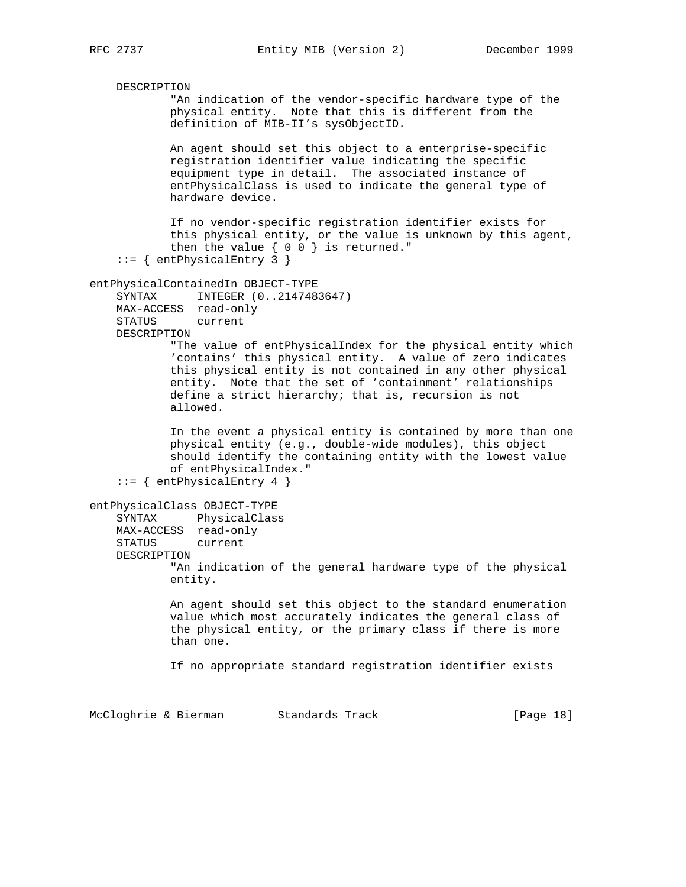```
    DESCRIPTION
            "An indication of the vendor-specific hardware type of the
            physical entity.  Note that this is different from the
            definition of MIB-II's sysObjectID.

            An agent should set this object to a enterprise-specific
            registration identifier value indicating the specific
            equipment type in detail.  The associated instance of
            entPhysicalClass is used to indicate the general type of
            hardware device.

            If no vendor-specific registration identifier exists for
            this physical entity, or the value is unknown by this agent,
            then the value { 0 0 } is returned."
    ::= { entPhysicalEntry 3 }

entPhysicalContainedIn OBJECT-TYPE
    SYNTAX      INTEGER (0..2147483647)
    MAX-ACCESS  read-only
    STATUS      current
    DESCRIPTION
            "The value of entPhysicalIndex for the physical entity which
            'contains' this physical entity.  A value of zero indicates
            this physical entity is not contained in any other physical
            entity.  Note that the set of 'containment' relationships
            define a strict hierarchy; that is, recursion is not
            allowed.

            In the event a physical entity is contained by more than one
            physical entity (e.g., double-wide modules), this object
            should identify the containing entity with the lowest value
            of entPhysicalIndex."
    ::= { entPhysicalEntry 4 }

entPhysicalClass OBJECT-TYPE
    SYNTAX      PhysicalClass
    MAX-ACCESS  read-only
    STATUS      current
    DESCRIPTION
            "An indication of the general hardware type of the physical
            entity.

            An agent should set this object to the standard enumeration
            value which most accurately indicates the general class of
            the physical entity, or the primary class if there is more
            than one.

            If no appropriate standard registration identifier exists
```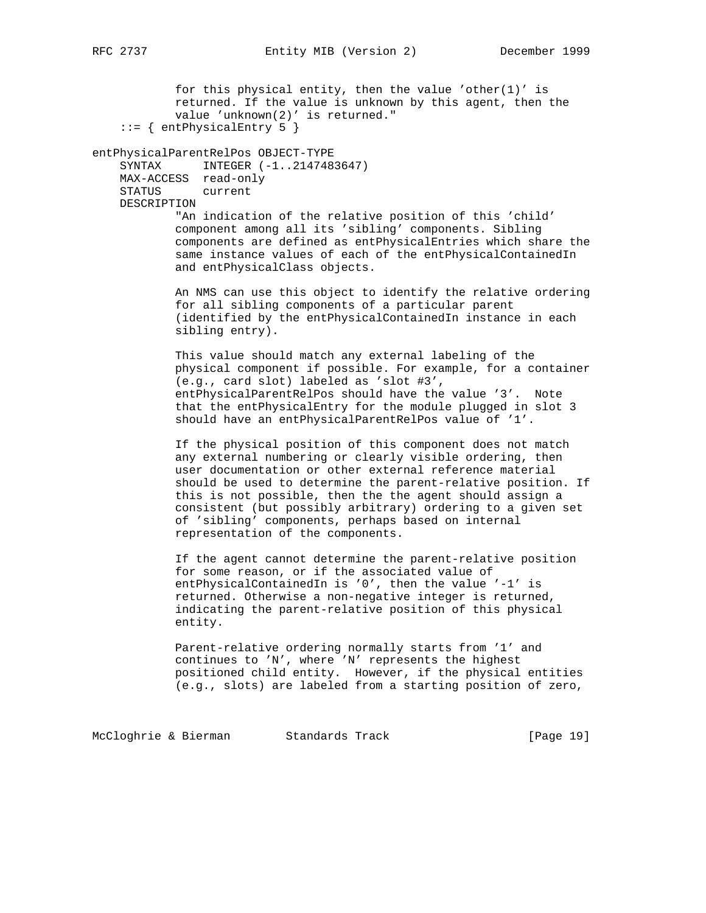```
            for this physical entity, then the value 'other(1)' is
            returned. If the value is unknown by this agent, then the
            value 'unknown(2)' is returned."
    ::= { entPhysicalEntry 5 }

entPhysicalParentRelPos OBJECT-TYPE
    SYNTAX      INTEGER (-1..2147483647)
    MAX-ACCESS  read-only
    STATUS      current
    DESCRIPTION
            "An indication of the relative position of this 'child'
            component among all its 'sibling' components. Sibling
            components are defined as entPhysicalEntries which share the
            same instance values of each of the entPhysicalContainedIn
            and entPhysicalClass objects.

            An NMS can use this object to identify the relative ordering
            for all sibling components of a particular parent
            (identified by the entPhysicalContainedIn instance in each
            sibling entry).

            This value should match any external labeling of the
            physical component if possible. For example, for a container
            (e.g., card slot) labeled as 'slot #3',
            entPhysicalParentRelPos should have the value '3'.  Note
            that the entPhysicalEntry for the module plugged in slot 3
            should have an entPhysicalParentRelPos value of '1'.

            If the physical position of this component does not match
            any external numbering or clearly visible ordering, then
            user documentation or other external reference material
            should be used to determine the parent-relative position. If
            this is not possible, then the the agent should assign a
            consistent (but possibly arbitrary) ordering to a given set
            of 'sibling' components, perhaps based on internal
            representation of the components.

            If the agent cannot determine the parent-relative position
            for some reason, or if the associated value of
            entPhysicalContainedIn is '0', then the value '-1' is
            returned. Otherwise a non-negative integer is returned,
            indicating the parent-relative position of this physical
            entity.

            Parent-relative ordering normally starts from '1' and
            continues to 'N', where 'N' represents the highest
            positioned child entity.  However, if the physical entities
            (e.g., slots) are labeled from a starting position of zero,
```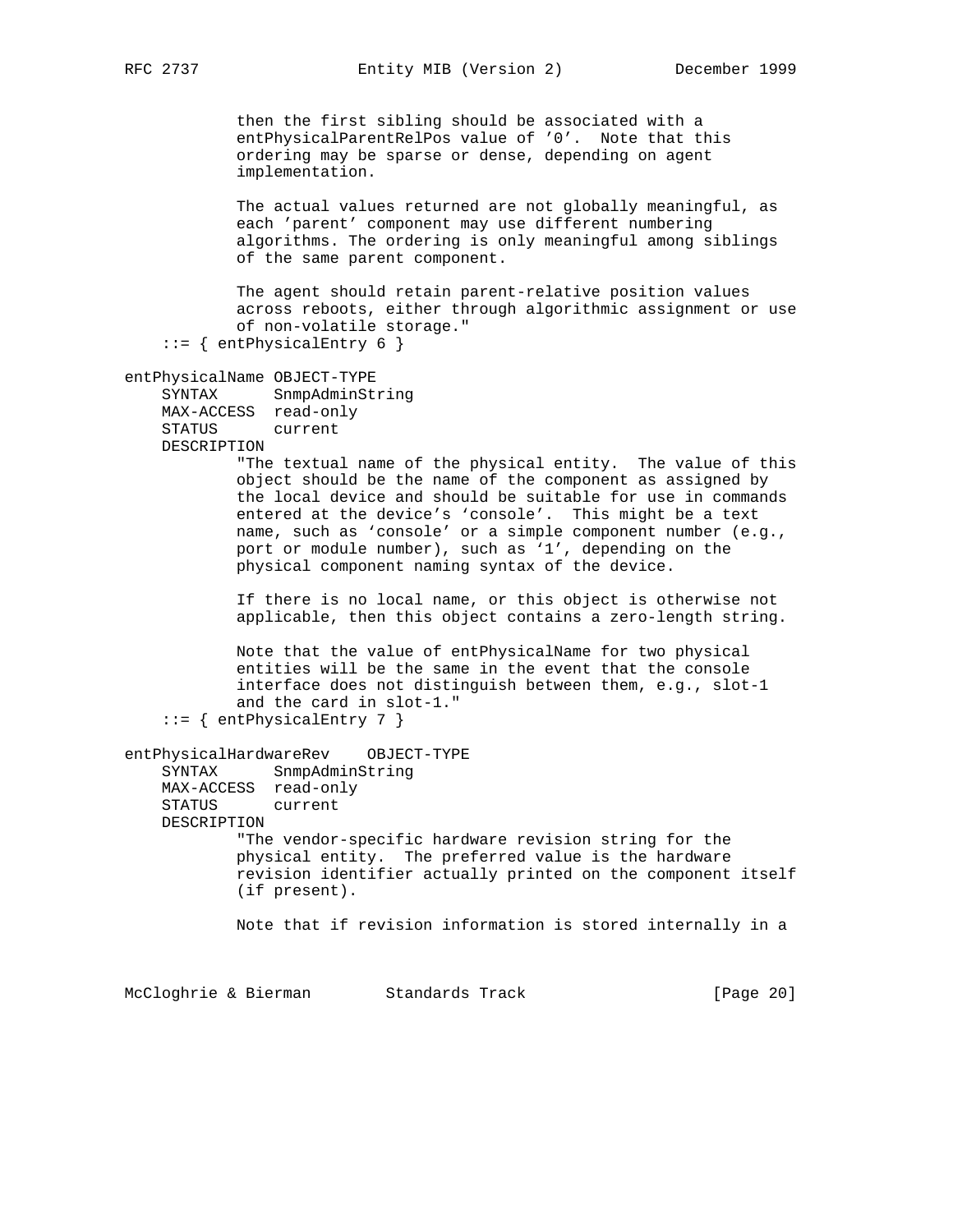```
            then the first sibling should be associated with a
            entPhysicalParentRelPos value of '0'.  Note that this
            ordering may be sparse or dense, depending on agent
            implementation.

            The actual values returned are not globally meaningful, as
            each 'parent' component may use different numbering
            algorithms. The ordering is only meaningful among siblings
            of the same parent component.

            The agent should retain parent-relative position values
            across reboots, either through algorithmic assignment or use
            of non-volatile storage."
    ::= { entPhysicalEntry 6 }

entPhysicalName OBJECT-TYPE
    SYNTAX      SnmpAdminString
    MAX-ACCESS  read-only
    STATUS      current
    DESCRIPTION
            "The textual name of the physical entity.  The value of this
            object should be the name of the component as assigned by
            the local device and should be suitable for use in commands
            entered at the device's `console'.  This might be a text
            name, such as `console' or a simple component number (e.g.,
            port or module number), such as `1', depending on the
            physical component naming syntax of the device.

            If there is no local name, or this object is otherwise not
            applicable, then this object contains a zero-length string.

            Note that the value of entPhysicalName for two physical
            entities will be the same in the event that the console
            interface does not distinguish between them, e.g., slot-1
            and the card in slot-1."
    ::= { entPhysicalEntry 7 }

entPhysicalHardwareRev    OBJECT-TYPE
    SYNTAX      SnmpAdminString
    MAX-ACCESS  read-only
    STATUS      current
    DESCRIPTION
            "The vendor-specific hardware revision string for the
            physical entity.  The preferred value is the hardware
            revision identifier actually printed on the component itself
            (if present).

            Note that if revision information is stored internally in a
```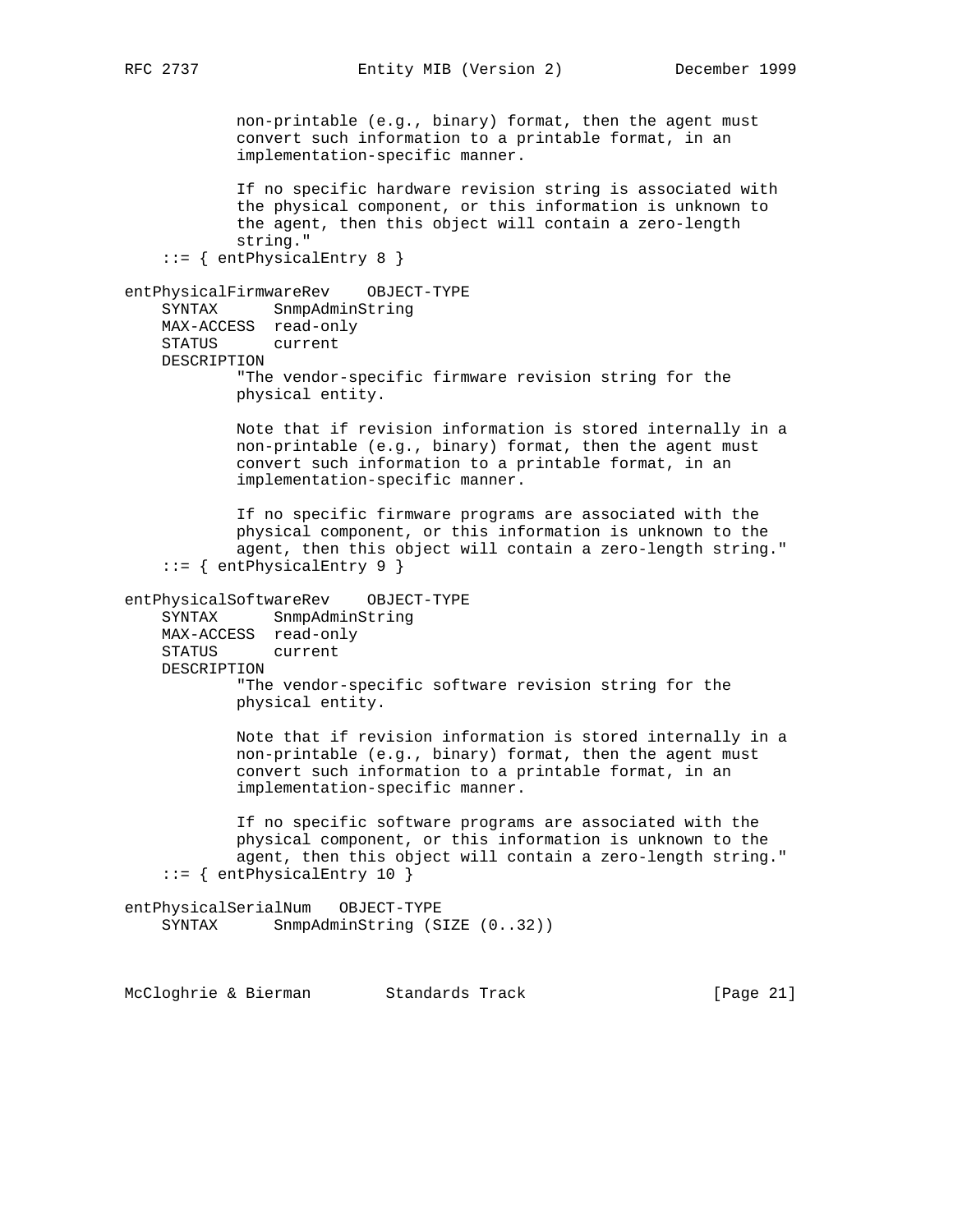```
            non-printable (e.g., binary) format, then the agent must
            convert such information to a printable format, in an
            implementation-specific manner.

            If no specific hardware revision string is associated with
            the physical component, or this information is unknown to
            the agent, then this object will contain a zero-length
            string."
    ::= { entPhysicalEntry 8 }

entPhysicalFirmwareRev    OBJECT-TYPE
    SYNTAX      SnmpAdminString
    MAX-ACCESS  read-only
    STATUS      current
    DESCRIPTION
            "The vendor-specific firmware revision string for the
            physical entity.

            Note that if revision information is stored internally in a
            non-printable (e.g., binary) format, then the agent must
            convert such information to a printable format, in an
            implementation-specific manner.

            If no specific firmware programs are associated with the
            physical component, or this information is unknown to the
            agent, then this object will contain a zero-length string."
    ::= { entPhysicalEntry 9 }

entPhysicalSoftwareRev    OBJECT-TYPE
    SYNTAX      SnmpAdminString
    MAX-ACCESS  read-only
    STATUS      current
    DESCRIPTION
            "The vendor-specific software revision string for the
            physical entity.

            Note that if revision information is stored internally in a
            non-printable (e.g., binary) format, then the agent must
            convert such information to a printable format, in an
            implementation-specific manner.

            If no specific software programs are associated with the
            physical component, or this information is unknown to the
            agent, then this object will contain a zero-length string."
    ::= { entPhysicalEntry 10 }

entPhysicalSerialNum   OBJECT-TYPE
    SYNTAX      SnmpAdminString (SIZE (0..32))
```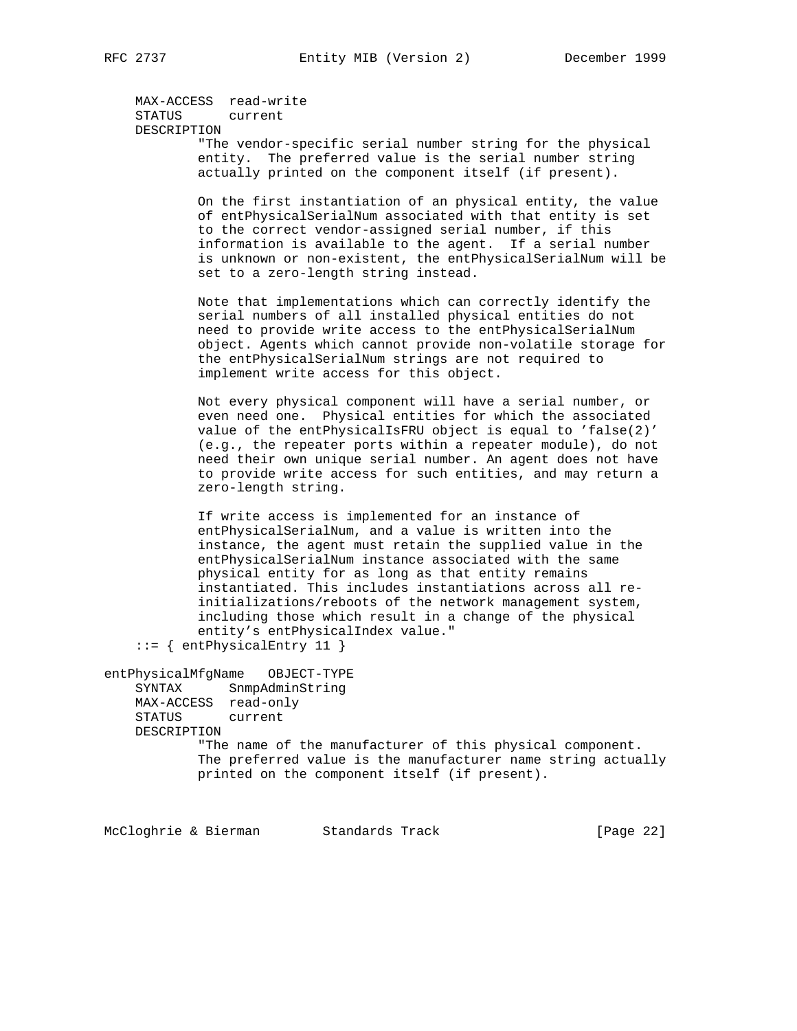```
    MAX-ACCESS  read-write
    STATUS      current
    DESCRIPTION
            "The vendor-specific serial number string for the physical
            entity.  The preferred value is the serial number string
            actually printed on the component itself (if present).

            On the first instantiation of an physical entity, the value
            of entPhysicalSerialNum associated with that entity is set
            to the correct vendor-assigned serial number, if this
            information is available to the agent.  If a serial number
            is unknown or non-existent, the entPhysicalSerialNum will be
            set to a zero-length string instead.

            Note that implementations which can correctly identify the
            serial numbers of all installed physical entities do not
            need to provide write access to the entPhysicalSerialNum
            object. Agents which cannot provide non-volatile storage for
            the entPhysicalSerialNum strings are not required to
            implement write access for this object.

            Not every physical component will have a serial number, or
            even need one.  Physical entities for which the associated
            value of the entPhysicalIsFRU object is equal to 'false(2)'
            (e.g., the repeater ports within a repeater module), do not
            need their own unique serial number. An agent does not have
            to provide write access for such entities, and may return a
            zero-length string.

            If write access is implemented for an instance of
            entPhysicalSerialNum, and a value is written into the
            instance, the agent must retain the supplied value in the
            entPhysicalSerialNum instance associated with the same
            physical entity for as long as that entity remains
            instantiated. This includes instantiations across all re-
            initializations/reboots of the network management system,
            including those which result in a change of the physical
            entity's entPhysicalIndex value."
    ::= { entPhysicalEntry 11 }

entPhysicalMfgName   OBJECT-TYPE
    SYNTAX      SnmpAdminString
    MAX-ACCESS  read-only
    STATUS      current
    DESCRIPTION
            "The name of the manufacturer of this physical component.
            The preferred value is the manufacturer name string actually
            printed on the component itself (if present).
```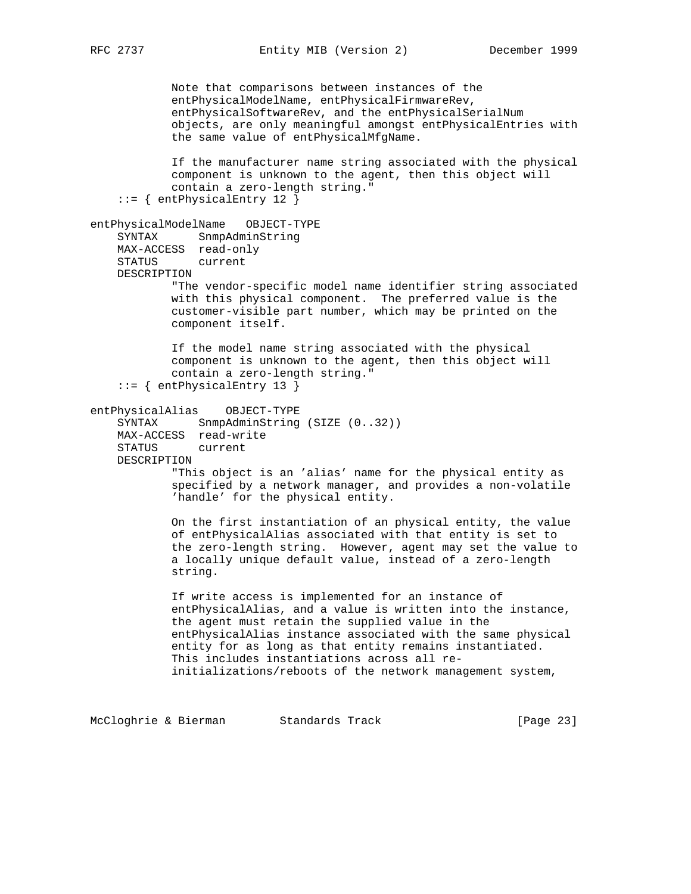```
            Note that comparisons between instances of the
            entPhysicalModelName, entPhysicalFirmwareRev,
            entPhysicalSoftwareRev, and the entPhysicalSerialNum
            objects, are only meaningful amongst entPhysicalEntries with
            the same value of entPhysicalMfgName.

            If the manufacturer name string associated with the physical
            component is unknown to the agent, then this object will
            contain a zero-length string."
    ::= { entPhysicalEntry 12 }

entPhysicalModelName   OBJECT-TYPE
    SYNTAX      SnmpAdminString
    MAX-ACCESS  read-only
    STATUS      current
    DESCRIPTION
            "The vendor-specific model name identifier string associated
            with this physical component.  The preferred value is the
            customer-visible part number, which may be printed on the
            component itself.

            If the model name string associated with the physical
            component is unknown to the agent, then this object will
            contain a zero-length string."
    ::= { entPhysicalEntry 13 }

entPhysicalAlias    OBJECT-TYPE
    SYNTAX      SnmpAdminString (SIZE (0..32))
    MAX-ACCESS  read-write
    STATUS      current
    DESCRIPTION
            "This object is an 'alias' name for the physical entity as
            specified by a network manager, and provides a non-volatile
            'handle' for the physical entity.

            On the first instantiation of an physical entity, the value
            of entPhysicalAlias associated with that entity is set to
            the zero-length string.  However, agent may set the value to
            a locally unique default value, instead of a zero-length
            string.

            If write access is implemented for an instance of
            entPhysicalAlias, and a value is written into the instance,
            the agent must retain the supplied value in the
            entPhysicalAlias instance associated with the same physical
            entity for as long as that entity remains instantiated.
            This includes instantiations across all re-
            initializations/reboots of the network management system,
```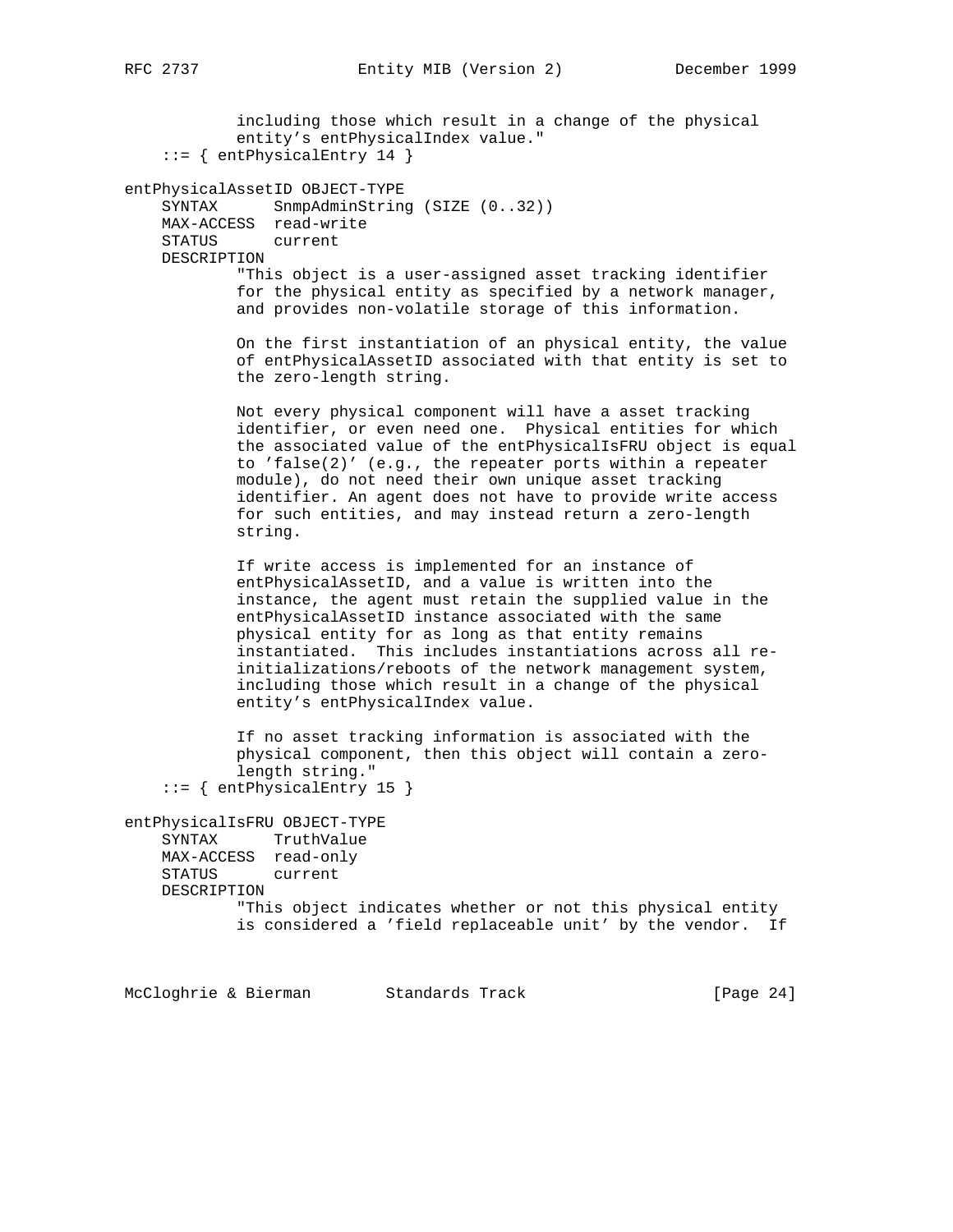```
            including those which result in a change of the physical
            entity's entPhysicalIndex value."
    ::= { entPhysicalEntry 14 }

entPhysicalAssetID OBJECT-TYPE
    SYNTAX      SnmpAdminString (SIZE (0..32))
    MAX-ACCESS  read-write
    STATUS      current
    DESCRIPTION
            "This object is a user-assigned asset tracking identifier
            for the physical entity as specified by a network manager,
            and provides non-volatile storage of this information.

            On the first instantiation of an physical entity, the value
            of entPhysicalAssetID associated with that entity is set to
            the zero-length string.

            Not every physical component will have a asset tracking
            identifier, or even need one.  Physical entities for which
            the associated value of the entPhysicalIsFRU object is equal
            to 'false(2)' (e.g., the repeater ports within a repeater
            module), do not need their own unique asset tracking
            identifier. An agent does not have to provide write access
            for such entities, and may instead return a zero-length
            string.

            If write access is implemented for an instance of
            entPhysicalAssetID, and a value is written into the
            instance, the agent must retain the supplied value in the
            entPhysicalAssetID instance associated with the same
            physical entity for as long as that entity remains
            instantiated.  This includes instantiations across all re-
            initializations/reboots of the network management system,
            including those which result in a change of the physical
            entity's entPhysicalIndex value.

            If no asset tracking information is associated with the
            physical component, then this object will contain a zero-
            length string."
    ::= { entPhysicalEntry 15 }

entPhysicalIsFRU OBJECT-TYPE
    SYNTAX      TruthValue
    MAX-ACCESS  read-only
    STATUS      current
    DESCRIPTION
            "This object indicates whether or not this physical entity
            is considered a 'field replaceable unit' by the vendor.  If
```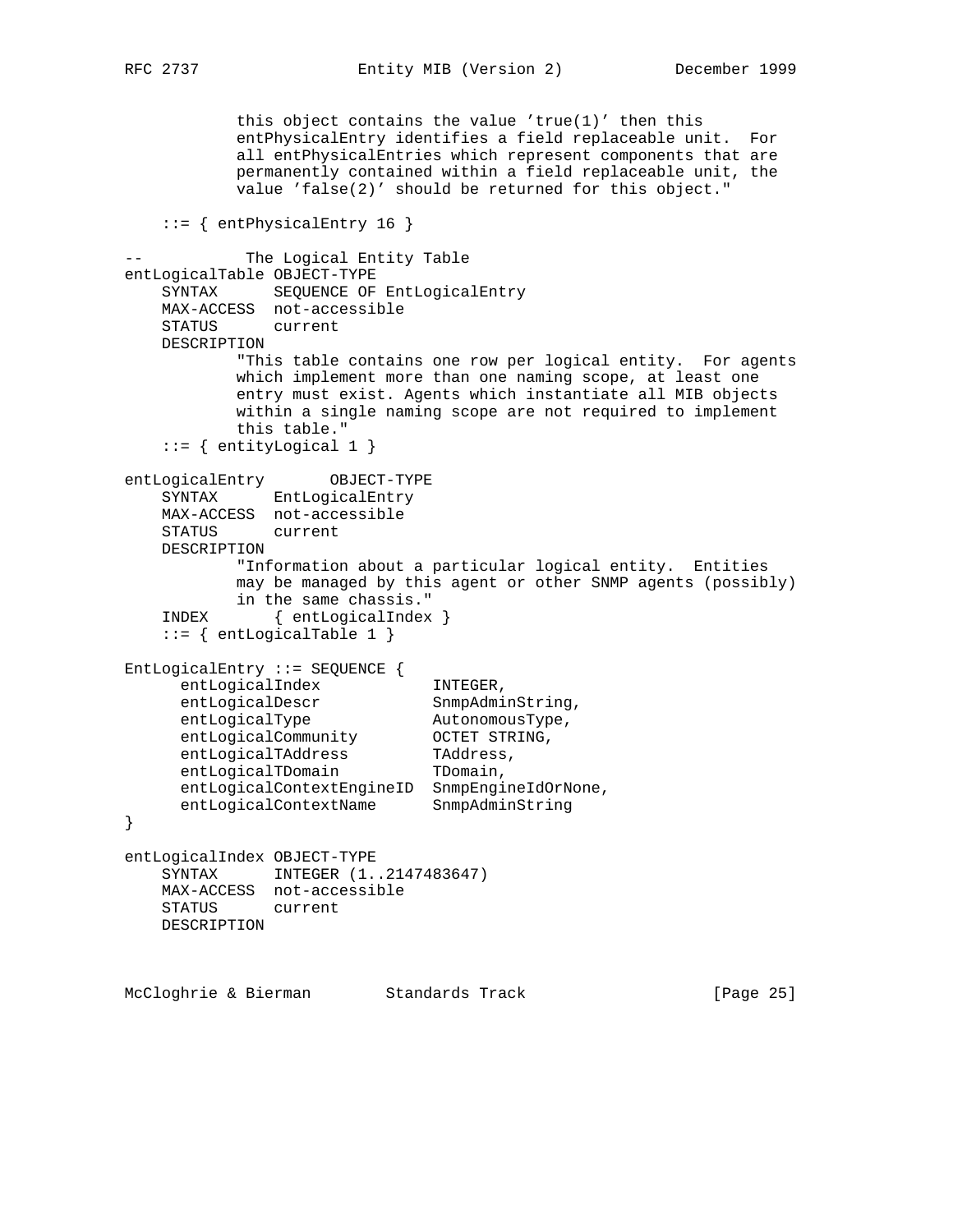```
            this object contains the value 'true(1)' then this
            entPhysicalEntry identifies a field replaceable unit.  For
            all entPhysicalEntries which represent components that are
            permanently contained within a field replaceable unit, the
            value 'false(2)' should be returned for this object."

    ::= { entPhysicalEntry 16 }

--           The Logical Entity Table
entLogicalTable OBJECT-TYPE
    SYNTAX      SEQUENCE OF EntLogicalEntry
    MAX-ACCESS  not-accessible
    STATUS      current
    DESCRIPTION
            "This table contains one row per logical entity.  For agents
            which implement more than one naming scope, at least one
            entry must exist. Agents which instantiate all MIB objects
            within a single naming scope are not required to implement
            this table."
    ::= { entityLogical 1 }

entLogicalEntry       OBJECT-TYPE
    SYNTAX      EntLogicalEntry
    MAX-ACCESS  not-accessible
    STATUS      current
    DESCRIPTION
            "Information about a particular logical entity.  Entities
            may be managed by this agent or other SNMP agents (possibly)
            in the same chassis."
    INDEX       { entLogicalIndex }
    ::= { entLogicalTable 1 }

EntLogicalEntry ::= SEQUENCE {
      entLogicalIndex            INTEGER,
      entLogicalDescr            SnmpAdminString,
      entLogicalType             AutonomousType,
      entLogicalCommunity        OCTET STRING,
      entLogicalTAddress         TAddress,
      entLogicalTDomain          TDomain,
      entLogicalContextEngineID  SnmpEngineIdOrNone,
      entLogicalContextName      SnmpAdminString
}

entLogicalIndex OBJECT-TYPE
    SYNTAX      INTEGER (1..2147483647)
    MAX-ACCESS  not-accessible
    STATUS      current
    DESCRIPTION
```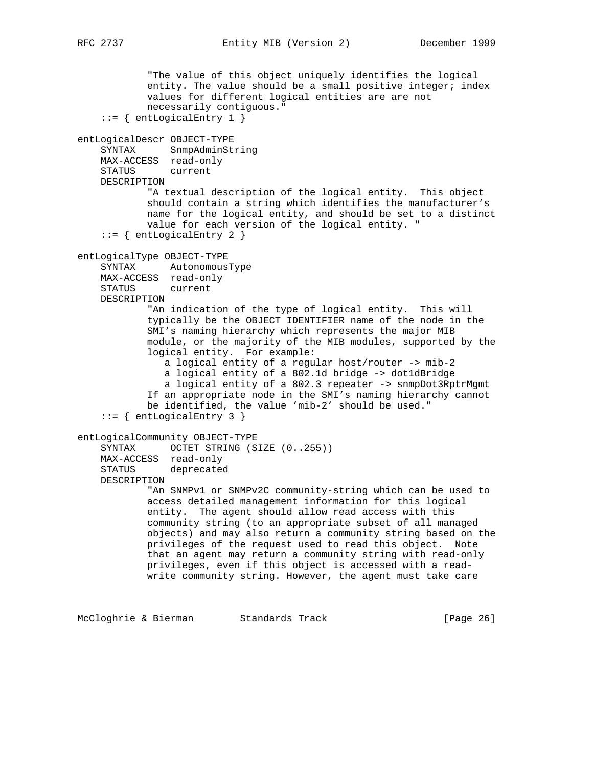```
            "The value of this object uniquely identifies the logical
            entity. The value should be a small positive integer; index
            values for different logical entities are are not
            necessarily contiguous."
    ::= { entLogicalEntry 1 }

entLogicalDescr OBJECT-TYPE
    SYNTAX      SnmpAdminString
    MAX-ACCESS  read-only
    STATUS      current
    DESCRIPTION
            "A textual description of the logical entity.  This object
            should contain a string which identifies the manufacturer's
            name for the logical entity, and should be set to a distinct
            value for each version of the logical entity. "
    ::= { entLogicalEntry 2 }

entLogicalType OBJECT-TYPE
    SYNTAX      AutonomousType
    MAX-ACCESS  read-only
    STATUS      current
    DESCRIPTION
            "An indication of the type of logical entity.  This will
            typically be the OBJECT IDENTIFIER name of the node in the
            SMI's naming hierarchy which represents the major MIB
            module, or the majority of the MIB modules, supported by the
            logical entity.  For example:
               a logical entity of a regular host/router -> mib-2
               a logical entity of a 802.1d bridge -> dot1dBridge
               a logical entity of a 802.3 repeater -> snmpDot3RptrMgmt
            If an appropriate node in the SMI's naming hierarchy cannot
            be identified, the value 'mib-2' should be used."
    ::= { entLogicalEntry 3 }

entLogicalCommunity OBJECT-TYPE
    SYNTAX      OCTET STRING (SIZE (0..255))
    MAX-ACCESS  read-only
    STATUS      deprecated
    DESCRIPTION
            "An SNMPv1 or SNMPv2C community-string which can be used to
            access detailed management information for this logical
            entity.  The agent should allow read access with this
            community string (to an appropriate subset of all managed
            objects) and may also return a community string based on the
            privileges of the request used to read this object.  Note
            that an agent may return a community string with read-only
            privileges, even if this object is accessed with a read-
            write community string. However, the agent must take care
```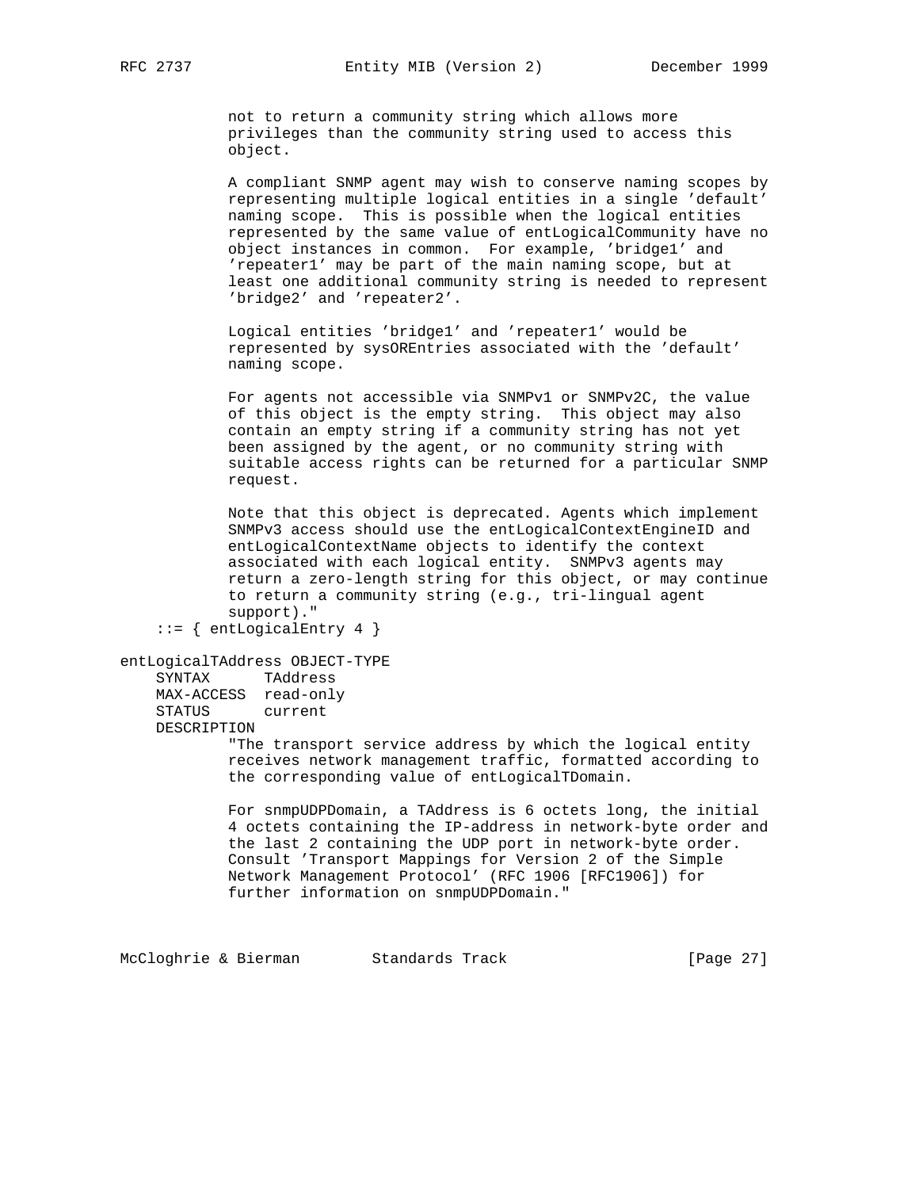```
           not to return a community string which allows more
           privileges than the community string used to access this
           object.

           A compliant SNMP agent may wish to conserve naming scopes by
           representing multiple logical entities in a single 'default'
           naming scope.  This is possible when the logical entities
           represented by the same value of entLogicalCommunity have no
           object instances in common.  For example, 'bridge1' and
           'repeater1' may be part of the main naming scope, but at
           least one additional community string is needed to represent
           'bridge2' and 'repeater2'.

           Logical entities 'bridge1' and 'repeater1' would be
           represented by sysOREntries associated with the 'default'
           naming scope.

           For agents not accessible via SNMPv1 or SNMPv2C, the value
           of this object is the empty string.  This object may also
           contain an empty string if a community string has not yet
           been assigned by the agent, or no community string with
           suitable access rights can be returned for a particular SNMP
           request.

           Note that this object is deprecated. Agents which implement
           SNMPv3 access should use the entLogicalContextEngineID and
           entLogicalContextName objects to identify the context
           associated with each logical entity.  SNMPv3 agents may
           return a zero-length string for this object, or may continue
           to return a community string (e.g., tri-lingual agent
           support)."
    ::= { entLogicalEntry 4 }

entLogicalTAddress OBJECT-TYPE
    SYNTAX      TAddress
    MAX-ACCESS  read-only
    STATUS      current
    DESCRIPTION
           "The transport service address by which the logical entity
           receives network management traffic, formatted according to
           the corresponding value of entLogicalTDomain.

           For snmpUDPDomain, a TAddress is 6 octets long, the initial
           4 octets containing the IP-address in network-byte order and
           the last 2 containing the UDP port in network-byte order.
           Consult 'Transport Mappings for Version 2 of the Simple
           Network Management Protocol' (RFC 1906 [RFC1906]) for
           further information on snmpUDPDomain."
```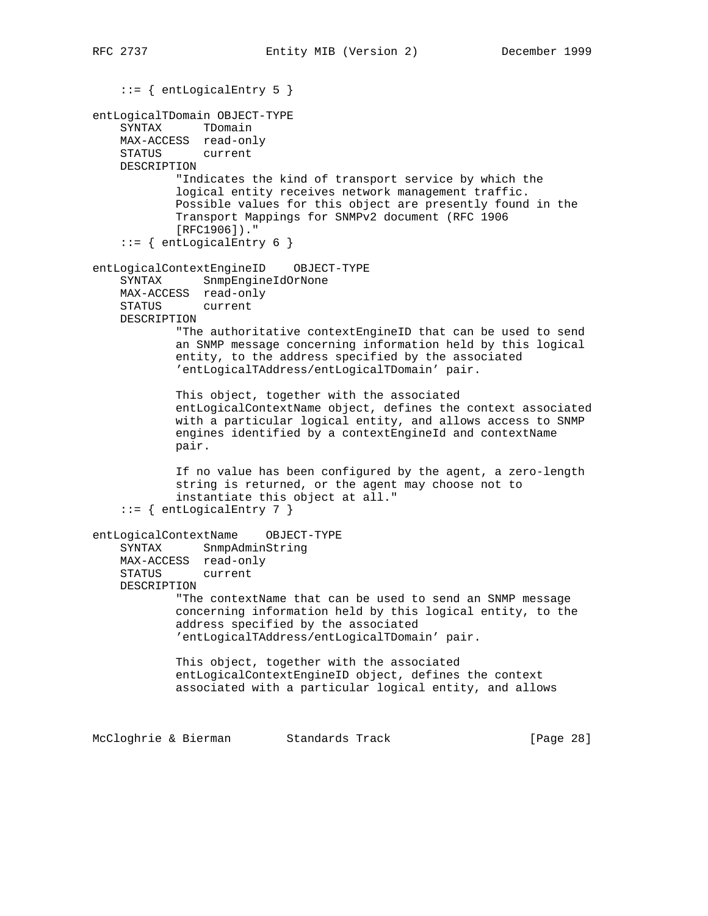```
    ::= { entLogicalEntry 5 }

entLogicalTDomain OBJECT-TYPE
    SYNTAX      TDomain
    MAX-ACCESS  read-only
    STATUS      current
    DESCRIPTION
            "Indicates the kind of transport service by which the
            logical entity receives network management traffic.
            Possible values for this object are presently found in the
            Transport Mappings for SNMPv2 document (RFC 1906
            [RFC1906])."
    ::= { entLogicalEntry 6 }

entLogicalContextEngineID    OBJECT-TYPE
    SYNTAX      SnmpEngineIdOrNone
    MAX-ACCESS  read-only
    STATUS      current
    DESCRIPTION
            "The authoritative contextEngineID that can be used to send
            an SNMP message concerning information held by this logical
            entity, to the address specified by the associated
            'entLogicalTAddress/entLogicalTDomain' pair.

            This object, together with the associated
            entLogicalContextName object, defines the context associated
            with a particular logical entity, and allows access to SNMP
            engines identified by a contextEngineId and contextName
            pair.

            If no value has been configured by the agent, a zero-length
            string is returned, or the agent may choose not to
            instantiate this object at all."
    ::= { entLogicalEntry 7 }

entLogicalContextName    OBJECT-TYPE
    SYNTAX      SnmpAdminString
    MAX-ACCESS  read-only
    STATUS      current
    DESCRIPTION
            "The contextName that can be used to send an SNMP message
            concerning information held by this logical entity, to the
            address specified by the associated
            'entLogicalTAddress/entLogicalTDomain' pair.

            This object, together with the associated
            entLogicalContextEngineID object, defines the context
            associated with a particular logical entity, and allows
```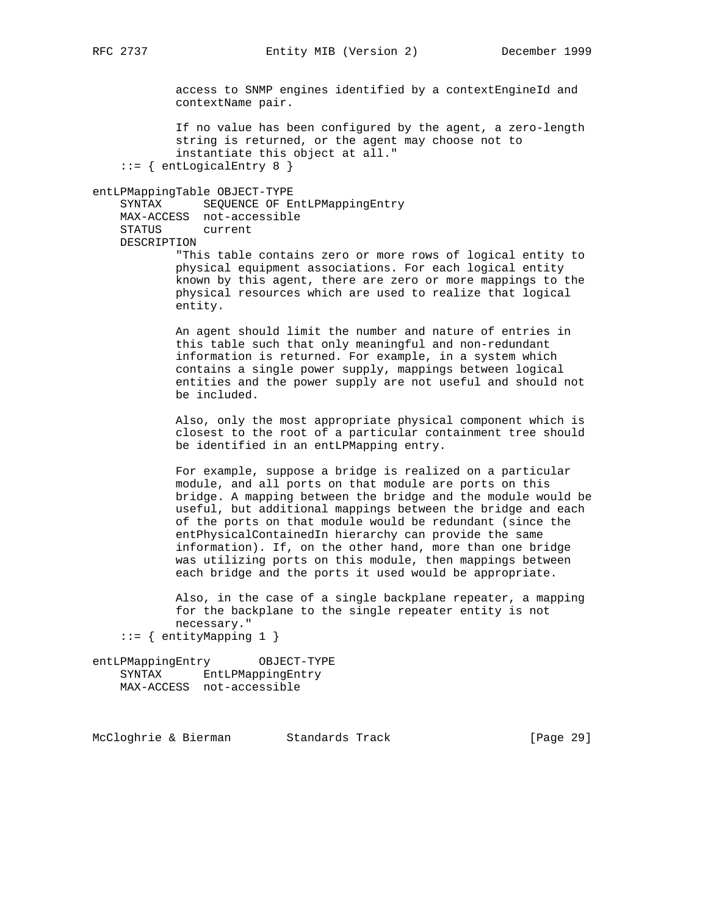```
            access to SNMP engines identified by a contextEngineId and
            contextName pair.

            If no value has been configured by the agent, a zero-length
            string is returned, or the agent may choose not to
            instantiate this object at all."
    ::= { entLogicalEntry 8 }

entLPMappingTable OBJECT-TYPE
    SYNTAX      SEQUENCE OF EntLPMappingEntry
    MAX-ACCESS  not-accessible
    STATUS      current
    DESCRIPTION
            "This table contains zero or more rows of logical entity to
            physical equipment associations. For each logical entity
            known by this agent, there are zero or more mappings to the
            physical resources which are used to realize that logical
            entity.

            An agent should limit the number and nature of entries in
            this table such that only meaningful and non-redundant
            information is returned. For example, in a system which
            contains a single power supply, mappings between logical
            entities and the power supply are not useful and should not
            be included.

            Also, only the most appropriate physical component which is
            closest to the root of a particular containment tree should
            be identified in an entLPMapping entry.

            For example, suppose a bridge is realized on a particular
            module, and all ports on that module are ports on this
            bridge. A mapping between the bridge and the module would be
            useful, but additional mappings between the bridge and each
            of the ports on that module would be redundant (since the
            entPhysicalContainedIn hierarchy can provide the same
            information). If, on the other hand, more than one bridge
            was utilizing ports on this module, then mappings between
            each bridge and the ports it used would be appropriate.

            Also, in the case of a single backplane repeater, a mapping
            for the backplane to the single repeater entity is not
            necessary."
    ::= { entityMapping 1 }

entLPMappingEntry       OBJECT-TYPE
    SYNTAX      EntLPMappingEntry
    MAX-ACCESS  not-accessible
```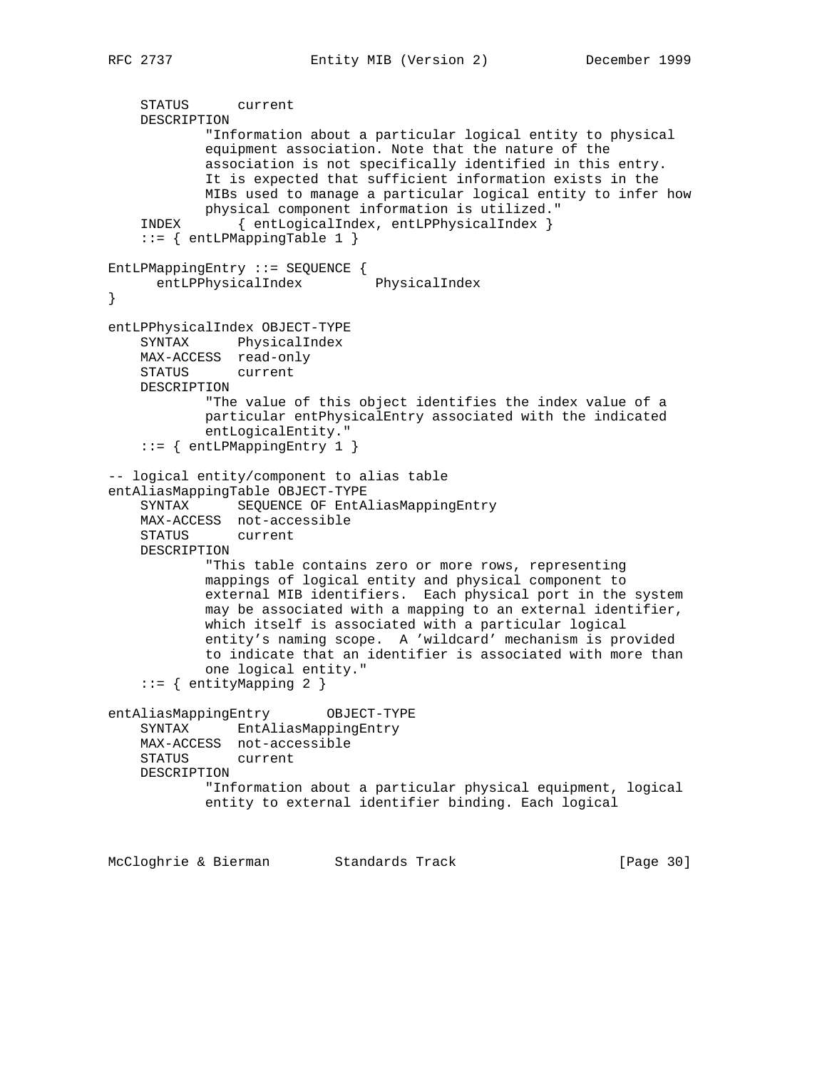```
    STATUS      current
    DESCRIPTION
            "Information about a particular logical entity to physical
            equipment association. Note that the nature of the
            association is not specifically identified in this entry.
            It is expected that sufficient information exists in the
            MIBs used to manage a particular logical entity to infer how
            physical component information is utilized."
    INDEX       { entLogicalIndex, entLPPhysicalIndex }
    ::= { entLPMappingTable 1 }

EntLPMappingEntry ::= SEQUENCE {
      entLPPhysicalIndex         PhysicalIndex
}

entLPPhysicalIndex OBJECT-TYPE
    SYNTAX      PhysicalIndex
    MAX-ACCESS  read-only
    STATUS      current
    DESCRIPTION
            "The value of this object identifies the index value of a
            particular entPhysicalEntry associated with the indicated
            entLogicalEntity."
    ::= { entLPMappingEntry 1 }

-- logical entity/component to alias table
entAliasMappingTable OBJECT-TYPE
    SYNTAX      SEQUENCE OF EntAliasMappingEntry
    MAX-ACCESS  not-accessible
    STATUS      current
    DESCRIPTION
            "This table contains zero or more rows, representing
            mappings of logical entity and physical component to
            external MIB identifiers.  Each physical port in the system
            may be associated with a mapping to an external identifier,
            which itself is associated with a particular logical
            entity's naming scope.  A 'wildcard' mechanism is provided
            to indicate that an identifier is associated with more than
            one logical entity."
    ::= { entityMapping 2 }

entAliasMappingEntry       OBJECT-TYPE
    SYNTAX      EntAliasMappingEntry
    MAX-ACCESS  not-accessible
    STATUS      current
    DESCRIPTION
            "Information about a particular physical equipment, logical
            entity to external identifier binding. Each logical
```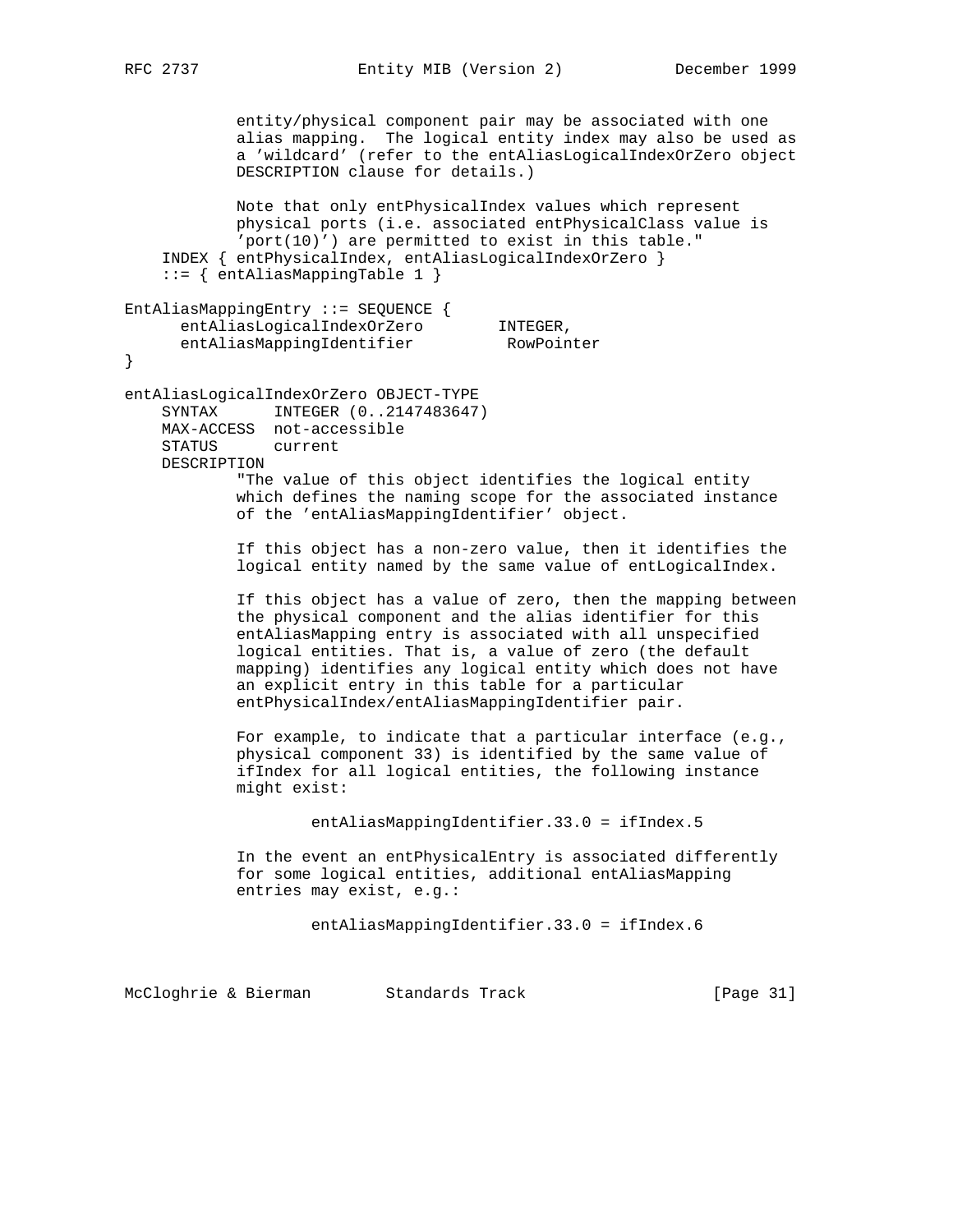```
            entity/physical component pair may be associated with one
            alias mapping.  The logical entity index may also be used as
            a 'wildcard' (refer to the entAliasLogicalIndexOrZero object
            DESCRIPTION clause for details.)

            Note that only entPhysicalIndex values which represent
            physical ports (i.e. associated entPhysicalClass value is
            'port(10)') are permitted to exist in this table."
    INDEX { entPhysicalIndex, entAliasLogicalIndexOrZero }
    ::= { entAliasMappingTable 1 }

EntAliasMappingEntry ::= SEQUENCE {
      entAliasLogicalIndexOrZero        INTEGER,
      entAliasMappingIdentifier          RowPointer
}

entAliasLogicalIndexOrZero OBJECT-TYPE
    SYNTAX      INTEGER (0..2147483647)
    MAX-ACCESS  not-accessible
    STATUS      current
    DESCRIPTION
            "The value of this object identifies the logical entity
            which defines the naming scope for the associated instance
            of the 'entAliasMappingIdentifier' object.

            If this object has a non-zero value, then it identifies the
            logical entity named by the same value of entLogicalIndex.

            If this object has a value of zero, then the mapping between
            the physical component and the alias identifier for this
            entAliasMapping entry is associated with all unspecified
            logical entities. That is, a value of zero (the default
            mapping) identifies any logical entity which does not have
            an explicit entry in this table for a particular
            entPhysicalIndex/entAliasMappingIdentifier pair.

            For example, to indicate that a particular interface (e.g.,
            physical component 33) is identified by the same value of
            ifIndex for all logical entities, the following instance
            might exist:

                    entAliasMappingIdentifier.33.0 = ifIndex.5

            In the event an entPhysicalEntry is associated differently
            for some logical entities, additional entAliasMapping
            entries may exist, e.g.:

                    entAliasMappingIdentifier.33.0 = ifIndex.6
```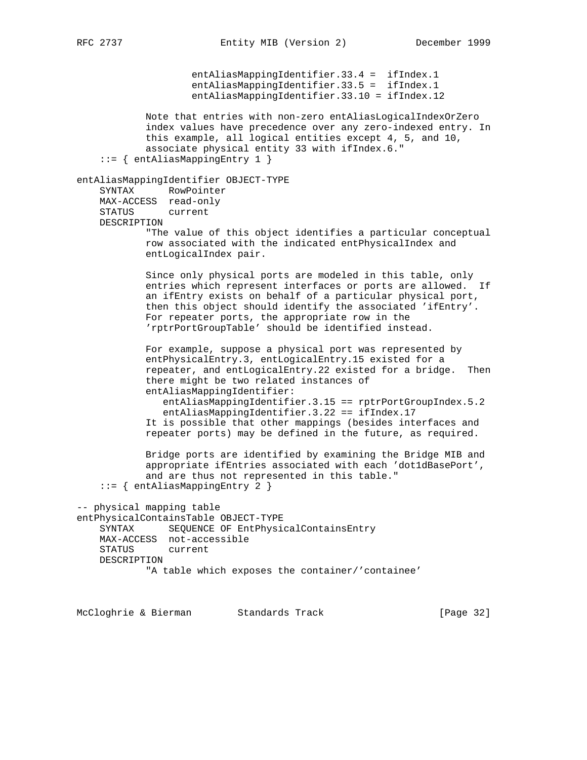```
                   entAliasMappingIdentifier.33.4 =  ifIndex.1
                   entAliasMappingIdentifier.33.5 =  ifIndex.1
                   entAliasMappingIdentifier.33.10 = ifIndex.12

            Note that entries with non-zero entAliasLogicalIndexOrZero
            index values have precedence over any zero-indexed entry. In
            this example, all logical entities except 4, 5, and 10,
            associate physical entity 33 with ifIndex.6."
    ::= { entAliasMappingEntry 1 }

entAliasMappingIdentifier OBJECT-TYPE
    SYNTAX      RowPointer
    MAX-ACCESS  read-only
    STATUS      current
    DESCRIPTION
            "The value of this object identifies a particular conceptual
            row associated with the indicated entPhysicalIndex and
            entLogicalIndex pair.

            Since only physical ports are modeled in this table, only
            entries which represent interfaces or ports are allowed.  If
            an ifEntry exists on behalf of a particular physical port,
            then this object should identify the associated 'ifEntry'.
            For repeater ports, the appropriate row in the
            'rptrPortGroupTable' should be identified instead.

            For example, suppose a physical port was represented by
            entPhysicalEntry.3, entLogicalEntry.15 existed for a
            repeater, and entLogicalEntry.22 existed for a bridge.  Then
            there might be two related instances of
            entAliasMappingIdentifier:
               entAliasMappingIdentifier.3.15 == rptrPortGroupIndex.5.2
               entAliasMappingIdentifier.3.22 == ifIndex.17
            It is possible that other mappings (besides interfaces and
            repeater ports) may be defined in the future, as required.

            Bridge ports are identified by examining the Bridge MIB and
            appropriate ifEntries associated with each 'dot1dBasePort',
            and are thus not represented in this table."
    ::= { entAliasMappingEntry 2 }

-- physical mapping table
entPhysicalContainsTable OBJECT-TYPE
    SYNTAX      SEQUENCE OF EntPhysicalContainsEntry
    MAX-ACCESS  not-accessible
    STATUS      current
    DESCRIPTION
            "A table which exposes the container/'containee'
```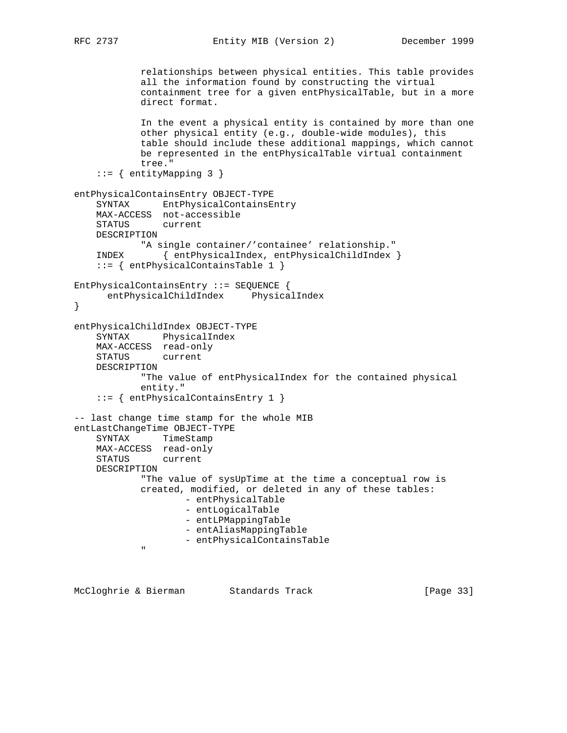```
            relationships between physical entities. This table provides
            all the information found by constructing the virtual
            containment tree for a given entPhysicalTable, but in a more
            direct format.

            In the event a physical entity is contained by more than one
            other physical entity (e.g., double-wide modules), this
            table should include these additional mappings, which cannot
            be represented in the entPhysicalTable virtual containment
            tree."
    ::= { entityMapping 3 }

entPhysicalContainsEntry OBJECT-TYPE
    SYNTAX      EntPhysicalContainsEntry
    MAX-ACCESS  not-accessible
    STATUS      current
    DESCRIPTION
            "A single container/'containee' relationship."
    INDEX       { entPhysicalIndex, entPhysicalChildIndex }
    ::= { entPhysicalContainsTable 1 }

EntPhysicalContainsEntry ::= SEQUENCE {
      entPhysicalChildIndex     PhysicalIndex
}

entPhysicalChildIndex OBJECT-TYPE
    SYNTAX      PhysicalIndex
    MAX-ACCESS  read-only
    STATUS      current
    DESCRIPTION
            "The value of entPhysicalIndex for the contained physical
            entity."
    ::= { entPhysicalContainsEntry 1 }

-- last change time stamp for the whole MIB
entLastChangeTime OBJECT-TYPE
    SYNTAX      TimeStamp
    MAX-ACCESS  read-only
    STATUS      current
    DESCRIPTION
            "The value of sysUpTime at the time a conceptual row is
            created, modified, or deleted in any of these tables:
                    - entPhysicalTable
                    - entLogicalTable
                    - entLPMappingTable
                    - entAliasMappingTable
                    - entPhysicalContainsTable
            "
```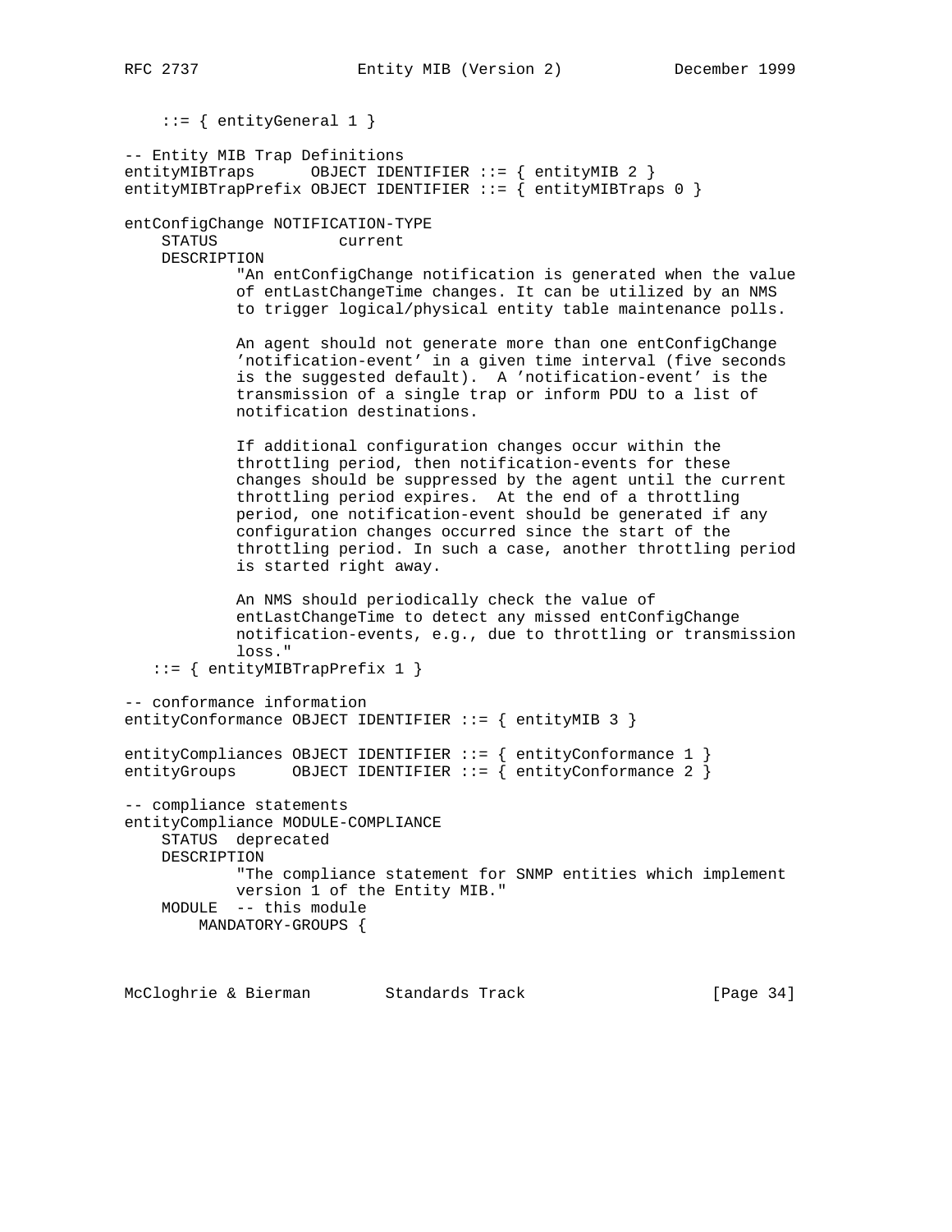```
    ::= { entityGeneral 1 }

-- Entity MIB Trap Definitions
entityMIBTraps      OBJECT IDENTIFIER ::= { entityMIB 2 }
entityMIBTrapPrefix OBJECT IDENTIFIER ::= { entityMIBTraps 0 }

entConfigChange NOTIFICATION-TYPE
    STATUS             current
    DESCRIPTION
            "An entConfigChange notification is generated when the value
            of entLastChangeTime changes. It can be utilized by an NMS
            to trigger logical/physical entity table maintenance polls.

            An agent should not generate more than one entConfigChange
            'notification-event' in a given time interval (five seconds
            is the suggested default).  A 'notification-event' is the
            transmission of a single trap or inform PDU to a list of
            notification destinations.

            If additional configuration changes occur within the
            throttling period, then notification-events for these
            changes should be suppressed by the agent until the current
            throttling period expires.  At the end of a throttling
            period, one notification-event should be generated if any
            configuration changes occurred since the start of the
            throttling period. In such a case, another throttling period
            is started right away.

            An NMS should periodically check the value of
            entLastChangeTime to detect any missed entConfigChange
            notification-events, e.g., due to throttling or transmission
            loss."
   ::= { entityMIBTrapPrefix 1 }

-- conformance information
entityConformance OBJECT IDENTIFIER ::= { entityMIB 3 }

entityCompliances OBJECT IDENTIFIER ::= { entityConformance 1 }
entityGroups      OBJECT IDENTIFIER ::= { entityConformance 2 }

-- compliance statements
entityCompliance MODULE-COMPLIANCE
    STATUS  deprecated
    DESCRIPTION
            "The compliance statement for SNMP entities which implement
            version 1 of the Entity MIB."
    MODULE  -- this module
        MANDATORY-GROUPS {
```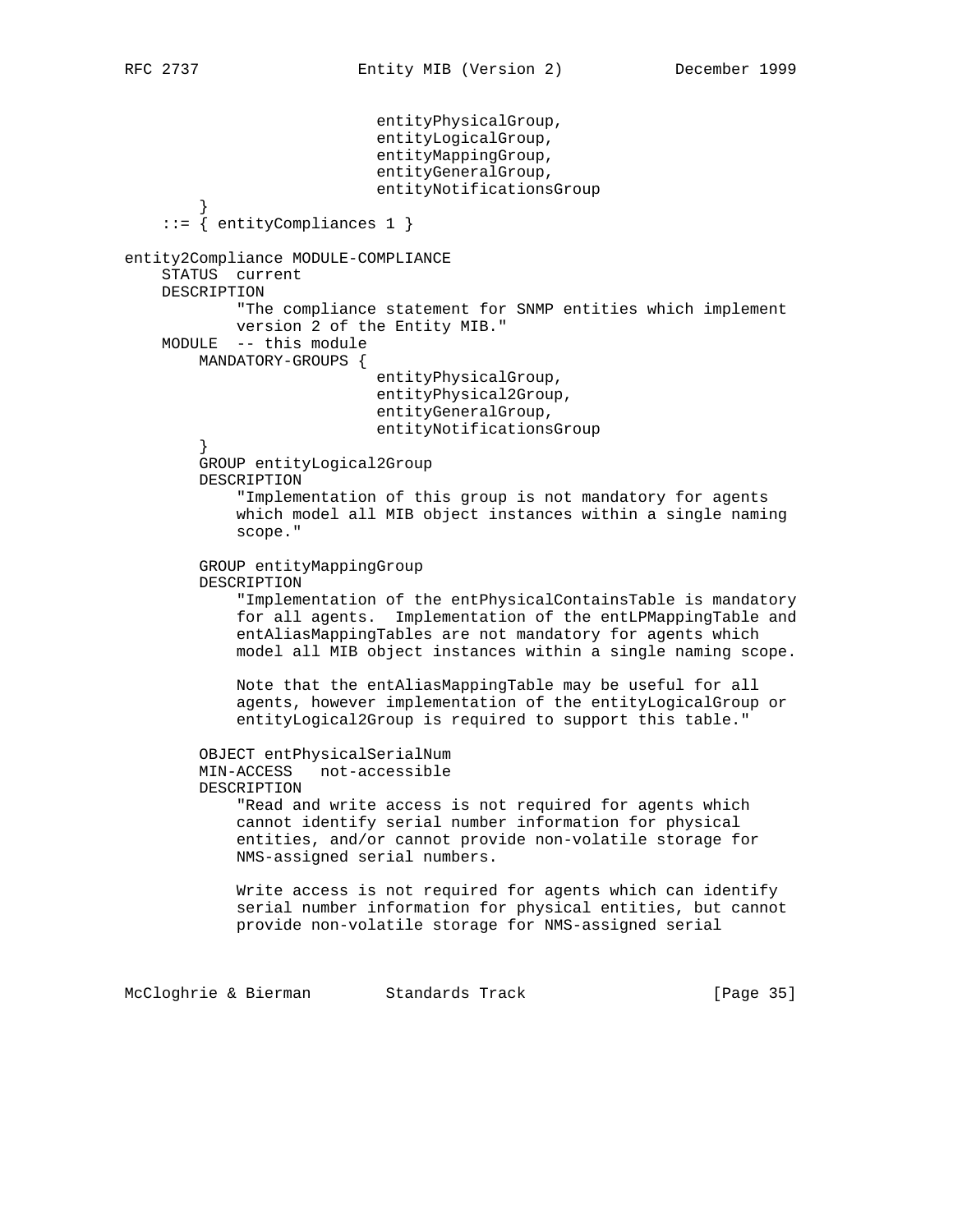```
                            entityPhysicalGroup,
                            entityLogicalGroup,
                            entityMappingGroup,
                            entityGeneralGroup,
                            entityNotificationsGroup
        }
    ::= { entityCompliances 1 }

entity2Compliance MODULE-COMPLIANCE
    STATUS  current
    DESCRIPTION
            "The compliance statement for SNMP entities which implement
            version 2 of the Entity MIB."
    MODULE  -- this module
        MANDATORY-GROUPS {
                            entityPhysicalGroup,
                            entityPhysical2Group,
                            entityGeneralGroup,
                            entityNotificationsGroup
        }
        GROUP entityLogical2Group
        DESCRIPTION
            "Implementation of this group is not mandatory for agents
            which model all MIB object instances within a single naming
            scope."

        GROUP entityMappingGroup
        DESCRIPTION
            "Implementation of the entPhysicalContainsTable is mandatory
            for all agents.  Implementation of the entLPMappingTable and
            entAliasMappingTables are not mandatory for agents which
            model all MIB object instances within a single naming scope.

            Note that the entAliasMappingTable may be useful for all
            agents, however implementation of the entityLogicalGroup or
            entityLogical2Group is required to support this table."

        OBJECT entPhysicalSerialNum
        MIN-ACCESS   not-accessible
        DESCRIPTION
            "Read and write access is not required for agents which
            cannot identify serial number information for physical
            entities, and/or cannot provide non-volatile storage for
            NMS-assigned serial numbers.

            Write access is not required for agents which can identify
            serial number information for physical entities, but cannot
            provide non-volatile storage for NMS-assigned serial
```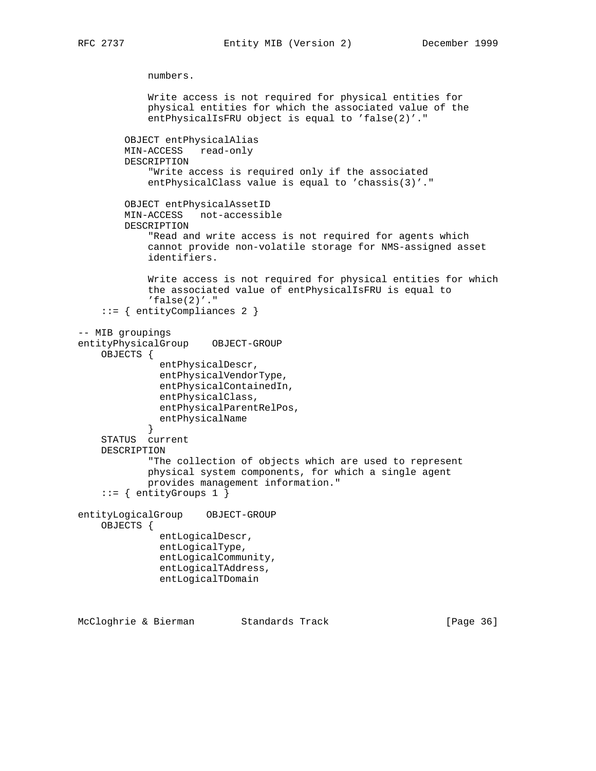```
            numbers.

            Write access is not required for physical entities for
            physical entities for which the associated value of the
            entPhysicalIsFRU object is equal to 'false(2)'."

        OBJECT entPhysicalAlias
        MIN-ACCESS   read-only
        DESCRIPTION
            "Write access is required only if the associated
            entPhysicalClass value is equal to 'chassis(3)'."

        OBJECT entPhysicalAssetID
        MIN-ACCESS   not-accessible
        DESCRIPTION
            "Read and write access is not required for agents which
            cannot provide non-volatile storage for NMS-assigned asset
            identifiers.

            Write access is not required for physical entities for which
            the associated value of entPhysicalIsFRU is equal to
            'false(2)'."
    ::= { entityCompliances 2 }

-- MIB groupings
entityPhysicalGroup    OBJECT-GROUP
    OBJECTS {
              entPhysicalDescr,
              entPhysicalVendorType,
              entPhysicalContainedIn,
              entPhysicalClass,
              entPhysicalParentRelPos,
              entPhysicalName
            }
    STATUS  current
    DESCRIPTION
            "The collection of objects which are used to represent
            physical system components, for which a single agent
            provides management information."
    ::= { entityGroups 1 }

entityLogicalGroup    OBJECT-GROUP
    OBJECTS {
              entLogicalDescr,
              entLogicalType,
              entLogicalCommunity,
              entLogicalTAddress,
              entLogicalTDomain
```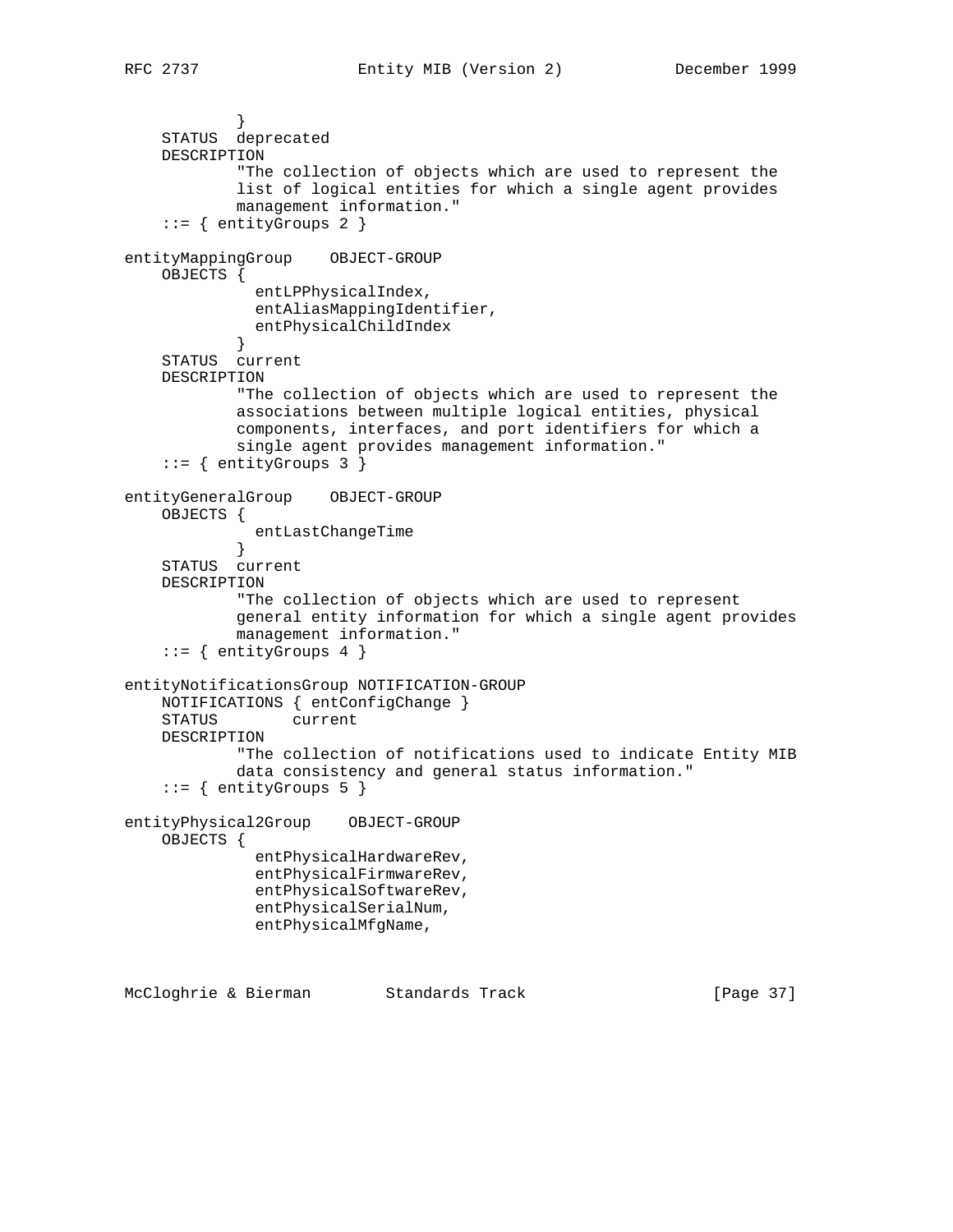```
            }
    STATUS  deprecated
    DESCRIPTION
            "The collection of objects which are used to represent the
            list of logical entities for which a single agent provides
            management information."
    ::= { entityGroups 2 }

entityMappingGroup    OBJECT-GROUP
    OBJECTS {
              entLPPhysicalIndex,
              entAliasMappingIdentifier,
              entPhysicalChildIndex
            }
    STATUS  current
    DESCRIPTION
            "The collection of objects which are used to represent the
            associations between multiple logical entities, physical
            components, interfaces, and port identifiers for which a
            single agent provides management information."
    ::= { entityGroups 3 }

entityGeneralGroup    OBJECT-GROUP
    OBJECTS {
              entLastChangeTime
            }
    STATUS  current
    DESCRIPTION
            "The collection of objects which are used to represent
            general entity information for which a single agent provides
            management information."
    ::= { entityGroups 4 }

entityNotificationsGroup NOTIFICATION-GROUP
    NOTIFICATIONS { entConfigChange }
    STATUS        current
    DESCRIPTION
            "The collection of notifications used to indicate Entity MIB
            data consistency and general status information."
    ::= { entityGroups 5 }

entityPhysical2Group    OBJECT-GROUP
    OBJECTS {
              entPhysicalHardwareRev,
              entPhysicalFirmwareRev,
              entPhysicalSoftwareRev,
              entPhysicalSerialNum,
              entPhysicalMfgName,
```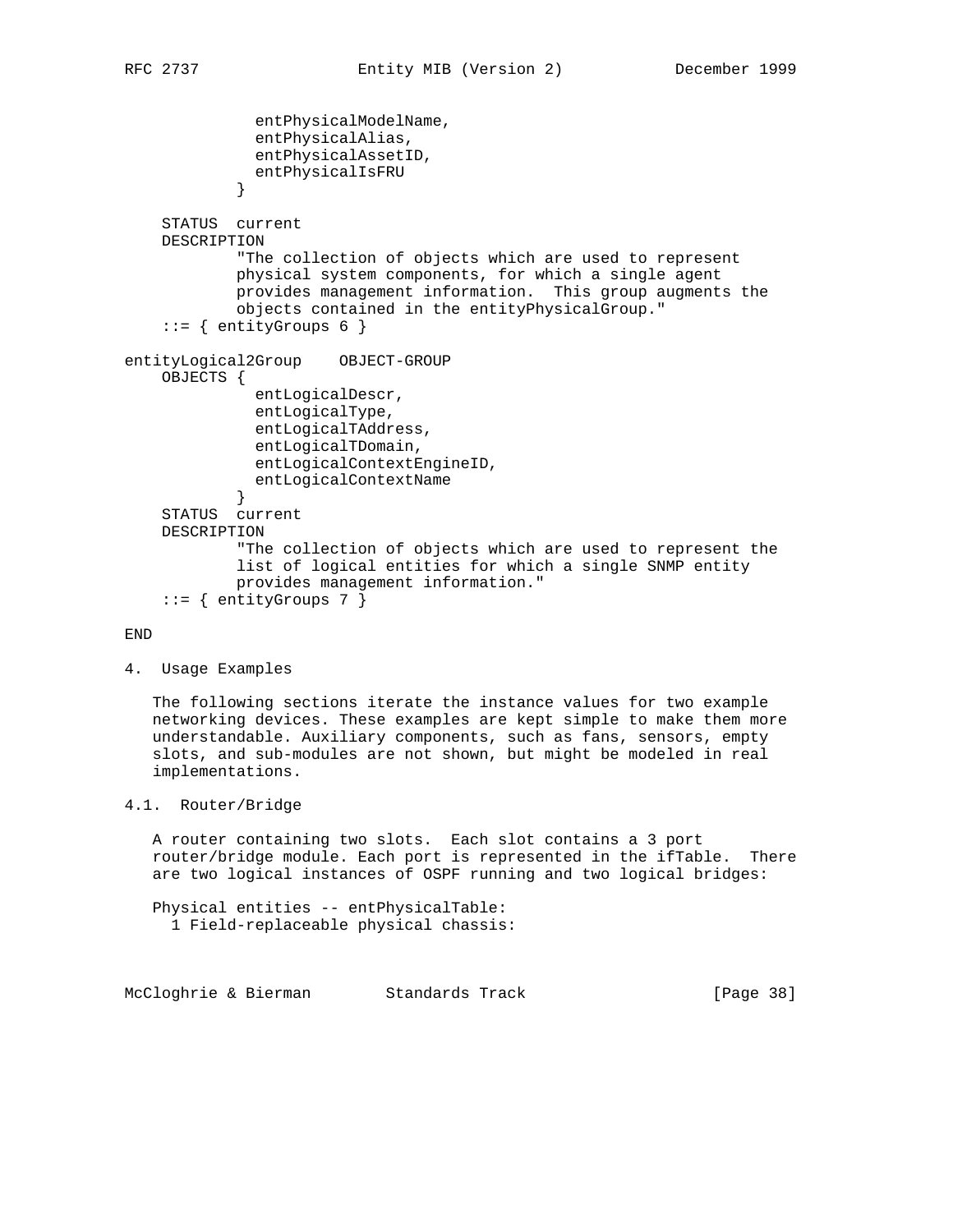```
              entPhysicalModelName,
              entPhysicalAlias,
              entPhysicalAssetID,
              entPhysicalIsFRU
            }

    STATUS  current
    DESCRIPTION
            "The collection of objects which are used to represent
            physical system components, for which a single agent
            provides management information.  This group augments the
            objects contained in the entityPhysicalGroup."
    ::= { entityGroups 6 }

entityLogical2Group    OBJECT-GROUP
    OBJECTS {
              entLogicalDescr,
              entLogicalType,
              entLogicalTAddress,
              entLogicalTDomain,
              entLogicalContextEngineID,
              entLogicalContextName
            }
    STATUS  current
    DESCRIPTION
            "The collection of objects which are used to represent the
            list of logical entities for which a single SNMP entity
            provides management information."
    ::= { entityGroups 7 }

END
```

## 4. Usage Examples

The following sections iterate the instance values for two example networking devices. These examples are kept simple to make them more understandable. Auxiliary components, such as fans, sensors, empty slots, and sub-modules are not shown, but might be modeled in real implementations.

### 4.1. Router/Bridge

A router containing two slots. Each slot contains a 3 port router/bridge module. Each port is represented in the ifTable. There are two logical instances of OSPF running and two logical bridges:

```
Physical entities -- entPhysicalTable:
  1 Field-replaceable physical chassis:
```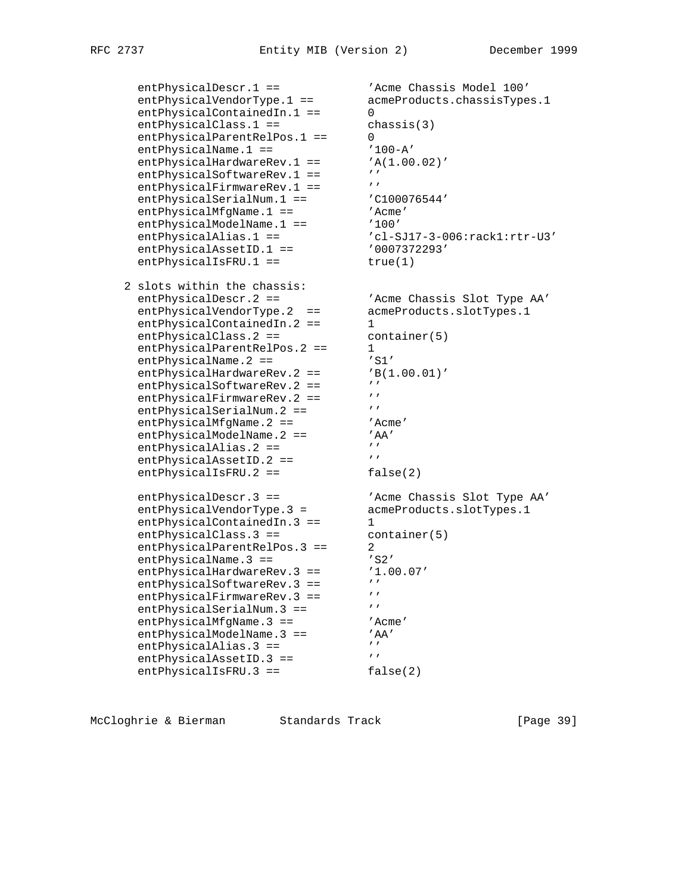```
   entPhysicalDescr.1 ==            'Acme Chassis Model 100'
   entPhysicalVendorType.1 ==       acmeProducts.chassisTypes.1
   entPhysicalContainedIn.1 ==      0
   entPhysicalClass.1 ==            chassis(3)
   entPhysicalParentRelPos.1 ==     0
   entPhysicalName.1 ==             '100-A'
   entPhysicalHardwareRev.1 ==      'A(1.00.02)'
   entPhysicalSoftwareRev.1 ==      ''
   entPhysicalFirmwareRev.1 ==      ''
   entPhysicalSerialNum.1 ==        'C100076544'
   entPhysicalMfgName.1 ==          'Acme'
   entPhysicalModelName.1 ==        '100'
   entPhysicalAlias.1 ==            'cl-SJ17-3-006:rack1:rtr-U3'
   entPhysicalAssetID.1 ==          '0007372293'
   entPhysicalIsFRU.1 ==            true(1)

 2 slots within the chassis:
   entPhysicalDescr.2 ==            'Acme Chassis Slot Type AA'
   entPhysicalVendorType.2  ==      acmeProducts.slotTypes.1
   entPhysicalContainedIn.2 ==      1
   entPhysicalClass.2 ==            container(5)
   entPhysicalParentRelPos.2 ==     1
   entPhysicalName.2 ==             'S1'
   entPhysicalHardwareRev.2 ==      'B(1.00.01)'
   entPhysicalSoftwareRev.2 ==      ''
   entPhysicalFirmwareRev.2 ==      ''
   entPhysicalSerialNum.2 ==        ''
   entPhysicalMfgName.2 ==          'Acme'
   entPhysicalModelName.2 ==        'AA'
   entPhysicalAlias.2 ==            ''
   entPhysicalAssetID.2 ==          ''
   entPhysicalIsFRU.2 ==            false(2)

   entPhysicalDescr.3 ==            'Acme Chassis Slot Type AA'
   entPhysicalVendorType.3 =        acmeProducts.slotTypes.1
   entPhysicalContainedIn.3 ==      1
   entPhysicalClass.3 ==            container(5)
   entPhysicalParentRelPos.3 ==     2
   entPhysicalName.3 ==             'S2'
   entPhysicalHardwareRev.3 ==      '1.00.07'
   entPhysicalSoftwareRev.3 ==      ''
   entPhysicalFirmwareRev.3 ==      ''
   entPhysicalSerialNum.3 ==        ''
   entPhysicalMfgName.3 ==          'Acme'
   entPhysicalModelName.3 ==        'AA'
   entPhysicalAlias.3 ==            ''
   entPhysicalAssetID.3 ==          ''
   entPhysicalIsFRU.3 ==            false(2)
```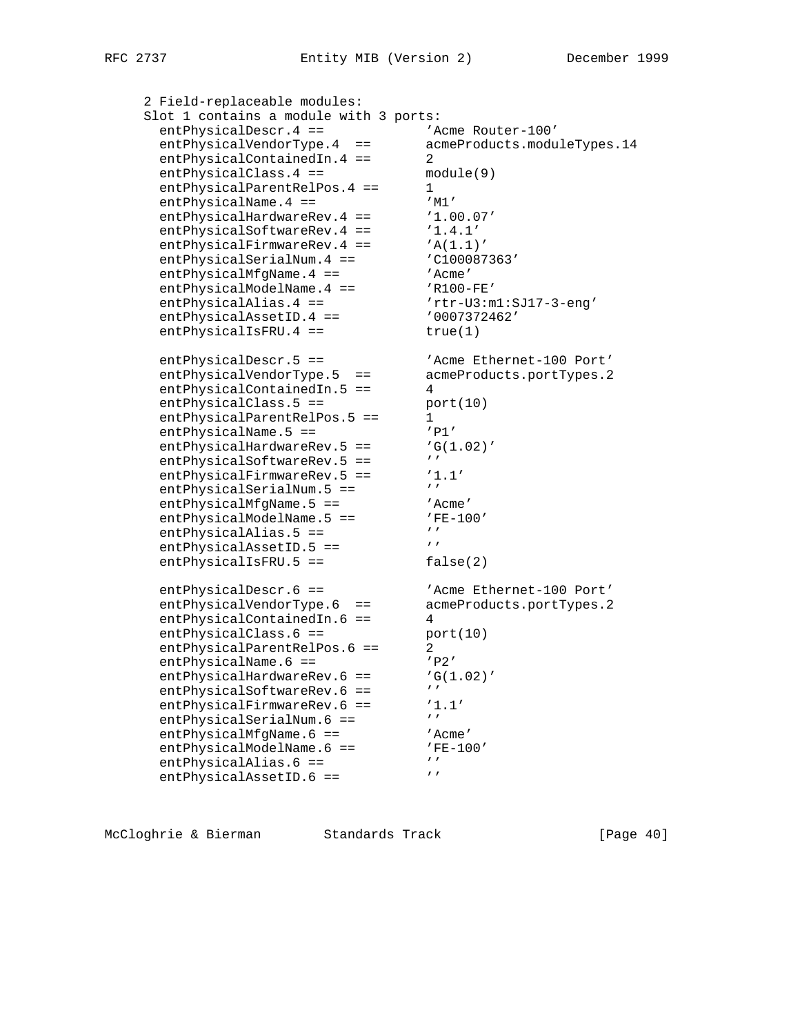```
   2 Field-replaceable modules:
   Slot 1 contains a module with 3 ports:
     entPhysicalDescr.4 ==            'Acme Router-100'
     entPhysicalVendorType.4  ==      acmeProducts.moduleTypes.14
     entPhysicalContainedIn.4 ==      2
     entPhysicalClass.4 ==            module(9)
     entPhysicalParentRelPos.4 ==     1
     entPhysicalName.4 ==             'M1'
     entPhysicalHardwareRev.4 ==      '1.00.07'
     entPhysicalSoftwareRev.4 ==      '1.4.1'
     entPhysicalFirmwareRev.4 ==      'A(1.1)'
     entPhysicalSerialNum.4 ==        'C100087363'
     entPhysicalMfgName.4 ==          'Acme'
     entPhysicalModelName.4 ==        'R100-FE'
     entPhysicalAlias.4 ==            'rtr-U3:m1:SJ17-3-eng'
     entPhysicalAssetID.4 ==          '0007372462'
     entPhysicalIsFRU.4 ==            true(1)

     entPhysicalDescr.5 ==            'Acme Ethernet-100 Port'
     entPhysicalVendorType.5  ==      acmeProducts.portTypes.2
     entPhysicalContainedIn.5 ==      4
     entPhysicalClass.5 ==            port(10)
     entPhysicalParentRelPos.5 ==     1
     entPhysicalName.5 ==             'P1'
     entPhysicalHardwareRev.5 ==      'G(1.02)'
     entPhysicalSoftwareRev.5 ==      ''
     entPhysicalFirmwareRev.5 ==      '1.1'
     entPhysicalSerialNum.5 ==        ''
     entPhysicalMfgName.5 ==          'Acme'
     entPhysicalModelName.5 ==        'FE-100'
     entPhysicalAlias.5 ==            ''
     entPhysicalAssetID.5 ==          ''
     entPhysicalIsFRU.5 ==            false(2)

     entPhysicalDescr.6 ==            'Acme Ethernet-100 Port'
     entPhysicalVendorType.6  ==      acmeProducts.portTypes.2
     entPhysicalContainedIn.6 ==      4
     entPhysicalClass.6 ==            port(10)
     entPhysicalParentRelPos.6 ==     2
     entPhysicalName.6 ==             'P2'
     entPhysicalHardwareRev.6 ==      'G(1.02)'
     entPhysicalSoftwareRev.6 ==      ''
     entPhysicalFirmwareRev.6 ==      '1.1'
     entPhysicalSerialNum.6 ==        ''
     entPhysicalMfgName.6 ==          'Acme'
     entPhysicalModelName.6 ==        'FE-100'
     entPhysicalAlias.6 ==            ''
     entPhysicalAssetID.6 ==          ''
```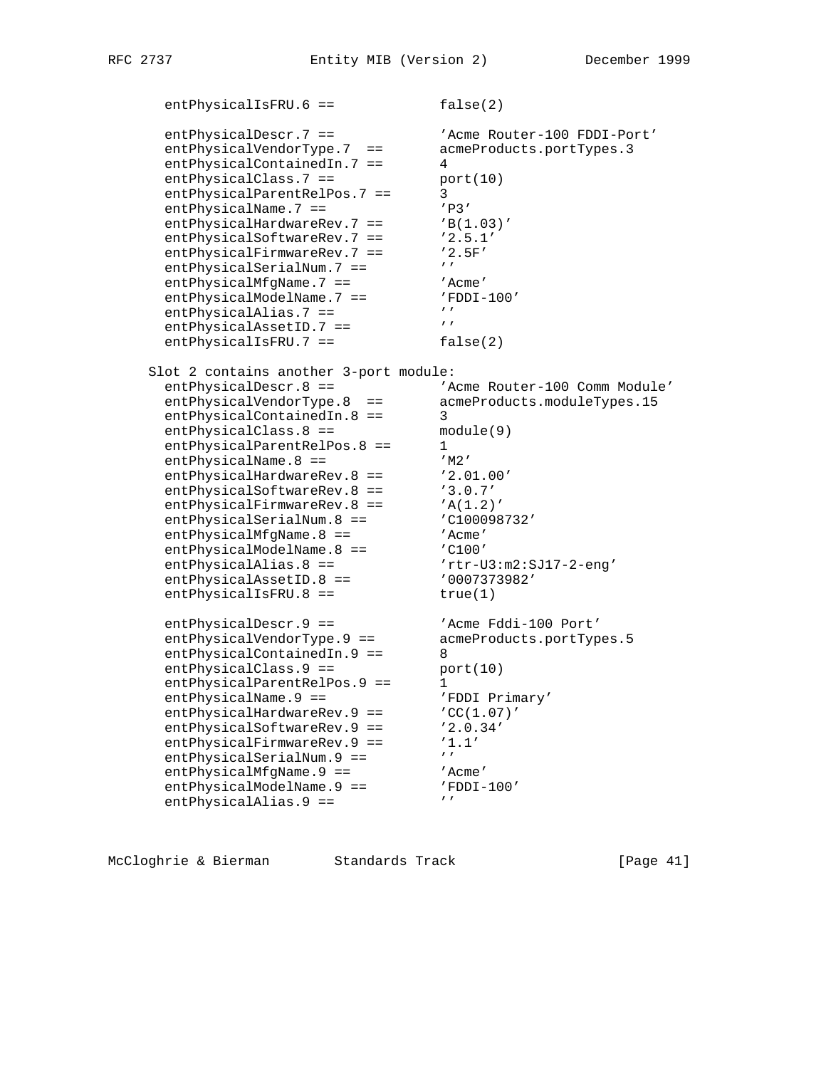```
       entPhysicalIsFRU.6 ==            false(2)

       entPhysicalDescr.7 ==            'Acme Router-100 FDDI-Port'
       entPhysicalVendorType.7  ==      acmeProducts.portTypes.3
       entPhysicalContainedIn.7 ==      4
       entPhysicalClass.7 ==            port(10)
       entPhysicalParentRelPos.7 ==     3
       entPhysicalName.7 ==             'P3'
       entPhysicalHardwareRev.7 ==      'B(1.03)'
       entPhysicalSoftwareRev.7 ==      '2.5.1'
       entPhysicalFirmwareRev.7 ==      '2.5F'
       entPhysicalSerialNum.7 ==        ''
       entPhysicalMfgName.7 ==          'Acme'
       entPhysicalModelName.7 ==        'FDDI-100'
       entPhysicalAlias.7 ==            ''
       entPhysicalAssetID.7 ==          ''
       entPhysicalIsFRU.7 ==            false(2)

     Slot 2 contains another 3-port module:
       entPhysicalDescr.8 ==            'Acme Router-100 Comm Module'
       entPhysicalVendorType.8  ==      acmeProducts.moduleTypes.15
       entPhysicalContainedIn.8 ==      3
       entPhysicalClass.8 ==            module(9)
       entPhysicalParentRelPos.8 ==     1
       entPhysicalName.8 ==             'M2'
       entPhysicalHardwareRev.8 ==      '2.01.00'
       entPhysicalSoftwareRev.8 ==      '3.0.7'
       entPhysicalFirmwareRev.8 ==      'A(1.2)'
       entPhysicalSerialNum.8 ==        'C100098732'
       entPhysicalMfgName.8 ==          'Acme'
       entPhysicalModelName.8 ==        'C100'
       entPhysicalAlias.8 ==            'rtr-U3:m2:SJ17-2-eng'
       entPhysicalAssetID.8 ==          '0007373982'
       entPhysicalIsFRU.8 ==            true(1)

       entPhysicalDescr.9 ==            'Acme Fddi-100 Port'
       entPhysicalVendorType.9 ==       acmeProducts.portTypes.5
       entPhysicalContainedIn.9 ==      8
       entPhysicalClass.9 ==            port(10)
       entPhysicalParentRelPos.9 ==     1
       entPhysicalName.9 ==             'FDDI Primary'
       entPhysicalHardwareRev.9 ==      'CC(1.07)'
       entPhysicalSoftwareRev.9 ==      '2.0.34'
       entPhysicalFirmwareRev.9 ==      '1.1'
       entPhysicalSerialNum.9 ==        ''
       entPhysicalMfgName.9 ==          'Acme'
       entPhysicalModelName.9 ==        'FDDI-100'
       entPhysicalAlias.9 ==            ''
```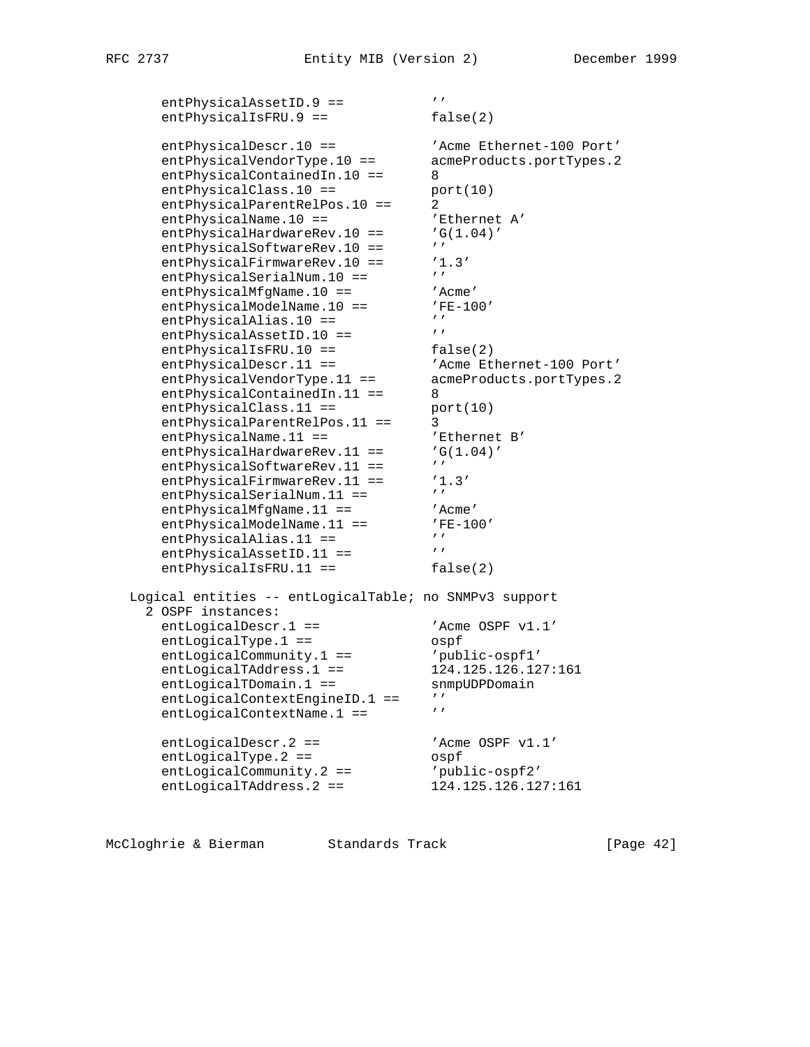```
      entPhysicalAssetID.9 ==           ''
      entPhysicalIsFRU.9 ==             false(2)

      entPhysicalDescr.10 ==            'Acme Ethernet-100 Port'
      entPhysicalVendorType.10 ==       acmeProducts.portTypes.2
      entPhysicalContainedIn.10 ==      8
      entPhysicalClass.10 ==            port(10)
      entPhysicalParentRelPos.10 ==     2
      entPhysicalName.10 ==             'Ethernet A'
      entPhysicalHardwareRev.10 ==      'G(1.04)'
      entPhysicalSoftwareRev.10 ==      ''
      entPhysicalFirmwareRev.10 ==      '1.3'
      entPhysicalSerialNum.10 ==        ''
      entPhysicalMfgName.10 ==          'Acme'
      entPhysicalModelName.10 ==        'FE-100'
      entPhysicalAlias.10 ==            ''
      entPhysicalAssetID.10 ==          ''
      entPhysicalIsFRU.10 ==            false(2)
      entPhysicalDescr.11 ==            'Acme Ethernet-100 Port'
      entPhysicalVendorType.11 ==       acmeProducts.portTypes.2
      entPhysicalContainedIn.11 ==      8
      entPhysicalClass.11 ==            port(10)
      entPhysicalParentRelPos.11 ==     3
      entPhysicalName.11 ==             'Ethernet B'
      entPhysicalHardwareRev.11 ==      'G(1.04)'
      entPhysicalSoftwareRev.11 ==      ''
      entPhysicalFirmwareRev.11 ==      '1.3'
      entPhysicalSerialNum.11 ==        ''
      entPhysicalMfgName.11 ==          'Acme'
      entPhysicalModelName.11 ==        'FE-100'
      entPhysicalAlias.11 ==            ''
      entPhysicalAssetID.11 ==          ''
      entPhysicalIsFRU.11 ==            false(2)

   Logical entities -- entLogicalTable; no SNMPv3 support
     2 OSPF instances:
      entLogicalDescr.1 ==              'Acme OSPF v1.1'
      entLogicalType.1 ==               ospf
      entLogicalCommunity.1 ==          'public-ospf1'
      entLogicalTAddress.1 ==           124.125.126.127:161
      entLogicalTDomain.1 ==            snmpUDPDomain
      entLogicalContextEngineID.1 ==    ''
      entLogicalContextName.1 ==        ''

      entLogicalDescr.2 ==              'Acme OSPF v1.1'
      entLogicalType.2 ==               ospf
      entLogicalCommunity.2 ==          'public-ospf2'
      entLogicalTAddress.2 ==           124.125.126.127:161
```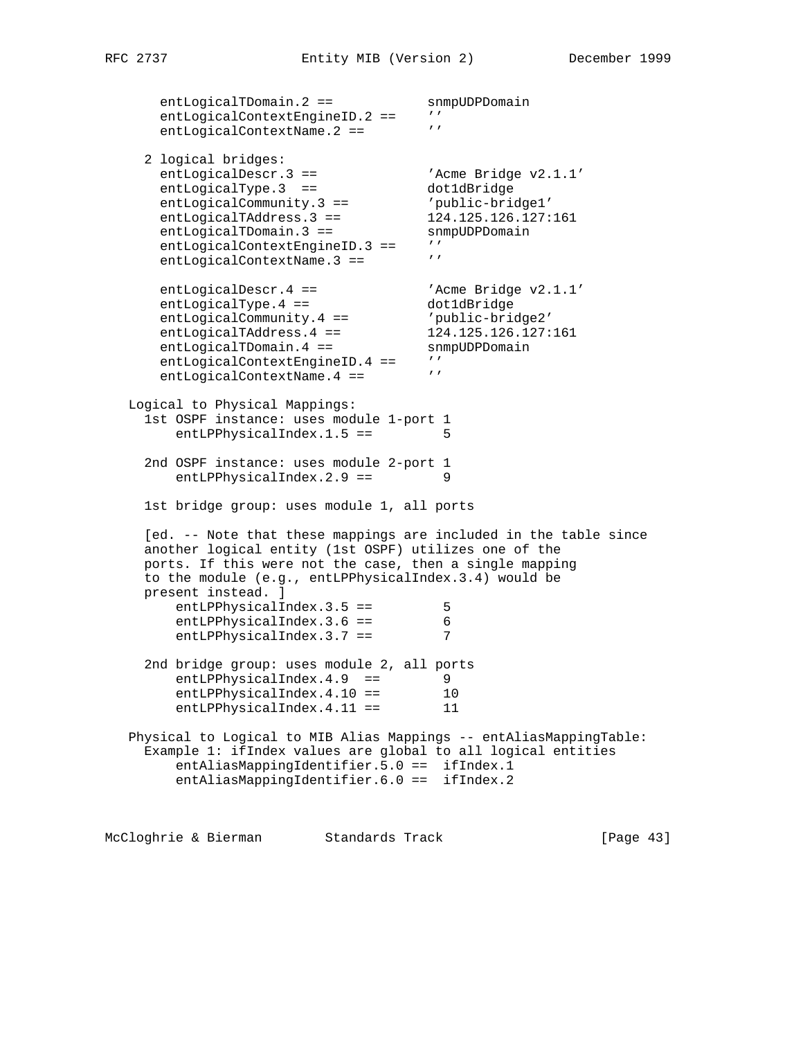```
      entLogicalTDomain.2 ==           snmpUDPDomain
      entLogicalContextEngineID.2 ==   ''
      entLogicalContextName.2 ==       ''

    2 logical bridges:
      entLogicalDescr.3 ==             'Acme Bridge v2.1.1'
      entLogicalType.3  ==             dot1dBridge
      entLogicalCommunity.3 ==         'public-bridge1'
      entLogicalTAddress.3 ==          124.125.126.127:161
      entLogicalTDomain.3 ==           snmpUDPDomain
      entLogicalContextEngineID.3 ==   ''
      entLogicalContextName.3 ==       ''

      entLogicalDescr.4 ==             'Acme Bridge v2.1.1'
      entLogicalType.4 ==              dot1dBridge
      entLogicalCommunity.4 ==         'public-bridge2'
      entLogicalTAddress.4 ==          124.125.126.127:161
      entLogicalTDomain.4 ==           snmpUDPDomain
      entLogicalContextEngineID.4 ==   ''
      entLogicalContextName.4 ==       ''

  Logical to Physical Mappings:
    1st OSPF instance: uses module 1-port 1
        entLPPhysicalIndex.1.5 ==         5

    2nd OSPF instance: uses module 2-port 1
        entLPPhysicalIndex.2.9 ==         9

    1st bridge group: uses module 1, all ports

    [ed. -- Note that these mappings are included in the table since
    another logical entity (1st OSPF) utilizes one of the
    ports. If this were not the case, then a single mapping
    to the module (e.g., entLPPhysicalIndex.3.4) would be
    present instead. ]
        entLPPhysicalIndex.3.5 ==         5
        entLPPhysicalIndex.3.6 ==         6
        entLPPhysicalIndex.3.7 ==         7

    2nd bridge group: uses module 2, all ports
        entLPPhysicalIndex.4.9  ==        9
        entLPPhysicalIndex.4.10 ==        10
        entLPPhysicalIndex.4.11 ==        11

  Physical to Logical to MIB Alias Mappings -- entAliasMappingTable:
    Example 1: ifIndex values are global to all logical entities
        entAliasMappingIdentifier.5.0 ==  ifIndex.1
        entAliasMappingIdentifier.6.0 ==  ifIndex.2
```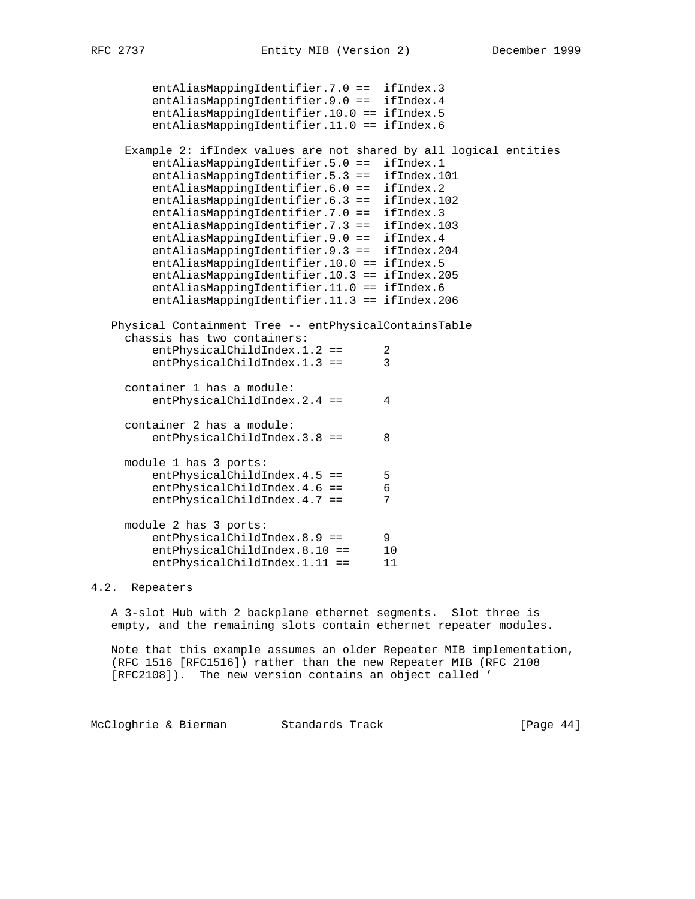```
     entAliasMappingIdentifier.7.0 ==  ifIndex.3
     entAliasMappingIdentifier.9.0 ==  ifIndex.4
     entAliasMappingIdentifier.10.0 == ifIndex.5
     entAliasMappingIdentifier.11.0 == ifIndex.6

 Example 2: ifIndex values are not shared by all logical entities
     entAliasMappingIdentifier.5.0 ==  ifIndex.1
     entAliasMappingIdentifier.5.3 ==  ifIndex.101
     entAliasMappingIdentifier.6.0 ==  ifIndex.2
     entAliasMappingIdentifier.6.3 ==  ifIndex.102
     entAliasMappingIdentifier.7.0 ==  ifIndex.3
     entAliasMappingIdentifier.7.3 ==  ifIndex.103
     entAliasMappingIdentifier.9.0 ==  ifIndex.4
     entAliasMappingIdentifier.9.3 ==  ifIndex.204
     entAliasMappingIdentifier.10.0 == ifIndex.5
     entAliasMappingIdentifier.10.3 == ifIndex.205
     entAliasMappingIdentifier.11.0 == ifIndex.6
     entAliasMappingIdentifier.11.3 == ifIndex.206
```

Physical Containment Tree -- entPhysicalContainsTable

```
 chassis has two containers:
     entPhysicalChildIndex.1.2 ==      2
     entPhysicalChildIndex.1.3 ==      3

 container 1 has a module:
     entPhysicalChildIndex.2.4 ==      4

 container 2 has a module:
     entPhysicalChildIndex.3.8 ==      8

 module 1 has 3 ports:
     entPhysicalChildIndex.4.5 ==      5
     entPhysicalChildIndex.4.6 ==      6
     entPhysicalChildIndex.4.7 ==      7

 module 2 has 3 ports:
     entPhysicalChildIndex.8.9 ==      9
     entPhysicalChildIndex.8.10 ==     10
     entPhysicalChildIndex.1.11 ==     11
```

## 4.2. Repeaters

A 3-slot Hub with 2 backplane ethernet segments. Slot three is empty, and the remaining slots contain ethernet repeater modules.

Note that this example assumes an older Repeater MIB implementation, (RFC 1516 [RFC1516]) rather than the new Repeater MIB (RFC 2108 [RFC2108]). The new version contains an object called '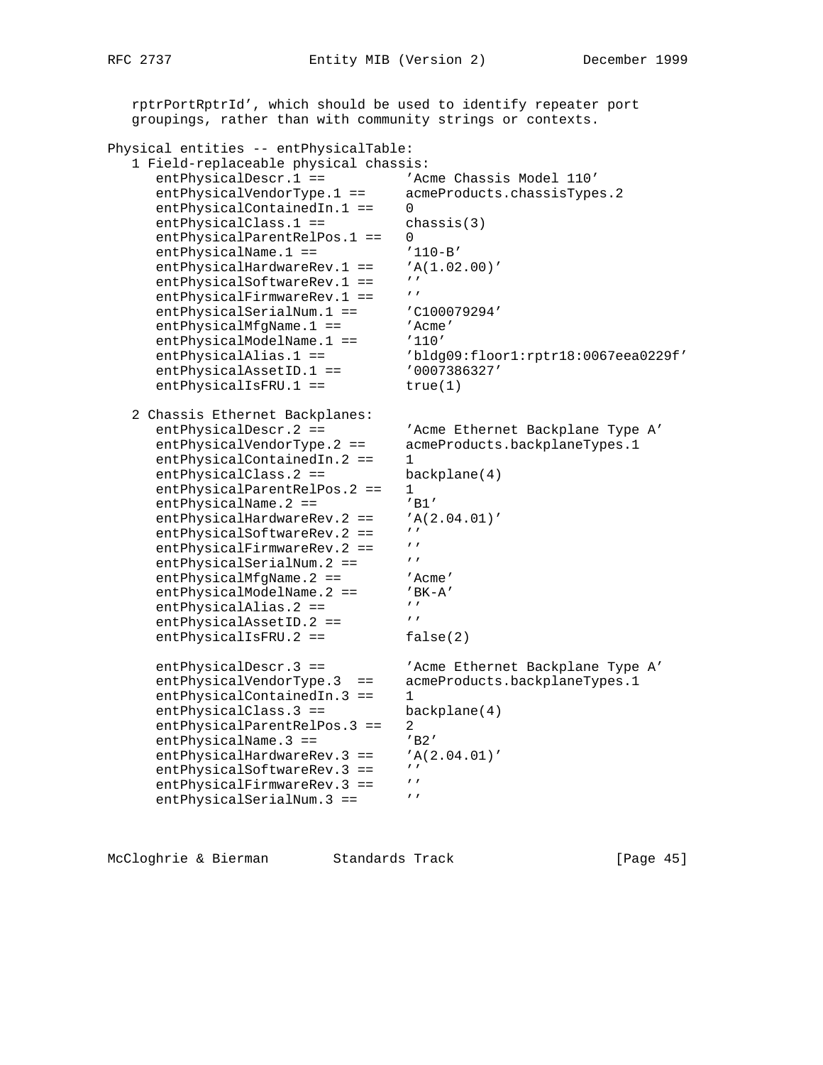rptrPortRptrId', which should be used to identify repeater port groupings, rather than with community strings or contexts.

```
Physical entities -- entPhysicalTable:
   1 Field-replaceable physical chassis:
      entPhysicalDescr.1 ==          'Acme Chassis Model 110'
      entPhysicalVendorType.1 ==     acmeProducts.chassisTypes.2
      entPhysicalContainedIn.1 ==    0
      entPhysicalClass.1 ==          chassis(3)
      entPhysicalParentRelPos.1 ==   0
      entPhysicalName.1 ==           '110-B'
      entPhysicalHardwareRev.1 ==    'A(1.02.00)'
      entPhysicalSoftwareRev.1 ==    ''
      entPhysicalFirmwareRev.1 ==    ''
      entPhysicalSerialNum.1 ==      'C100079294'
      entPhysicalMfgName.1 ==        'Acme'
      entPhysicalModelName.1 ==      '110'
      entPhysicalAlias.1 ==          'bldg09:floor1:rptr18:0067eea0229f'
      entPhysicalAssetID.1 ==        '0007386327'
      entPhysicalIsFRU.1 ==          true(1)

   2 Chassis Ethernet Backplanes:
      entPhysicalDescr.2 ==          'Acme Ethernet Backplane Type A'
      entPhysicalVendorType.2 ==     acmeProducts.backplaneTypes.1
      entPhysicalContainedIn.2 ==    1
      entPhysicalClass.2 ==          backplane(4)
      entPhysicalParentRelPos.2 ==   1
      entPhysicalName.2 ==           'B1'
      entPhysicalHardwareRev.2 ==    'A(2.04.01)'
      entPhysicalSoftwareRev.2 ==    ''
      entPhysicalFirmwareRev.2 ==    ''
      entPhysicalSerialNum.2 ==      ''
      entPhysicalMfgName.2 ==        'Acme'
      entPhysicalModelName.2 ==      'BK-A'
      entPhysicalAlias.2 ==          ''
      entPhysicalAssetID.2 ==        ''
      entPhysicalIsFRU.2 ==          false(2)

      entPhysicalDescr.3 ==          'Acme Ethernet Backplane Type A'
      entPhysicalVendorType.3  ==    acmeProducts.backplaneTypes.1
      entPhysicalContainedIn.3 ==    1
      entPhysicalClass.3 ==          backplane(4)
      entPhysicalParentRelPos.3 ==   2
      entPhysicalName.3 ==           'B2'
      entPhysicalHardwareRev.3 ==    'A(2.04.01)'
      entPhysicalSoftwareRev.3 ==    ''
      entPhysicalFirmwareRev.3 ==    ''
      entPhysicalSerialNum.3 ==      ''
```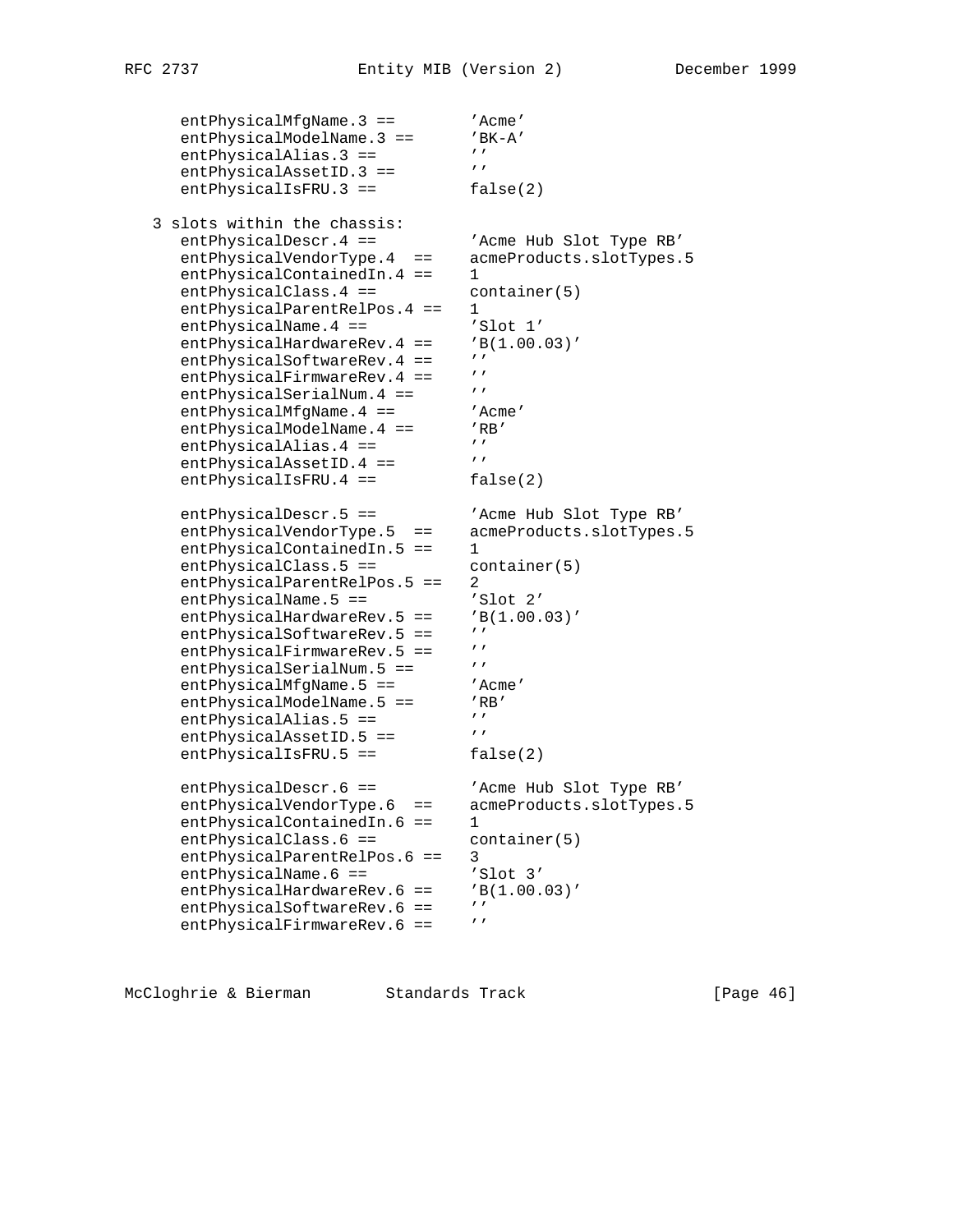```
      entPhysicalMfgName.3 ==        'Acme'
      entPhysicalModelName.3 ==      'BK-A'
      entPhysicalAlias.3 ==          ''
      entPhysicalAssetID.3 ==        ''
      entPhysicalIsFRU.3 ==          false(2)

   3 slots within the chassis:
      entPhysicalDescr.4 ==          'Acme Hub Slot Type RB'
      entPhysicalVendorType.4  ==    acmeProducts.slotTypes.5
      entPhysicalContainedIn.4 ==    1
      entPhysicalClass.4 ==          container(5)
      entPhysicalParentRelPos.4 ==   1
      entPhysicalName.4 ==           'Slot 1'
      entPhysicalHardwareRev.4 ==    'B(1.00.03)'
      entPhysicalSoftwareRev.4 ==    ''
      entPhysicalFirmwareRev.4 ==    ''
      entPhysicalSerialNum.4 ==      ''
      entPhysicalMfgName.4 ==        'Acme'
      entPhysicalModelName.4 ==      'RB'
      entPhysicalAlias.4 ==          ''
      entPhysicalAssetID.4 ==        ''
      entPhysicalIsFRU.4 ==          false(2)

      entPhysicalDescr.5 ==          'Acme Hub Slot Type RB'
      entPhysicalVendorType.5  ==    acmeProducts.slotTypes.5
      entPhysicalContainedIn.5 ==    1
      entPhysicalClass.5 ==          container(5)
      entPhysicalParentRelPos.5 ==   2
      entPhysicalName.5 ==           'Slot 2'
      entPhysicalHardwareRev.5 ==    'B(1.00.03)'
      entPhysicalSoftwareRev.5 ==    ''
      entPhysicalFirmwareRev.5 ==    ''
      entPhysicalSerialNum.5 ==      ''
      entPhysicalMfgName.5 ==        'Acme'
      entPhysicalModelName.5 ==      'RB'
      entPhysicalAlias.5 ==          ''
      entPhysicalAssetID.5 ==        ''
      entPhysicalIsFRU.5 ==          false(2)

      entPhysicalDescr.6 ==          'Acme Hub Slot Type RB'
      entPhysicalVendorType.6  ==    acmeProducts.slotTypes.5
      entPhysicalContainedIn.6 ==    1
      entPhysicalClass.6 ==          container(5)
      entPhysicalParentRelPos.6 ==   3
      entPhysicalName.6 ==           'Slot 3'
      entPhysicalHardwareRev.6 ==    'B(1.00.03)'
      entPhysicalSoftwareRev.6 ==    ''
      entPhysicalFirmwareRev.6 ==    ''
```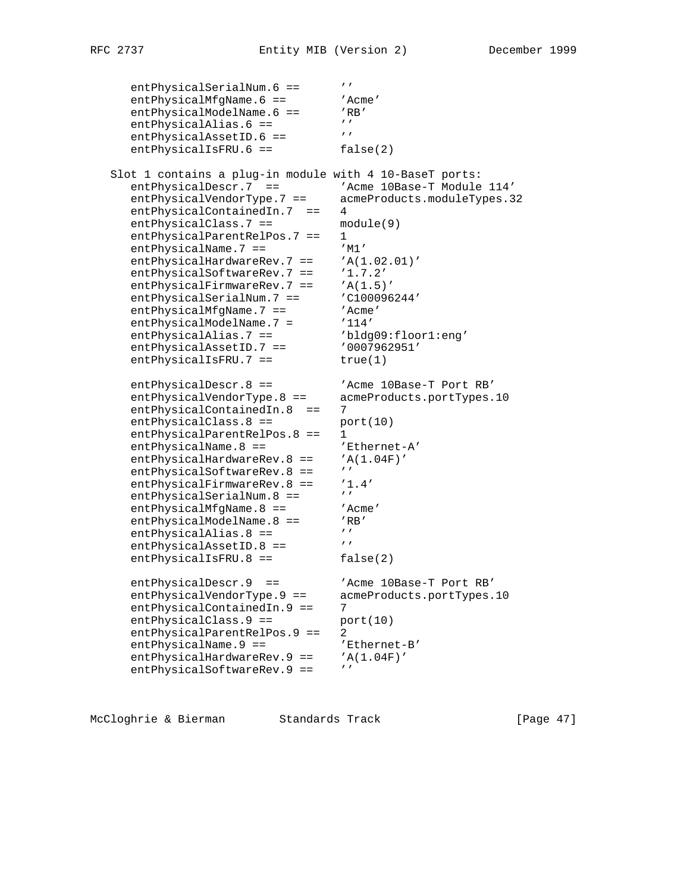```
      entPhysicalSerialNum.6 ==      ''
      entPhysicalMfgName.6 ==        'Acme'
      entPhysicalModelName.6 ==      'RB'
      entPhysicalAlias.6 ==          ''
      entPhysicalAssetID.6 ==        ''
      entPhysicalIsFRU.6 ==          false(2)

   Slot 1 contains a plug-in module with 4 10-BaseT ports:
      entPhysicalDescr.7  ==         'Acme 10Base-T Module 114'
      entPhysicalVendorType.7 ==     acmeProducts.moduleTypes.32
      entPhysicalContainedIn.7  ==   4
      entPhysicalClass.7 ==          module(9)
      entPhysicalParentRelPos.7 ==   1
      entPhysicalName.7 ==           'M1'
      entPhysicalHardwareRev.7 ==    'A(1.02.01)'
      entPhysicalSoftwareRev.7 ==    '1.7.2'
      entPhysicalFirmwareRev.7 ==    'A(1.5)'
      entPhysicalSerialNum.7 ==      'C100096244'
      entPhysicalMfgName.7 ==        'Acme'
      entPhysicalModelName.7 =       '114'
      entPhysicalAlias.7 ==          'bldg09:floor1:eng'
      entPhysicalAssetID.7 ==        '0007962951'
      entPhysicalIsFRU.7 ==          true(1)

      entPhysicalDescr.8 ==          'Acme 10Base-T Port RB'
      entPhysicalVendorType.8 ==     acmeProducts.portTypes.10
      entPhysicalContainedIn.8  ==   7
      entPhysicalClass.8 ==          port(10)
      entPhysicalParentRelPos.8 ==   1
      entPhysicalName.8 ==           'Ethernet-A'
      entPhysicalHardwareRev.8 ==    'A(1.04F)'
      entPhysicalSoftwareRev.8 ==    ''
      entPhysicalFirmwareRev.8 ==    '1.4'
      entPhysicalSerialNum.8 ==      ''
      entPhysicalMfgName.8 ==        'Acme'
      entPhysicalModelName.8 ==      'RB'
      entPhysicalAlias.8 ==          ''
      entPhysicalAssetID.8 ==        ''
      entPhysicalIsFRU.8 ==          false(2)

      entPhysicalDescr.9  ==         'Acme 10Base-T Port RB'
      entPhysicalVendorType.9 ==     acmeProducts.portTypes.10
      entPhysicalContainedIn.9 ==    7
      entPhysicalClass.9 ==          port(10)
      entPhysicalParentRelPos.9 ==   2
      entPhysicalName.9 ==           'Ethernet-B'
      entPhysicalHardwareRev.9 ==    'A(1.04F)'
      entPhysicalSoftwareRev.9 ==    ''
```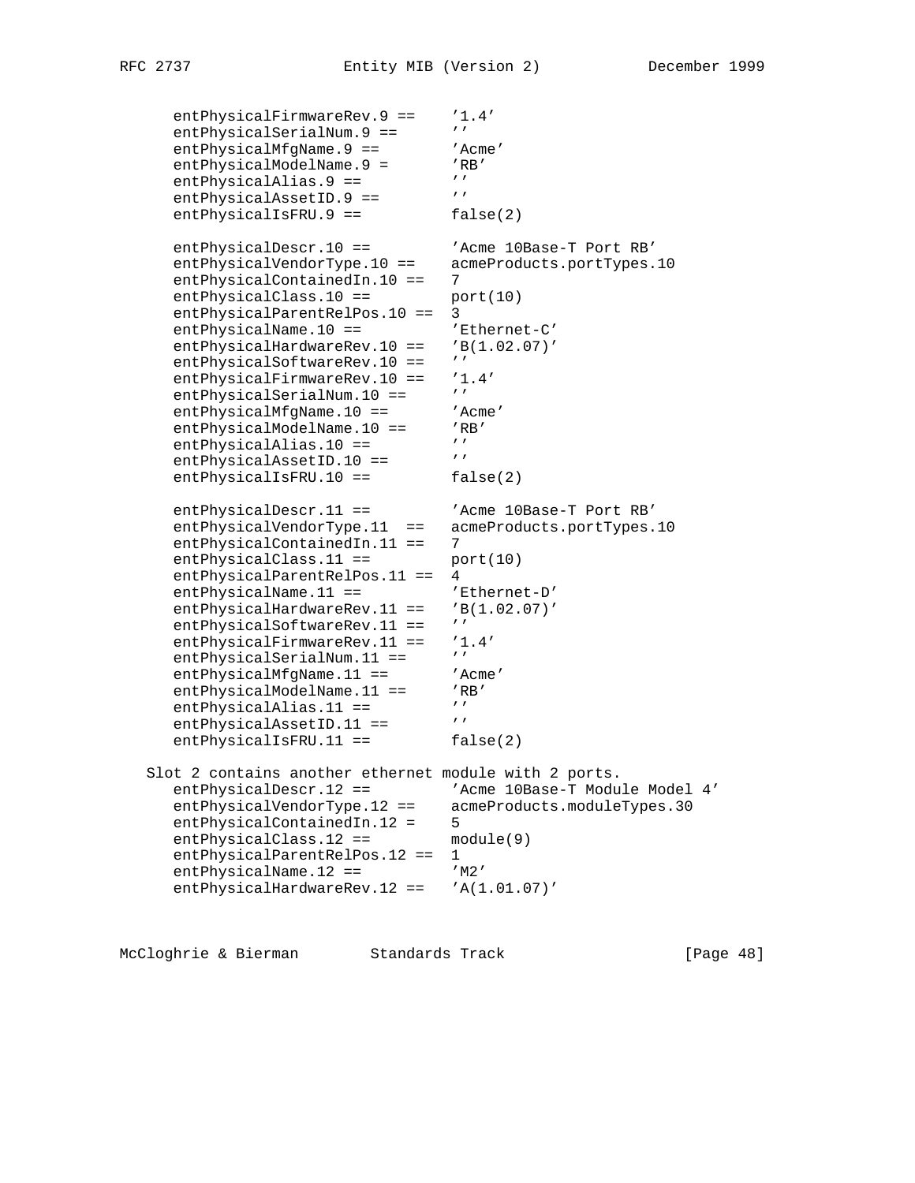```
      entPhysicalFirmwareRev.9 ==    '1.4'
      entPhysicalSerialNum.9 ==      ''
      entPhysicalMfgName.9 ==        'Acme'
      entPhysicalModelName.9 =       'RB'
      entPhysicalAlias.9 ==          ''
      entPhysicalAssetID.9 ==        ''
      entPhysicalIsFRU.9 ==          false(2)

      entPhysicalDescr.10 ==         'Acme 10Base-T Port RB'
      entPhysicalVendorType.10 ==    acmeProducts.portTypes.10
      entPhysicalContainedIn.10 ==   7
      entPhysicalClass.10 ==         port(10)
      entPhysicalParentRelPos.10 ==  3
      entPhysicalName.10 ==          'Ethernet-C'
      entPhysicalHardwareRev.10 ==   'B(1.02.07)'
      entPhysicalSoftwareRev.10 ==   ''
      entPhysicalFirmwareRev.10 ==   '1.4'
      entPhysicalSerialNum.10 ==     ''
      entPhysicalMfgName.10 ==       'Acme'
      entPhysicalModelName.10 ==     'RB'
      entPhysicalAlias.10 ==         ''
      entPhysicalAssetID.10 ==       ''
      entPhysicalIsFRU.10 ==         false(2)

      entPhysicalDescr.11 ==         'Acme 10Base-T Port RB'
      entPhysicalVendorType.11  ==   acmeProducts.portTypes.10
      entPhysicalContainedIn.11 ==   7
      entPhysicalClass.11 ==         port(10)
      entPhysicalParentRelPos.11 ==  4
      entPhysicalName.11 ==          'Ethernet-D'
      entPhysicalHardwareRev.11 ==   'B(1.02.07)'
      entPhysicalSoftwareRev.11 ==   ''
      entPhysicalFirmwareRev.11 ==   '1.4'
      entPhysicalSerialNum.11 ==     ''
      entPhysicalMfgName.11 ==       'Acme'
      entPhysicalModelName.11 ==     'RB'
      entPhysicalAlias.11 ==         ''
      entPhysicalAssetID.11 ==       ''
      entPhysicalIsFRU.11 ==         false(2)

   Slot 2 contains another ethernet module with 2 ports.
      entPhysicalDescr.12 ==         'Acme 10Base-T Module Model 4'
      entPhysicalVendorType.12 ==    acmeProducts.moduleTypes.30
      entPhysicalContainedIn.12 =    5
      entPhysicalClass.12 ==         module(9)
      entPhysicalParentRelPos.12 ==  1
      entPhysicalName.12 ==          'M2'
      entPhysicalHardwareRev.12 ==   'A(1.01.07)'
```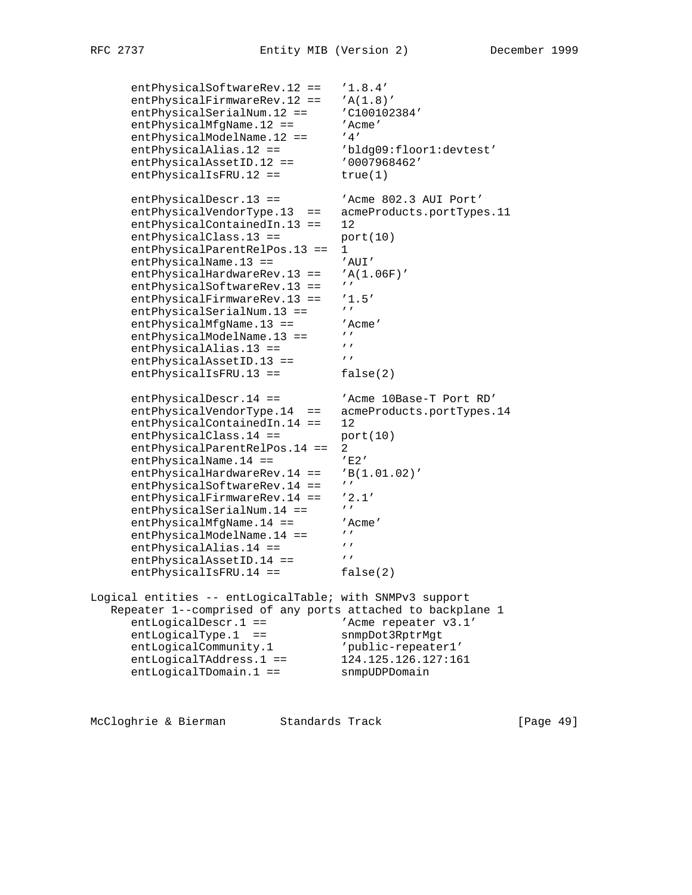```
      entPhysicalSoftwareRev.12 ==   '1.8.4'
      entPhysicalFirmwareRev.12 ==   'A(1.8)'
      entPhysicalSerialNum.12 ==     'C100102384'
      entPhysicalMfgName.12 ==       'Acme'
      entPhysicalModelName.12 ==     '4'
      entPhysicalAlias.12 ==         'bldg09:floor1:devtest'
      entPhysicalAssetID.12 ==       '0007968462'
      entPhysicalIsFRU.12 ==         true(1)

      entPhysicalDescr.13 ==         'Acme 802.3 AUI Port'
      entPhysicalVendorType.13  ==   acmeProducts.portTypes.11
      entPhysicalContainedIn.13 ==   12
      entPhysicalClass.13 ==         port(10)
      entPhysicalParentRelPos.13 ==  1
      entPhysicalName.13 ==          'AUI'
      entPhysicalHardwareRev.13 ==   'A(1.06F)'
      entPhysicalSoftwareRev.13 ==   ''
      entPhysicalFirmwareRev.13 ==   '1.5'
      entPhysicalSerialNum.13 ==     ''
      entPhysicalMfgName.13 ==       'Acme'
      entPhysicalModelName.13 ==     ''
      entPhysicalAlias.13 ==         ''
      entPhysicalAssetID.13 ==       ''
      entPhysicalIsFRU.13 ==         false(2)

      entPhysicalDescr.14 ==         'Acme 10Base-T Port RD'
      entPhysicalVendorType.14  ==   acmeProducts.portTypes.14
      entPhysicalContainedIn.14 ==   12
      entPhysicalClass.14 ==         port(10)
      entPhysicalParentRelPos.14 ==  2
      entPhysicalName.14 ==          'E2'
      entPhysicalHardwareRev.14 ==   'B(1.01.02)'
      entPhysicalSoftwareRev.14 ==   ''
      entPhysicalFirmwareRev.14 ==   '2.1'
      entPhysicalSerialNum.14 ==     ''
      entPhysicalMfgName.14 ==       'Acme'
      entPhysicalModelName.14 ==     ''
      entPhysicalAlias.14 ==         ''
      entPhysicalAssetID.14 ==       ''
      entPhysicalIsFRU.14 ==         false(2)

Logical entities -- entLogicalTable; with SNMPv3 support
   Repeater 1--comprised of any ports attached to backplane 1
      entLogicalDescr.1 ==           'Acme repeater v3.1'
      entLogicalType.1  ==           snmpDot3RptrMgt
      entLogicalCommunity.1          'public-repeater1'
      entLogicalTAddress.1 ==        124.125.126.127:161
      entLogicalTDomain.1 ==         snmpUDPDomain
```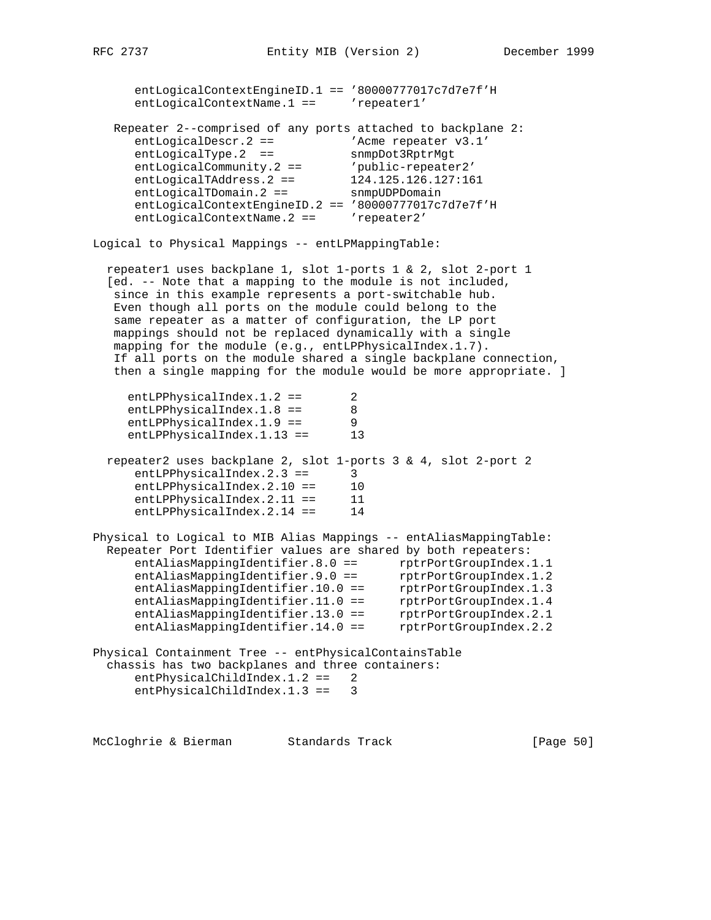```
      entLogicalContextEngineID.1 == '80000777017c7d7e7f'H
      entLogicalContextName.1 ==     'repeater1'

   Repeater 2--comprised of any ports attached to backplane 2:
      entLogicalDescr.2 ==          'Acme repeater v3.1'
      entLogicalType.2  ==          snmpDot3RptrMgt
      entLogicalCommunity.2 ==      'public-repeater2'
      entLogicalTAddress.2 ==       124.125.126.127:161
      entLogicalTDomain.2 ==        snmpUDPDomain
      entLogicalContextEngineID.2 == '80000777017c7d7e7f'H
      entLogicalContextName.2 ==     'repeater2'

Logical to Physical Mappings -- entLPMappingTable:

  repeater1 uses backplane 1, slot 1-ports 1 & 2, slot 2-port 1
  [ed. -- Note that a mapping to the module is not included,
   since in this example represents a port-switchable hub.
   Even though all ports on the module could belong to the
   same repeater as a matter of configuration, the LP port
   mappings should not be replaced dynamically with a single
   mapping for the module (e.g., entLPPhysicalIndex.1.7).
   If all ports on the module shared a single backplane connection,
   then a single mapping for the module would be more appropriate. ]

     entLPPhysicalIndex.1.2 ==       2
     entLPPhysicalIndex.1.8 ==       8
     entLPPhysicalIndex.1.9 ==       9
     entLPPhysicalIndex.1.13 ==      13

  repeater2 uses backplane 2, slot 1-ports 3 & 4, slot 2-port 2
      entLPPhysicalIndex.2.3 ==      3
      entLPPhysicalIndex.2.10 ==     10
      entLPPhysicalIndex.2.11 ==     11
      entLPPhysicalIndex.2.14 ==     14

Physical to Logical to MIB Alias Mappings -- entAliasMappingTable:
  Repeater Port Identifier values are shared by both repeaters:
      entAliasMappingIdentifier.8.0 ==      rptrPortGroupIndex.1.1
      entAliasMappingIdentifier.9.0 ==      rptrPortGroupIndex.1.2
      entAliasMappingIdentifier.10.0 ==     rptrPortGroupIndex.1.3
      entAliasMappingIdentifier.11.0 ==     rptrPortGroupIndex.1.4
      entAliasMappingIdentifier.13.0 ==     rptrPortGroupIndex.2.1
      entAliasMappingIdentifier.14.0 ==     rptrPortGroupIndex.2.2

Physical Containment Tree -- entPhysicalContainsTable
  chassis has two backplanes and three containers:
      entPhysicalChildIndex.1.2 ==   2
      entPhysicalChildIndex.1.3 ==   3
```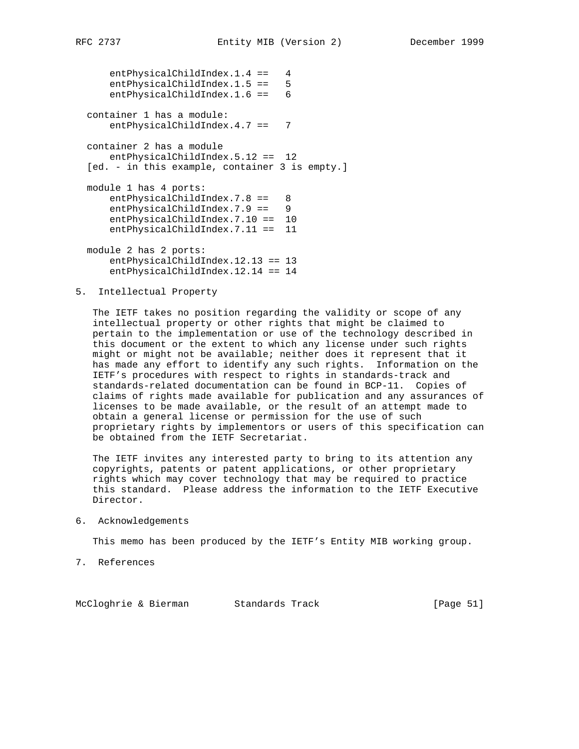```
      entPhysicalChildIndex.1.4 ==   4
      entPhysicalChildIndex.1.5 ==   5
      entPhysicalChildIndex.1.6 ==   6

  container 1 has a module:
      entPhysicalChildIndex.4.7 ==   7

  container 2 has a module
      entPhysicalChildIndex.5.12 ==  12
  [ed. - in this example, container 3 is empty.]

  module 1 has 4 ports:
      entPhysicalChildIndex.7.8 ==   8
      entPhysicalChildIndex.7.9 ==   9
      entPhysicalChildIndex.7.10 ==  10
      entPhysicalChildIndex.7.11 ==  11

  module 2 has 2 ports:
      entPhysicalChildIndex.12.13 == 13
      entPhysicalChildIndex.12.14 == 14
```

## 5. Intellectual Property

The IETF takes no position regarding the validity or scope of any intellectual property or other rights that might be claimed to pertain to the implementation or use of the technology described in this document or the extent to which any license under such rights might or might not be available; neither does it represent that it has made any effort to identify any such rights. Information on the IETF's procedures with respect to rights in standards-track and standards-related documentation can be found in BCP-11. Copies of claims of rights made available for publication and any assurances of licenses to be made available, or the result of an attempt made to obtain a general license or permission for the use of such proprietary rights by implementors or users of this specification can be obtained from the IETF Secretariat.

The IETF invites any interested party to bring to its attention any copyrights, patents or patent applications, or other proprietary rights which may cover technology that may be required to practice this standard. Please address the information to the IETF Executive Director.

## 6. Acknowledgements

This memo has been produced by the IETF's Entity MIB working group.

## 7. References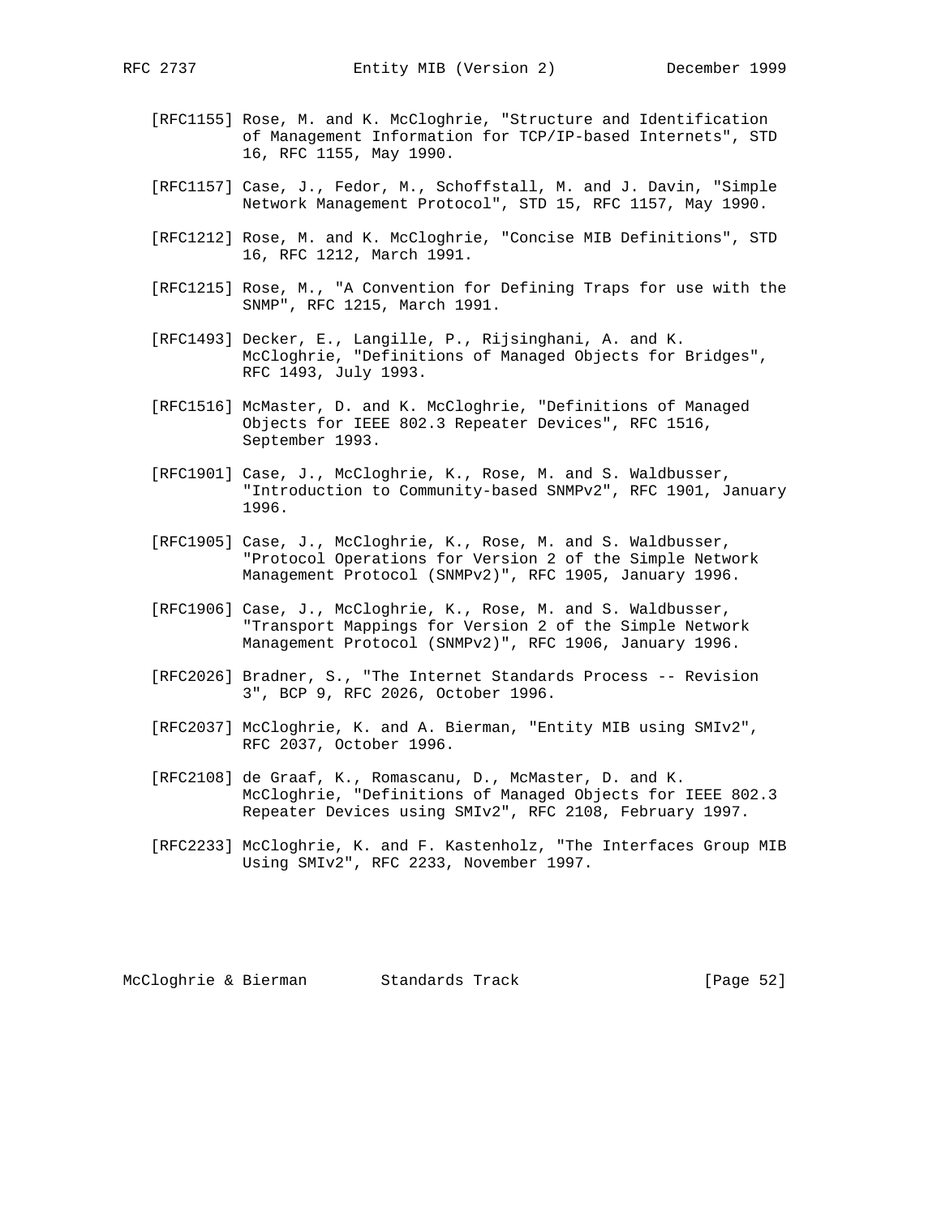[RFC1155] Rose, M. and K. McCloghrie, "Structure and Identification of Management Information for TCP/IP-based Internets", STD 16, RFC 1155, May 1990.

[RFC1157] Case, J., Fedor, M., Schoffstall, M. and J. Davin, "Simple Network Management Protocol", STD 15, RFC 1157, May 1990.

[RFC1212] Rose, M. and K. McCloghrie, "Concise MIB Definitions", STD 16, RFC 1212, March 1991.

[RFC1215] Rose, M., "A Convention for Defining Traps for use with the SNMP", RFC 1215, March 1991.

[RFC1493] Decker, E., Langille, P., Rijsinghani, A. and K. McCloghrie, "Definitions of Managed Objects for Bridges", RFC 1493, July 1993.

[RFC1516] McMaster, D. and K. McCloghrie, "Definitions of Managed Objects for IEEE 802.3 Repeater Devices", RFC 1516, September 1993.

[RFC1901] Case, J., McCloghrie, K., Rose, M. and S. Waldbusser, "Introduction to Community-based SNMPv2", RFC 1901, January 1996.

[RFC1905] Case, J., McCloghrie, K., Rose, M. and S. Waldbusser, "Protocol Operations for Version 2 of the Simple Network Management Protocol (SNMPv2)", RFC 1905, January 1996.

[RFC1906] Case, J., McCloghrie, K., Rose, M. and S. Waldbusser, "Transport Mappings for Version 2 of the Simple Network Management Protocol (SNMPv2)", RFC 1906, January 1996.

[RFC2026] Bradner, S., "The Internet Standards Process -- Revision 3", BCP 9, RFC 2026, October 1996.

[RFC2037] McCloghrie, K. and A. Bierman, "Entity MIB using SMIv2", RFC 2037, October 1996.

[RFC2108] de Graaf, K., Romascanu, D., McMaster, D. and K. McCloghrie, "Definitions of Managed Objects for IEEE 802.3 Repeater Devices using SMIv2", RFC 2108, February 1997.

[RFC2233] McCloghrie, K. and F. Kastenholz, "The Interfaces Group MIB Using SMIv2", RFC 2233, November 1997.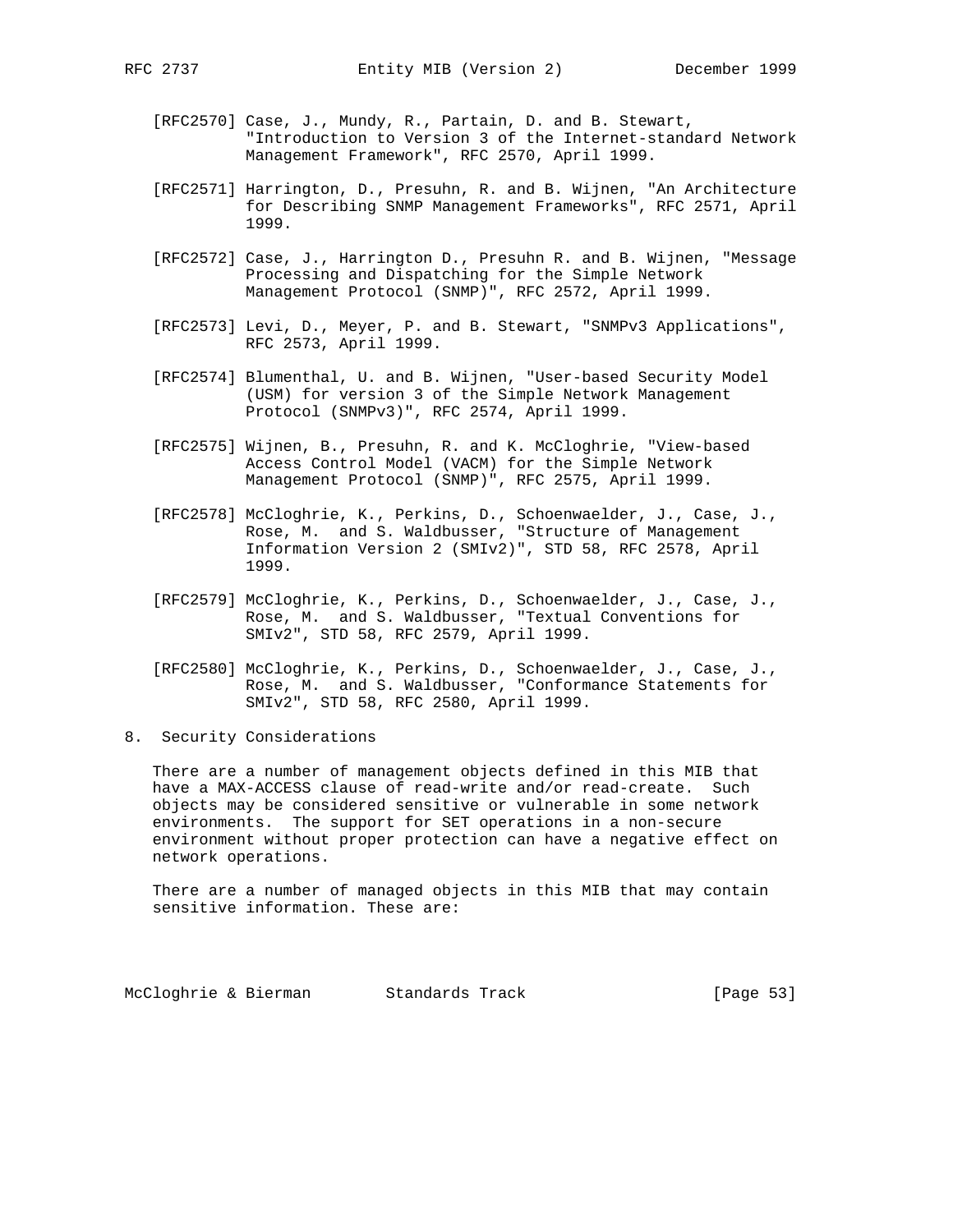[RFC2570] Case, J., Mundy, R., Partain, D. and B. Stewart, "Introduction to Version 3 of the Internet-standard Network Management Framework", RFC 2570, April 1999.

[RFC2571] Harrington, D., Presuhn, R. and B. Wijnen, "An Architecture for Describing SNMP Management Frameworks", RFC 2571, April 1999.

[RFC2572] Case, J., Harrington D., Presuhn R. and B. Wijnen, "Message Processing and Dispatching for the Simple Network Management Protocol (SNMP)", RFC 2572, April 1999.

[RFC2573] Levi, D., Meyer, P. and B. Stewart, "SNMPv3 Applications", RFC 2573, April 1999.

[RFC2574] Blumenthal, U. and B. Wijnen, "User-based Security Model (USM) for version 3 of the Simple Network Management Protocol (SNMPv3)", RFC 2574, April 1999.

[RFC2575] Wijnen, B., Presuhn, R. and K. McCloghrie, "View-based Access Control Model (VACM) for the Simple Network Management Protocol (SNMP)", RFC 2575, April 1999.

[RFC2578] McCloghrie, K., Perkins, D., Schoenwaelder, J., Case, J., Rose, M. and S. Waldbusser, "Structure of Management Information Version 2 (SMIv2)", STD 58, RFC 2578, April 1999.

[RFC2579] McCloghrie, K., Perkins, D., Schoenwaelder, J., Case, J., Rose, M. and S. Waldbusser, "Textual Conventions for SMIv2", STD 58, RFC 2579, April 1999.

[RFC2580] McCloghrie, K., Perkins, D., Schoenwaelder, J., Case, J., Rose, M. and S. Waldbusser, "Conformance Statements for SMIv2", STD 58, RFC 2580, April 1999.

## 8. Security Considerations

There are a number of management objects defined in this MIB that have a MAX-ACCESS clause of read-write and/or read-create. Such objects may be considered sensitive or vulnerable in some network environments. The support for SET operations in a non-secure environment without proper protection can have a negative effect on network operations.

There are a number of managed objects in this MIB that may contain sensitive information. These are: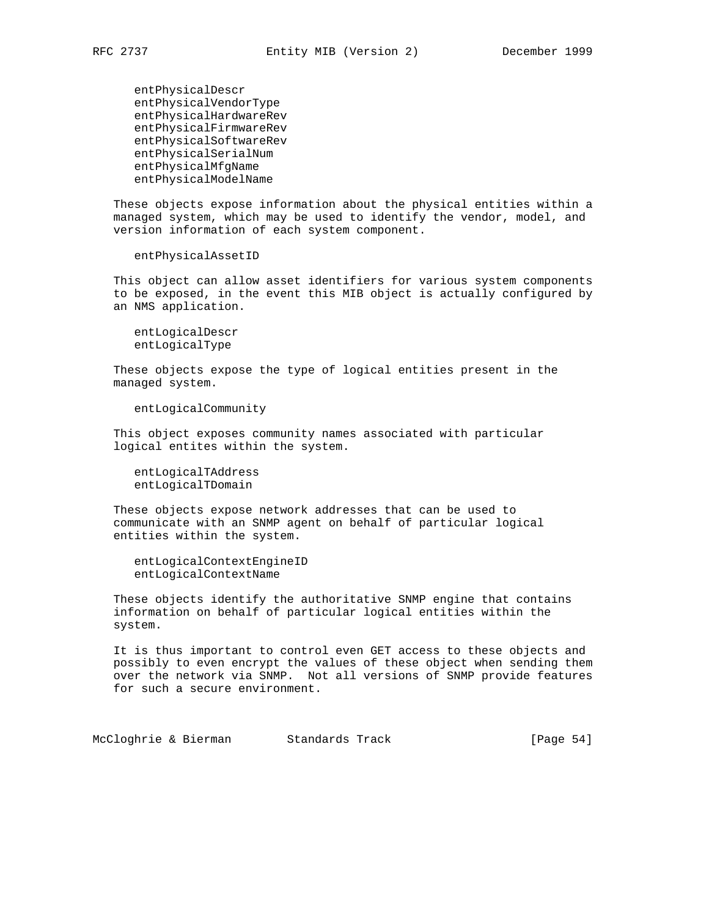entPhysicalDescr
entPhysicalVendorType
entPhysicalHardwareRev
entPhysicalFirmwareRev
entPhysicalSoftwareRev
entPhysicalSerialNum
entPhysicalMfgName
entPhysicalModelName

These objects expose information about the physical entities within a managed system, which may be used to identify the vendor, model, and version information of each system component.

entPhysicalAssetID

This object can allow asset identifiers for various system components to be exposed, in the event this MIB object is actually configured by an NMS application.

entLogicalDescr
entLogicalType

These objects expose the type of logical entities present in the managed system.

entLogicalCommunity

This object exposes community names associated with particular logical entites within the system.

entLogicalTAddress
entLogicalTDomain

These objects expose network addresses that can be used to communicate with an SNMP agent on behalf of particular logical entities within the system.

entLogicalContextEngineID
entLogicalContextName

These objects identify the authoritative SNMP engine that contains information on behalf of particular logical entities within the system.

It is thus important to control even GET access to these objects and possibly to even encrypt the values of these object when sending them over the network via SNMP. Not all versions of SNMP provide features for such a secure environment.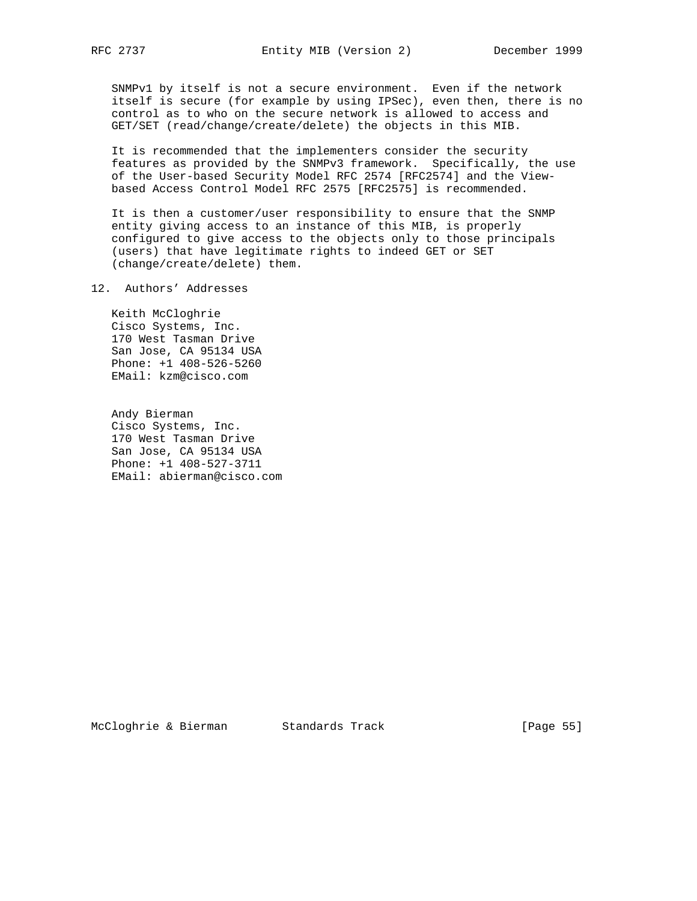SNMPv1 by itself is not a secure environment. Even if the network itself is secure (for example by using IPSec), even then, there is no control as to who on the secure network is allowed to access and GET/SET (read/change/create/delete) the objects in this MIB.

It is recommended that the implementers consider the security features as provided by the SNMPv3 framework. Specifically, the use of the User-based Security Model RFC 2574 [RFC2574] and the View-based Access Control Model RFC 2575 [RFC2575] is recommended.

It is then a customer/user responsibility to ensure that the SNMP entity giving access to an instance of this MIB, is properly configured to give access to the objects only to those principals (users) that have legitimate rights to indeed GET or SET (change/create/delete) them.

## 12. Authors' Addresses

Keith McCloghrie
Cisco Systems, Inc.
170 West Tasman Drive
San Jose, CA 95134 USA
Phone: +1 408-526-5260
EMail: kzm@cisco.com

Andy Bierman
Cisco Systems, Inc.
170 West Tasman Drive
San Jose, CA 95134 USA
Phone: +1 408-527-3711
EMail: abierman@cisco.com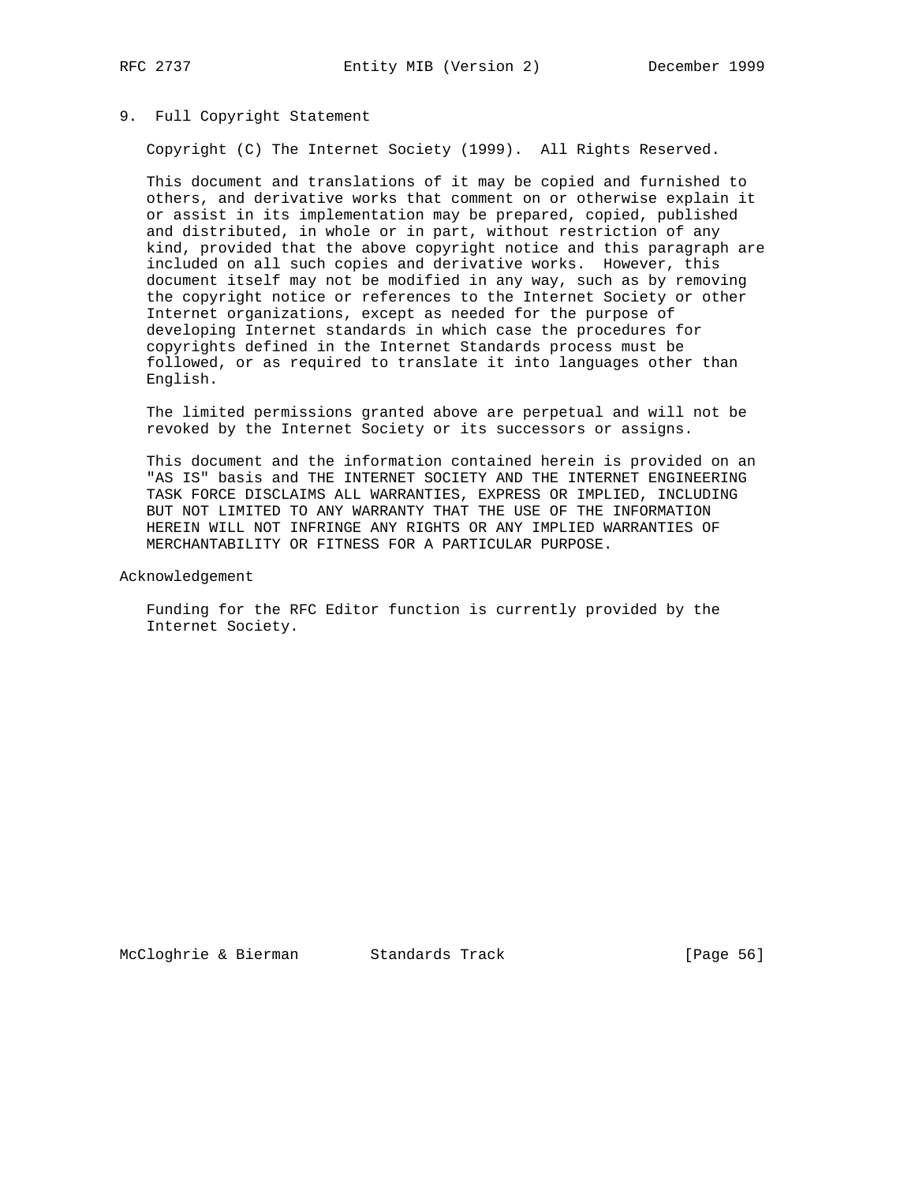## 9. Full Copyright Statement

Copyright (C) The Internet Society (1999). All Rights Reserved.

This document and translations of it may be copied and furnished to others, and derivative works that comment on or otherwise explain it or assist in its implementation may be prepared, copied, published and distributed, in whole or in part, without restriction of any kind, provided that the above copyright notice and this paragraph are included on all such copies and derivative works. However, this document itself may not be modified in any way, such as by removing the copyright notice or references to the Internet Society or other Internet organizations, except as needed for the purpose of developing Internet standards in which case the procedures for copyrights defined in the Internet Standards process must be followed, or as required to translate it into languages other than English.

The limited permissions granted above are perpetual and will not be revoked by the Internet Society or its successors or assigns.

This document and the information contained herein is provided on an "AS IS" basis and THE INTERNET SOCIETY AND THE INTERNET ENGINEERING TASK FORCE DISCLAIMS ALL WARRANTIES, EXPRESS OR IMPLIED, INCLUDING BUT NOT LIMITED TO ANY WARRANTY THAT THE USE OF THE INFORMATION HEREIN WILL NOT INFRINGE ANY RIGHTS OR ANY IMPLIED WARRANTIES OF MERCHANTABILITY OR FITNESS FOR A PARTICULAR PURPOSE.

## Acknowledgement

Funding for the RFC Editor function is currently provided by the Internet Society.